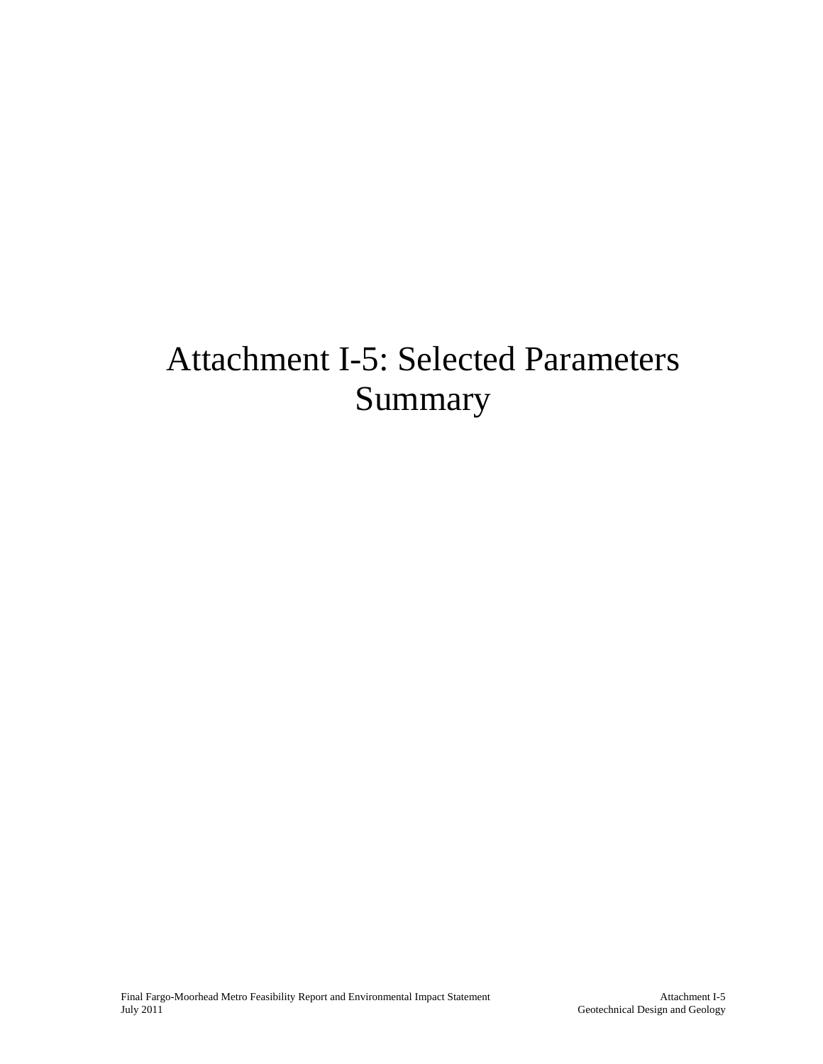# Attachment I-5: Selected Parameters Summary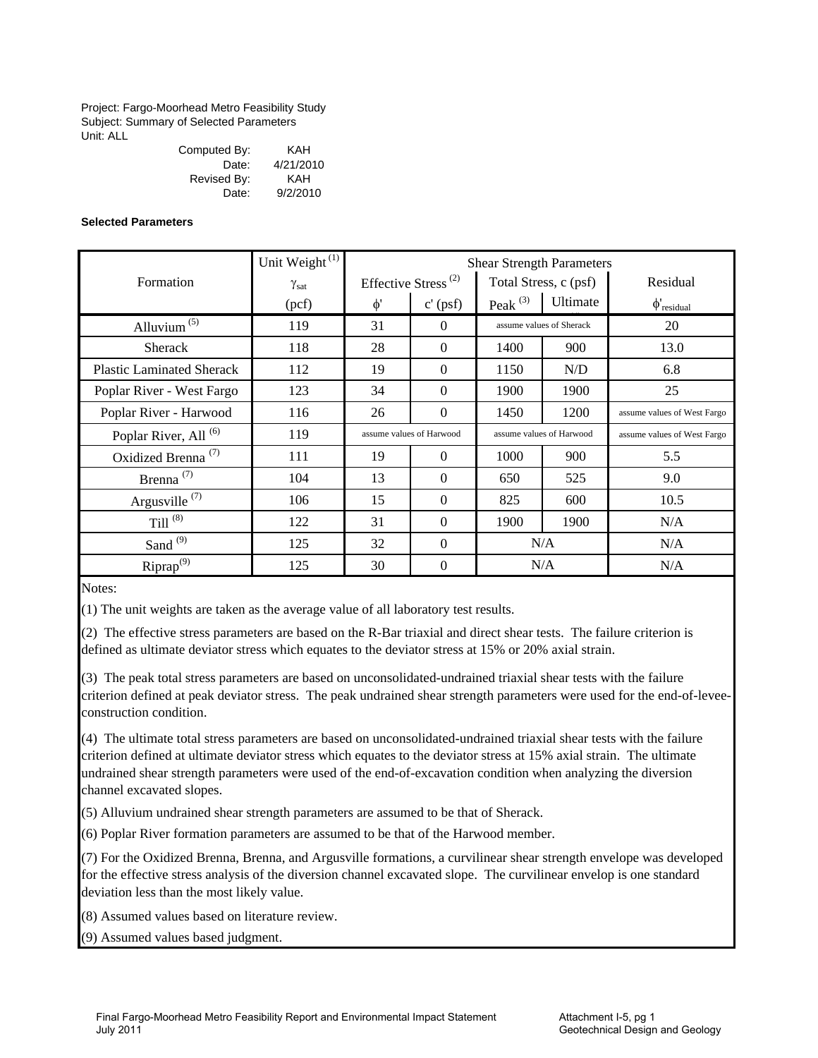Project: Fargo-Moorhead Metro Feasibility Study
Subject: Summary of Selected Parameters
Unit: ALL

Computed By: KAH
Date: 4/21/2010
Revised By: KAH
Date: 9/2/2010

**Selected Parameters**

| Formation | Unit Weight (1) | Shear Strength Parameters | | | | |
|---|---|---|---|---|---|---|
| | $\gamma_{sat}$ | Effective Stress (2) | | Total Stress, c (psf) | | Residual |
| | (pcf) | $\phi'$ | c' (psf) | Peak (3) | Ultimate | $\phi'_{residual}$ |
| Alluvium (5) | 119 | 31 | 0 | assume values of Sherack | | 20 |
| Sherack | 118 | 28 | 0 | 1400 | 900 | 13.0 |
| Plastic Laminated Sherack | 112 | 19 | 0 | 1150 | N/D | 6.8 |
| Poplar River - West Fargo | 123 | 34 | 0 | 1900 | 1900 | 25 |
| Poplar River - Harwood | 116 | 26 | 0 | 1450 | 1200 | assume values of West Fargo |
| Poplar River, All (6) | 119 | assume values of Harwood | | assume values of Harwood | | assume values of West Fargo |
| Oxidized Brenna (7) | 111 | 19 | 0 | 1000 | 900 | 5.5 |
| Brenna (7) | 104 | 13 | 0 | 650 | 525 | 9.0 |
| Argusville (7) | 106 | 15 | 0 | 825 | 600 | 10.5 |
| Till (8) | 122 | 31 | 0 | 1900 | 1900 | N/A |
| Sand (9) | 125 | 32 | 0 | N/A | | N/A |
| Riprap (9) | 125 | 30 | 0 | N/A | | N/A |

Notes:

(1) The unit weights are taken as the average value of all laboratory test results.

(2) The effective stress parameters are based on the R-Bar triaxial and direct shear tests. The failure criterion is defined as ultimate deviator stress which equates to the deviator stress at 15% or 20% axial strain.

(3) The peak total stress parameters are based on unconsolidated-undrained triaxial shear tests with the failure criterion defined at peak deviator stress. The peak undrained shear strength parameters were used for the end-of-levee-construction condition.

(4) The ultimate total stress parameters are based on unconsolidated-undrained triaxial shear tests with the failure criterion defined at ultimate deviator stress which equates to the deviator stress at 15% axial strain. The ultimate undrained shear strength parameters were used of the end-of-excavation condition when analyzing the diversion channel excavated slopes.

(5) Alluvium undrained shear strength parameters are assumed to be that of Sherack.

(6) Poplar River formation parameters are assumed to be that of the Harwood member.

(7) For the Oxidized Brenna, Brenna, and Argusville formations, a curvilinear shear strength envelope was developed for the effective stress analysis of the diversion channel excavated slope. The curvilinear envelop is one standard deviation less than the most likely value.

(8) Assumed values based on literature review.

(9) Assumed values based judgment.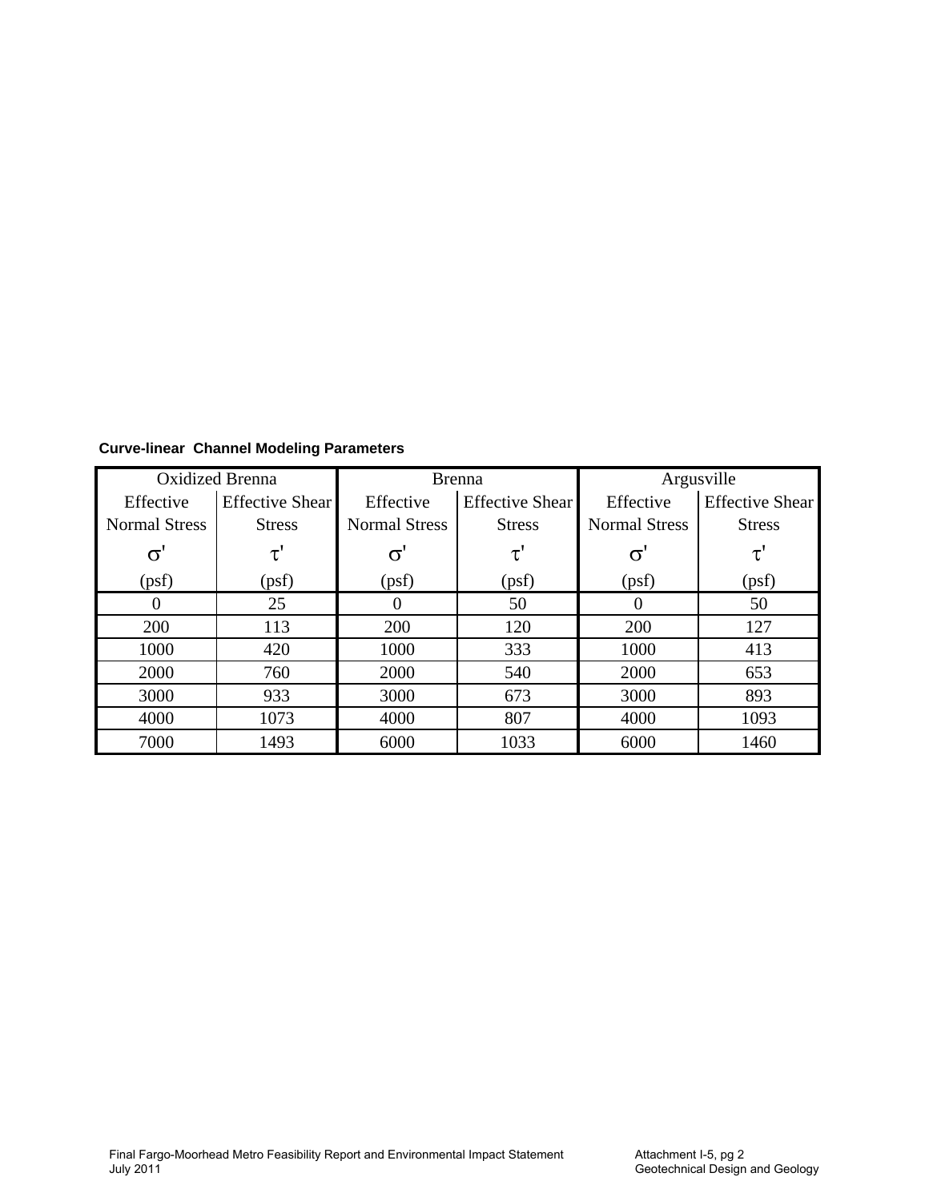**Curve-linear Channel Modeling Parameters**

| Oxidized Brenna | | Brenna | | Argusville | |
|---|---|---|---|---|---|
| Effective Normal Stress | Effective Shear Stress | Effective Normal Stress | Effective Shear Stress | Effective Normal Stress | Effective Shear Stress |
| $\sigma'$ | $\tau'$ | $\sigma'$ | $\tau'$ | $\sigma'$ | $\tau'$ |
| (psf) | (psf) | (psf) | (psf) | (psf) | (psf) |
| 0 | 25 | 0 | 50 | 0 | 50 |
| 200 | 113 | 200 | 120 | 200 | 127 |
| 1000 | 420 | 1000 | 333 | 1000 | 413 |
| 2000 | 760 | 2000 | 540 | 2000 | 653 |
| 3000 | 933 | 3000 | 673 | 3000 | 893 |
| 4000 | 1073 | 4000 | 807 | 4000 | 1093 |
| 7000 | 1493 | 6000 | 1033 | 6000 | 1460 |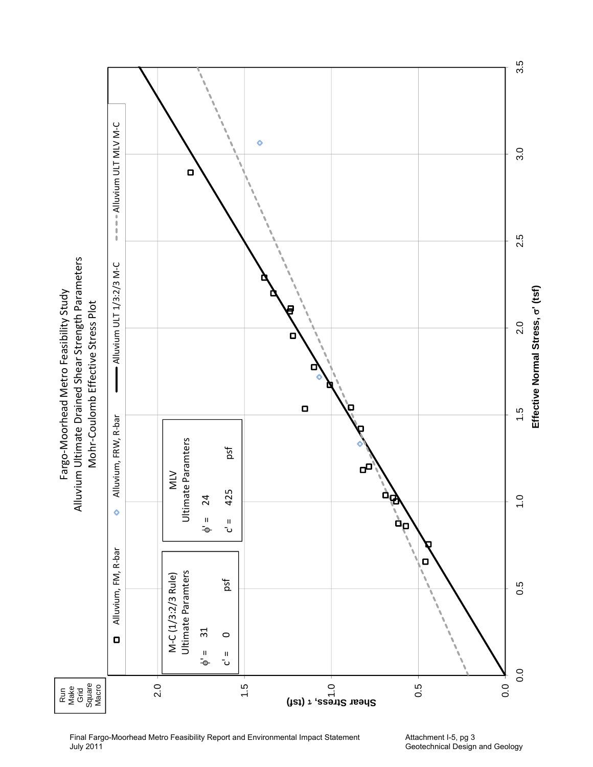Fargo-Moorhead Metro Feasibility Study
Alluvium Ultimate Drained Shear Strength Parameters
Mohr-Coulomb Effective Stress Plot

Run Make Grid Square Macro

Legend: Alluvium, FM, R-bar; Alluvium, FRW, R-bar; Alluvium ULT 1/3:2/3 M-C; Alluvium ULT MLV M-C

M-C (1/3:2/3 Rule)
Ultimate Paramters

$\phi'$ = 31

c' = 0 psf

MLV
Ultimate Paramters

$\phi'$ = 24

c' = 425 psf

Shear Stress, τ (tsf)

Effective Normal Stress, σ' (tsf)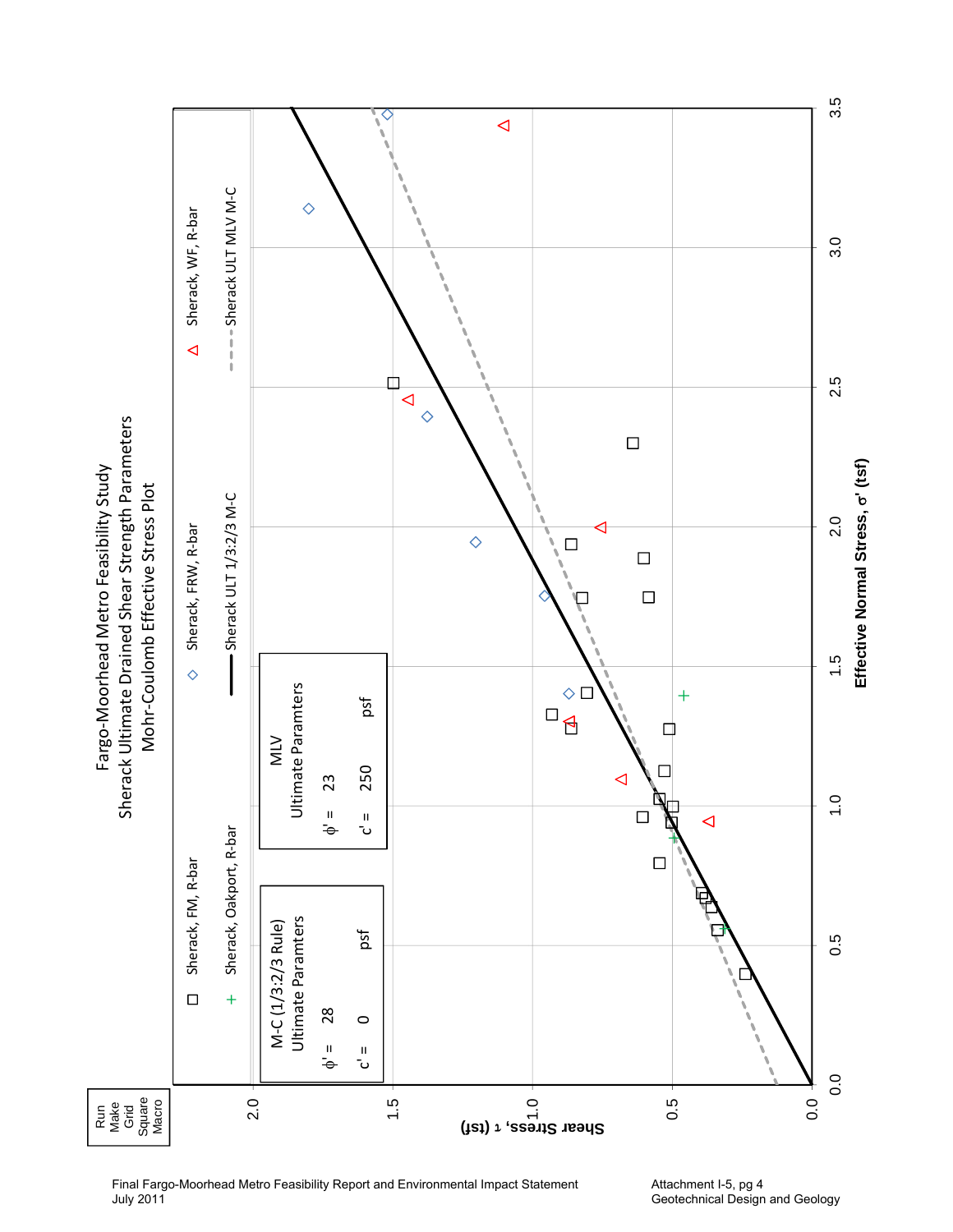# Fargo-Moorhead Metro Feasibility Study
## Sherack Ultimate Drained Shear Strength Parameters
### Mohr-Coulomb Effective Stress Plot

Run Make Grid Square Macro

Legend:
- Sherack, FM, R-bar
- Sherack, FRW, R-bar
- Sherack, WF, R-bar
- Sherack, Oakport, R-bar
- Sherack ULT 1/3:2/3 M-C
- Sherack ULT MLV M-C

M-C (1/3:2/3 Rule) Ultimate Paramters

$\phi'$ = 28

c' = 0 psf

MLV Ultimate Paramters

$\phi'$ = 23

c' = 250 psf

Shear Stress, $\tau$ (tsf)

Effective Normal Stress, $\sigma'$ (tsf)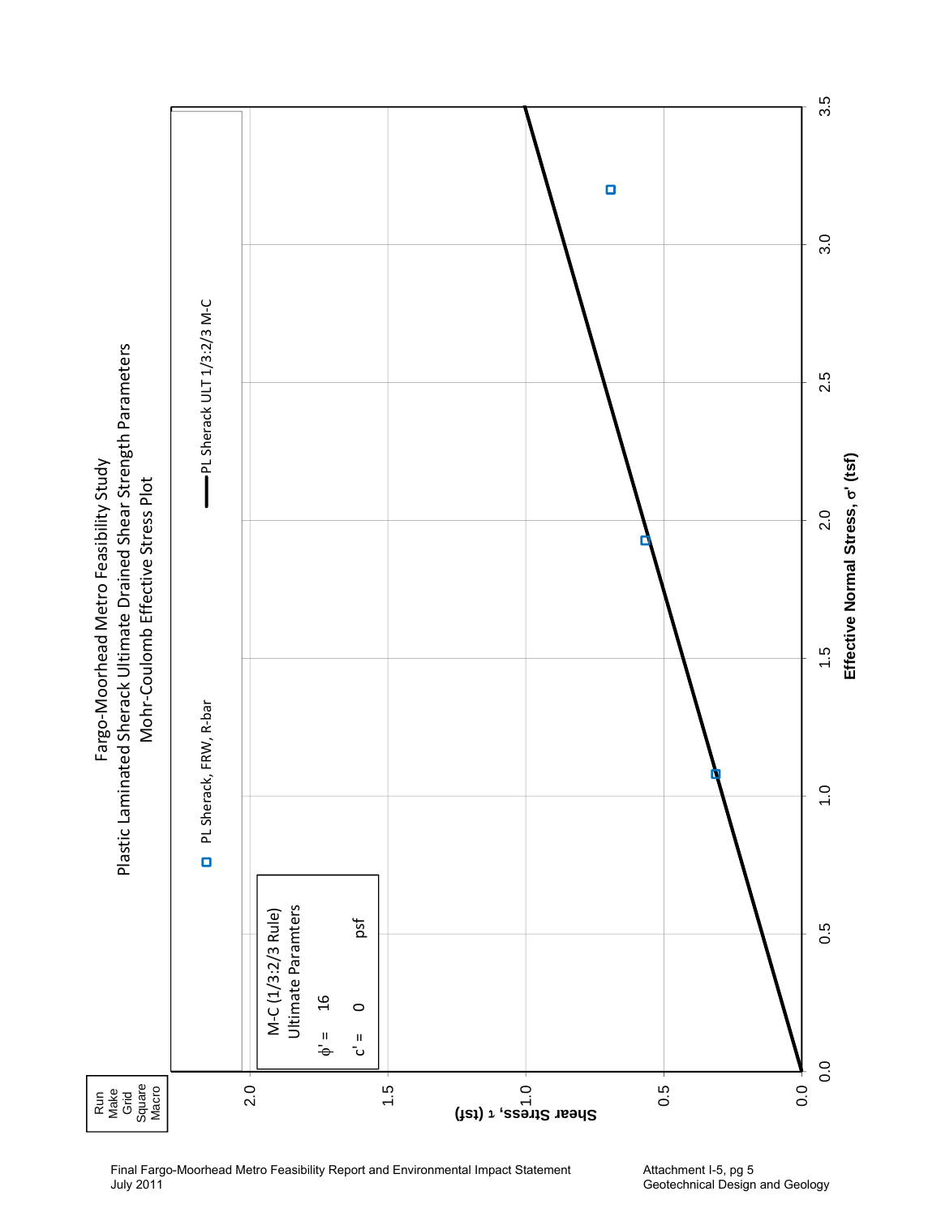# Fargo-Moorhead Metro Feasibility Study

## Plastic Laminated Sherack Ultimate Drained Shear Strength Parameters

### Mohr-Coulomb Effective Stress Plot

Run Make Grid Square Macro

- PL Sherack, FRW, R-bar
- PL Sherack ULT 1/3:2/3 M-C

M-C (1/3:2/3 Rule)
Ultimate Paramters

φ' = 16

c' = 0 psf

Shear Stress, τ (tsf): 0.0, 0.5, 1.0, 1.5, 2.0

Effective Normal Stress, σ' (tsf): 0.0, 0.5, 1.0, 1.5, 2.0, 2.5, 3.0, 3.5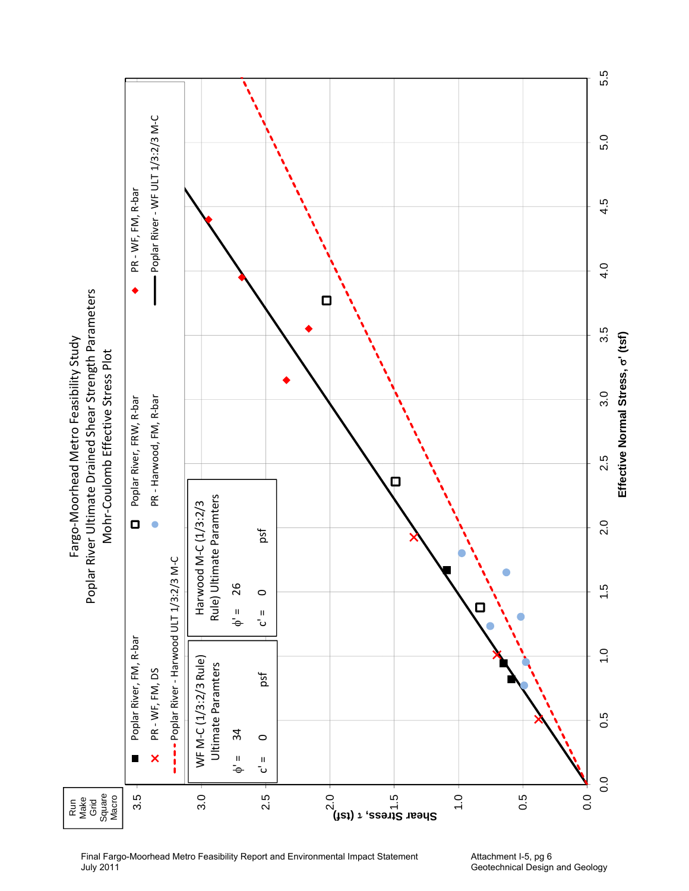# Fargo-Moorhead Metro Feasibility Study
## Poplar River Ultimate Drained Shear Strength Parameters
### Mohr-Coulomb Effective Stress Plot

Run Make Grid Square Macro

Legend:
- Poplar River, FM, R-bar
- Poplar River, FRW, R-bar
- PR - WF, FM, R-bar
- PR - WF, FM, DS
- PR - Harwood, FM, R-bar
- Poplar River - WF ULT 1/3:2/3 M-C
- Poplar River - Harwood ULT 1/3:2/3 M-C

WF M-C (1/3:2/3 Rule) Ultimate Paramters

$\phi'$ = 34

c' = 0 psf

Harwood M-C (1/3:2/3 Rule) Ultimate Paramters

$\phi'$ = 26

c' = 0 psf

Shear Stress, $\tau$ (tsf)

Effective Normal Stress, $\sigma'$ (tsf)

Final Fargo-Moorhead Metro Feasibility Report and Environmental Impact Statement
July 2011

Attachment I-5, pg 6
Geotechnical Design and Geology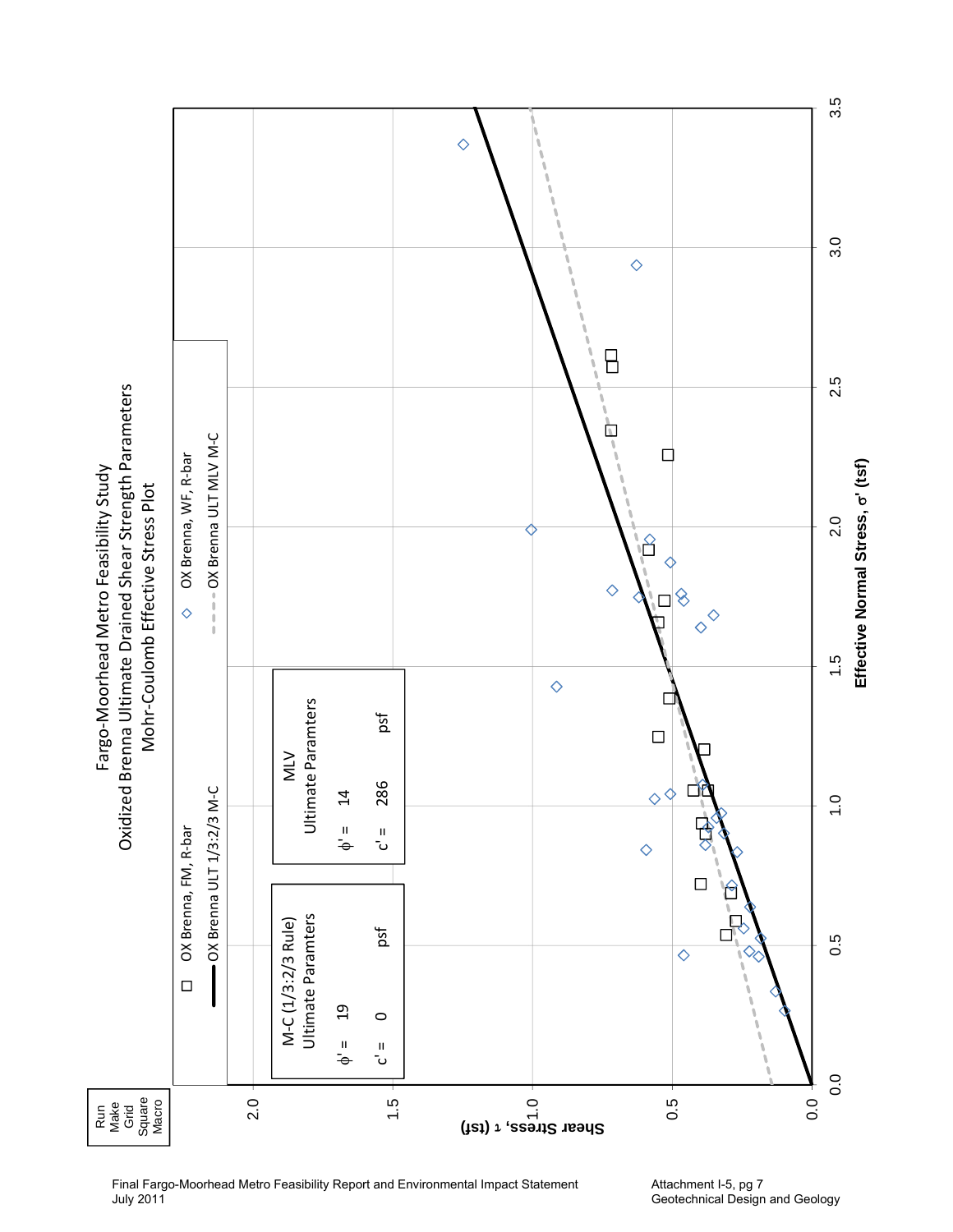# Fargo-Moorhead Metro Feasibility Study
## Oxidized Brenna Ultimate Drained Shear Strength Parameters
### Mohr-Coulomb Effective Stress Plot

Run Make Grid Square Macro

Legend:
- □ OX Brenna, FM, R-bar
- ◇ OX Brenna, WF, R-bar
- —— OX Brenna ULT 1/3:2/3 M-C
- - - - OX Brenna ULT MLV M-C

| M-C (1/3:2/3 Rule) Ultimate Paramters | | |
|---|---|---|
| φ' = | 19 | |
| c' = | 0 | psf |

| MLV Ultimate Paramters | | |
|---|---|---|
| φ' = | 14 | |
| c' = | 286 | psf |

Shear Stress, τ (tsf)

Effective Normal Stress, σ' (tsf)

Final Fargo-Moorhead Metro Feasibility Report and Environmental Impact Statement
July 2011

Attachment I-5, pg 7
Geotechnical Design and Geology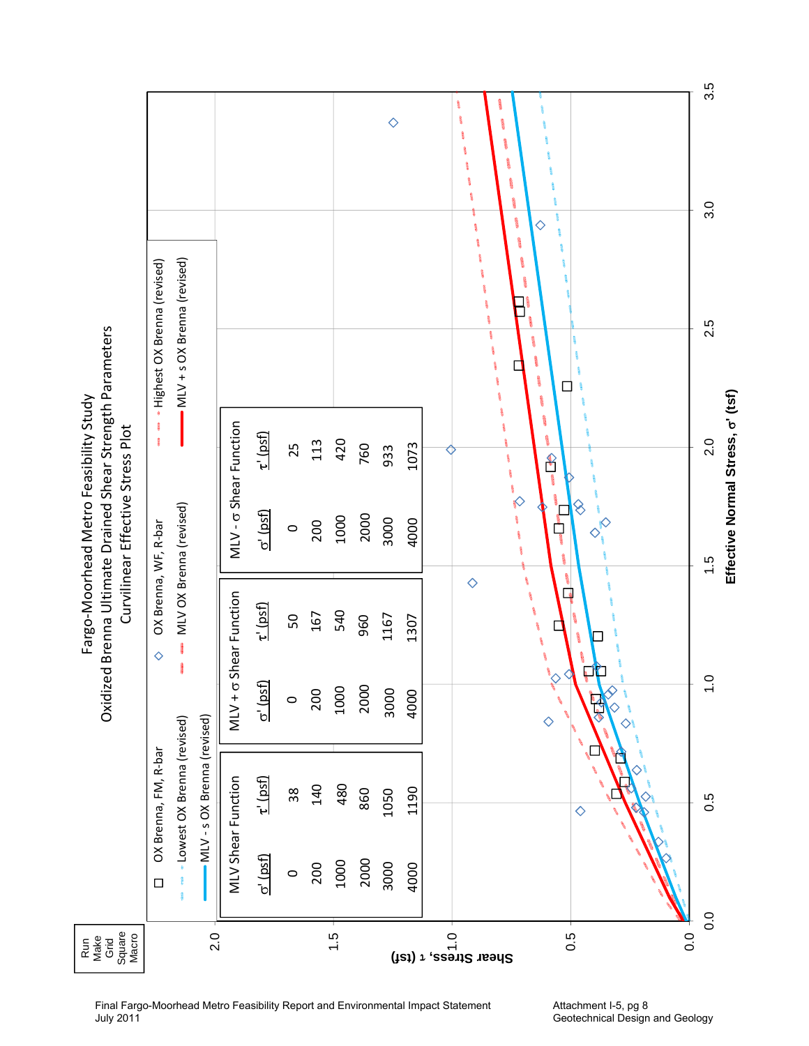# Fargo-Moorhead Metro Feasibility Study

## Oxidized Brenna Ultimate Drained Shear Strength Parameters

### Curvilinear Effective Stress Plot

Run Make Grid Square Macro

Legend:
- □ OX Brenna, FM, R-bar
- ◇ OX Brenna, WF, R-bar
- Highest OX Brenna (revised)
- Lowest OX Brenna (revised)
- MLV OX Brenna (revised)
- MLV + s OX Brenna (revised)
- MLV - s OX Brenna (revised)

**MLV Shear Function**

| σ' (psf) | τ' (psf) |
|---|---|
| 0 | 38 |
| 200 | 140 |
| 1000 | 480 |
| 2000 | 860 |
| 3000 | 1050 |
| 4000 | 1190 |

**MLV + σ Shear Function**

| σ' (psf) | τ' (psf) |
|---|---|
| 0 | 50 |
| 200 | 167 |
| 1000 | 540 |
| 2000 | 960 |
| 3000 | 1167 |
| 4000 | 1307 |

**MLV - σ Shear Function**

| σ' (psf) | τ' (psf) |
|---|---|
| 0 | 25 |
| 200 | 113 |
| 1000 | 420 |
| 2000 | 760 |
| 3000 | 933 |
| 4000 | 1073 |

Shear Stress, τ (tsf)

Effective Normal Stress, σ' (tsf)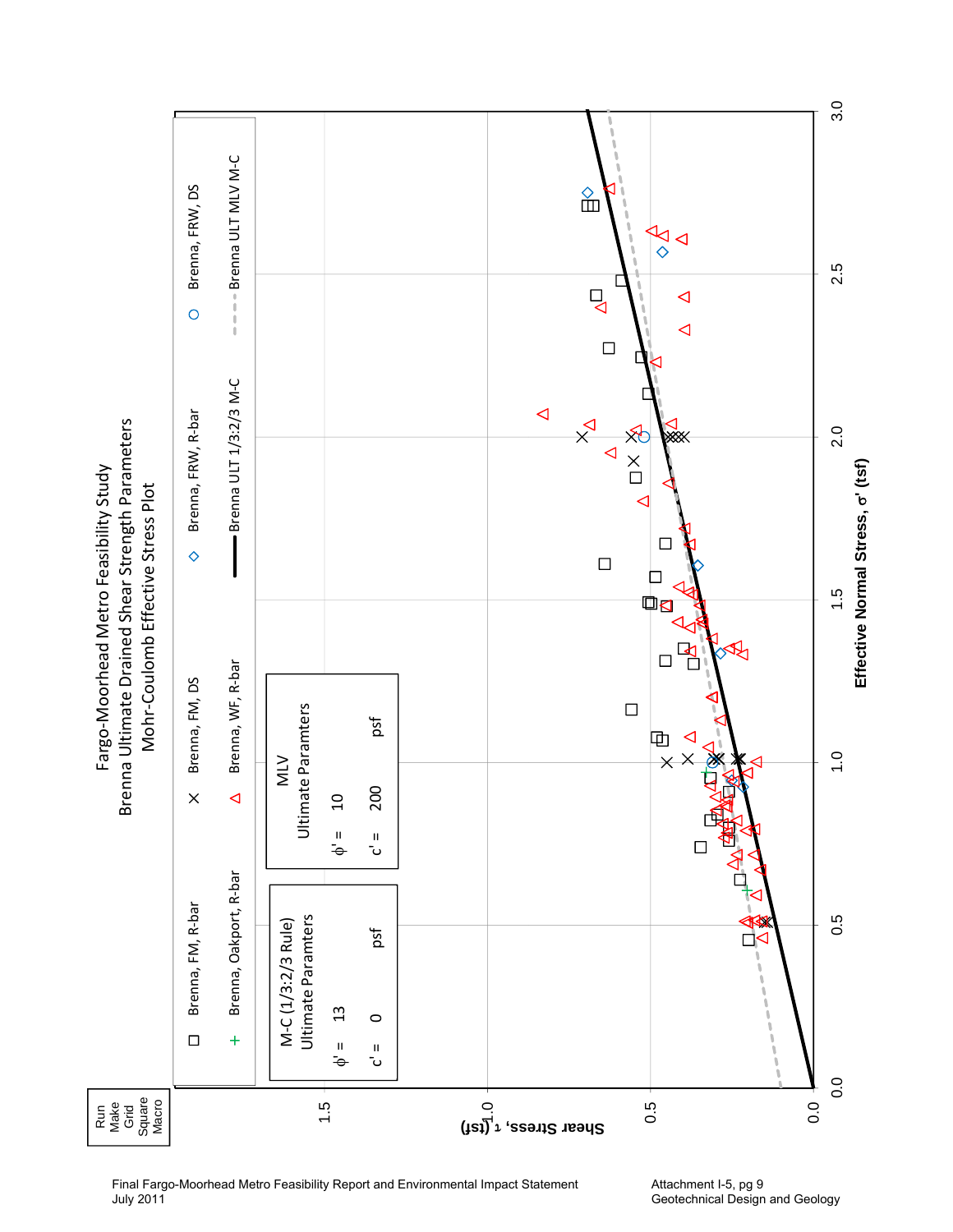Fargo-Moorhead Metro Feasibility Study

Brenna Ultimate Drained Shear Strength Parameters

Mohr-Coulomb Effective Stress Plot

Run Make Grid Square Macro

Legend:
- □ Brenna, FM, R-bar
- × Brenna, FM, DS
- ◇ Brenna, FRW, R-bar
- ○ Brenna, FRW, DS
- + Brenna, Oakport, R-bar
- △ Brenna, WF, R-bar
- ━ Brenna ULT 1/3:2/3 M-C
- - - Brenna ULT MLV M-C

| M-C (1/3:2/3 Rule) Ultimate Paramters | | |
|---|---|---|
| φ' = | 13 | |
| c' = | 0 | psf |

| MLV Ultimate Paramters | | |
|---|---|---|
| φ' = | 10 | |
| c' = | 200 | psf |

Shear Stress, τ (tsf)

Effective Normal Stress, σ' (tsf)

Final Fargo-Moorhead Metro Feasibility Report and Environmental Impact Statement
July 2011

Attachment I-5, pg 9
Geotechnical Design and Geology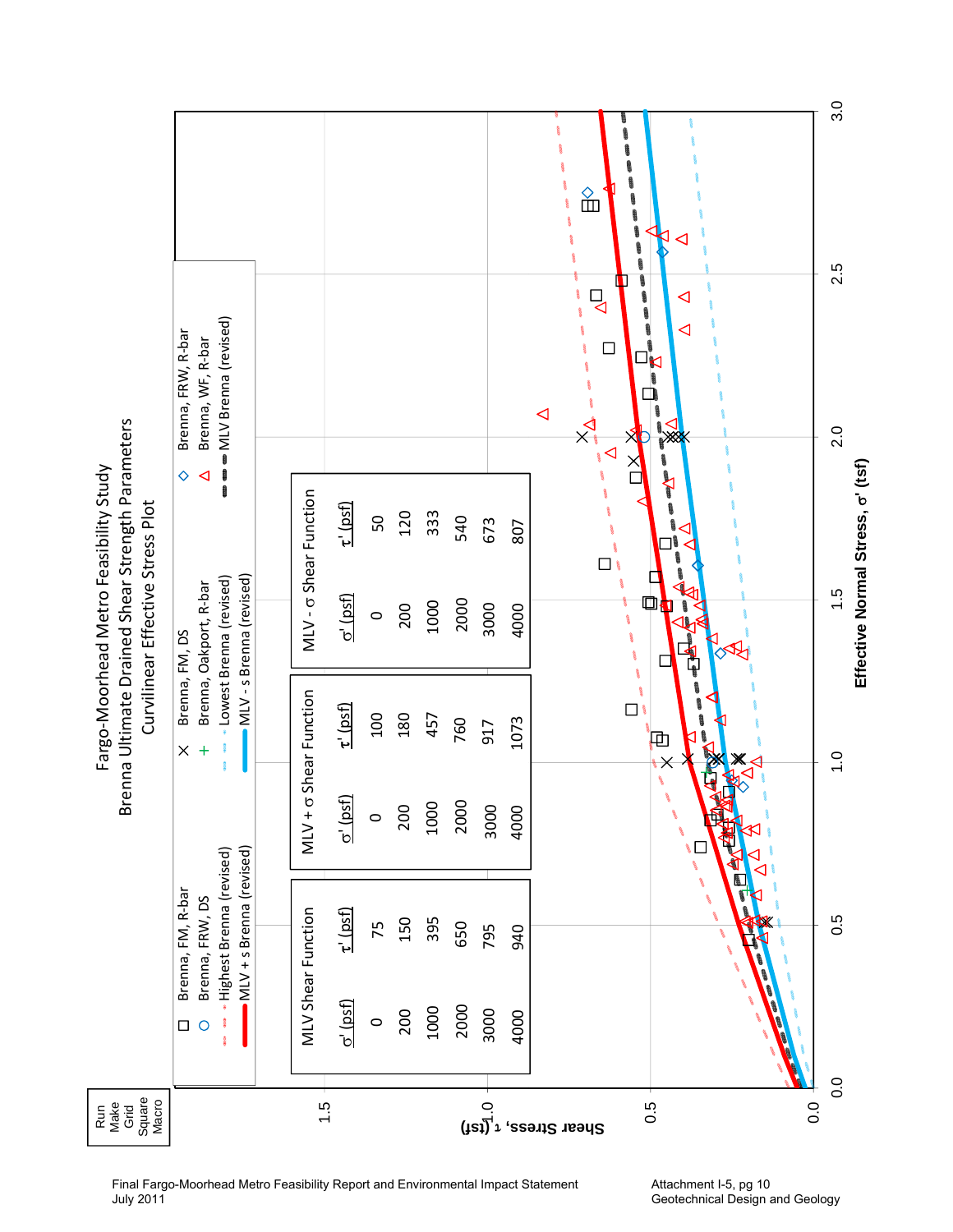# Fargo-Moorhead Metro Feasibility Study

## Brenna Ultimate Drained Shear Strength Parameters

### Curvilinear Effective Stress Plot

Run Make Grid Square Macro

Legend:
- □ Brenna, FM, R-bar
- ○ Brenna, FRW, DS
- Highest Brenna (revised)
- MLV + s Brenna (revised)
- × Brenna, FM, DS
- + Brenna, Oakport, R-bar
- Lowest Brenna (revised)
- MLV - s Brenna (revised)
- ◇ Brenna, FRW, R-bar
- △ Brenna, WF, R-bar
- MLV Brenna (revised)

**MLV Shear Function**

| σ' (psf) | τ' (psf) |
|---|---|
| 0 | 75 |
| 200 | 150 |
| 1000 | 395 |
| 2000 | 650 |
| 3000 | 795 |
| 4000 | 940 |

**MLV + σ Shear Function**

| σ' (psf) | τ' (psf) |
|---|---|
| 0 | 100 |
| 200 | 180 |
| 1000 | 457 |
| 2000 | 760 |
| 3000 | 917 |
| 4000 | 1073 |

**MLV - σ Shear Function**

| σ' (psf) | τ' (psf) |
|---|---|
| 0 | 50 |
| 200 | 120 |
| 1000 | 333 |
| 2000 | 540 |
| 3000 | 673 |
| 4000 | 807 |

Shear Stress, τ (tsf)

Effective Normal Stress, σ' (tsf)

Final Fargo-Moorhead Metro Feasibility Report and Environmental Impact Statement
July 2011

Attachment I-5, pg 10
Geotechnical Design and Geology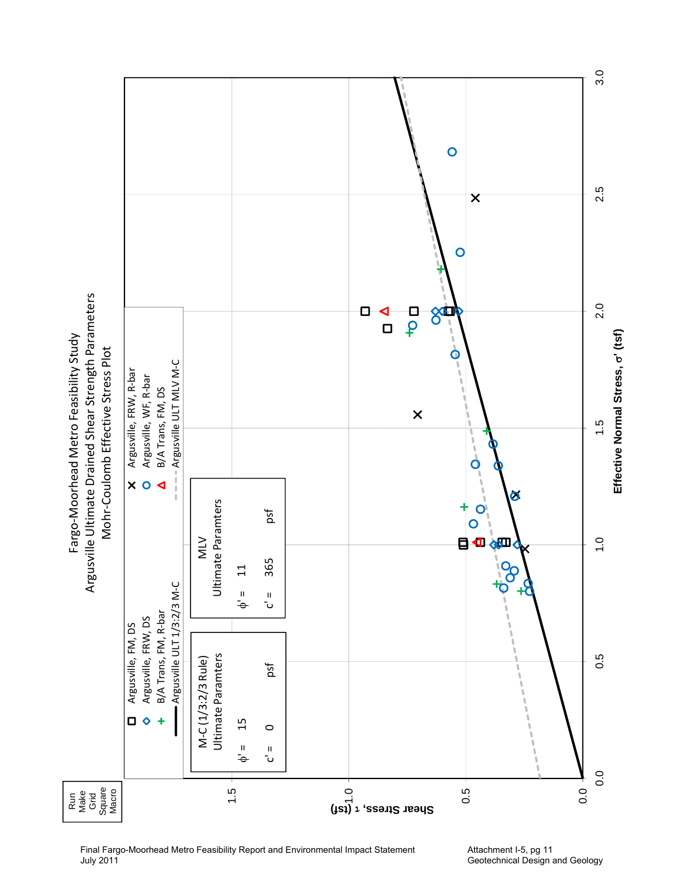# Fargo-Moorhead Metro Feasibility Study
## Argusville Ultimate Drained Shear Strength Parameters
### Mohr-Coulomb Effective Stress Plot

Run Make Grid Square Macro

Legend:
- Argusville, FM, DS
- Argusville, FRW, DS
- B/A Trans, FM, R-bar
- Argusville ULT 1/3:2/3 M-C
- Argusville, FRW, R-bar
- Argusville, WF, R-bar
- B/A Trans, FM, DS
- Argusville ULT MLV M-C

| M-C (1/3:2/3 Rule) Ultimate Paramters | | |
|---|---|---|
| $\phi'$ = | 15 | |
| c' = | 0 | psf |

| MLV Ultimate Paramters | | |
|---|---|---|
| $\phi'$ = | 11 | |
| c' = | 365 | psf |

Shear Stress, $\tau$ (tsf)

Effective Normal Stress, $\sigma'$ (tsf)

Final Fargo-Moorhead Metro Feasibility Report and Environmental Impact Statement
July 2011

Attachment I-5, pg 11
Geotechnical Design and Geology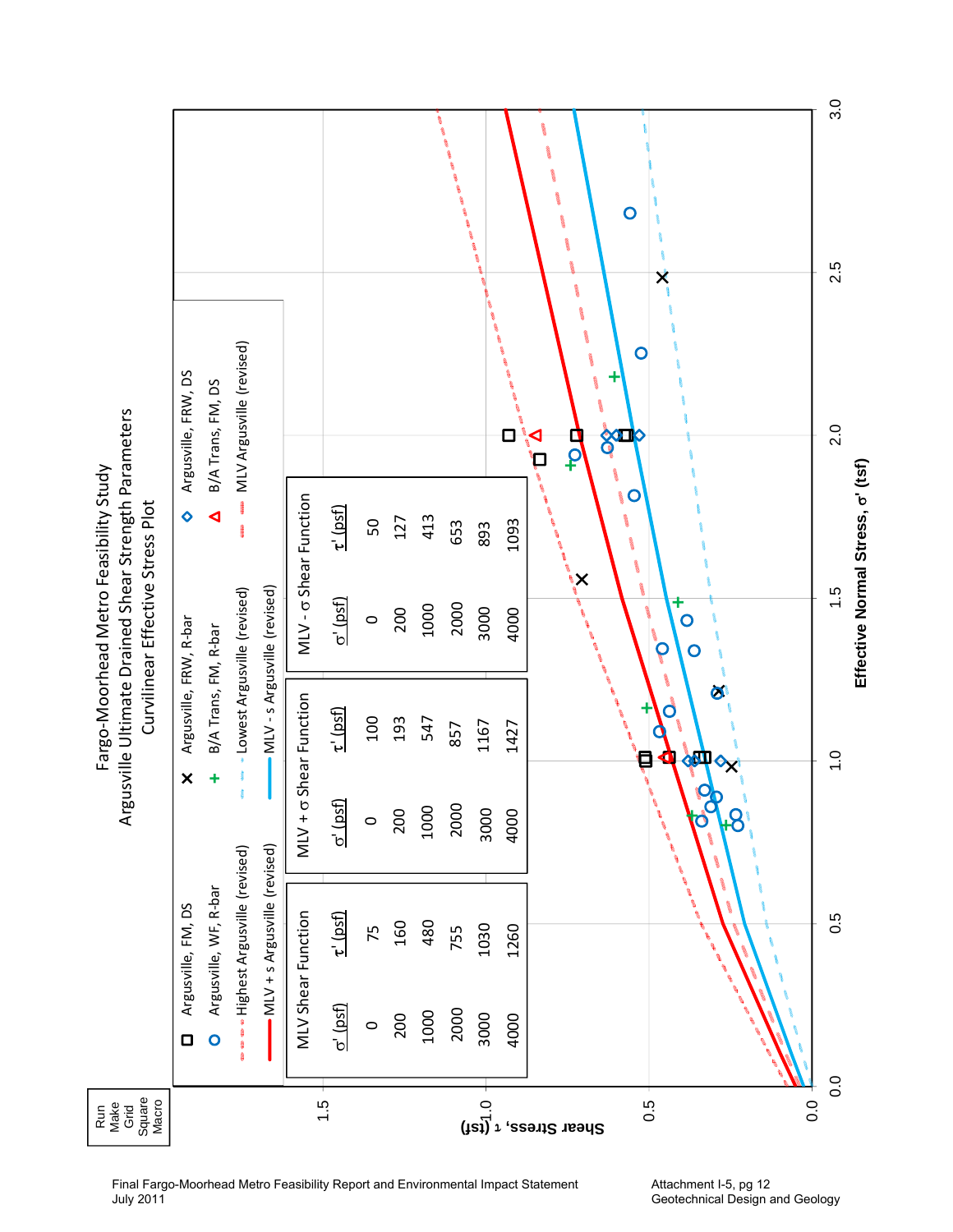# Fargo-Moorhead Metro Feasibility Study

## Argusville Ultimate Drained Shear Strength Parameters

### Curvilinear Effective Stress Plot

Run Make Grid Square Macro

Legend:
- Argusville, FM, DS
- Argusville, WF, R-bar
- Highest Argusville (revised)
- MLV + s Argusville (revised)
- Argusville, FRW, R-bar
- B/A Trans, FM, R-bar
- Lowest Argusville (revised)
- MLV - s Argusville (revised)
- Argusville, FRW, DS
- B/A Trans, FM, DS
- MLV Argusville (revised)

**MLV Shear Function**

| σ' (psf) | τ' (psf) |
|---|---|
| 0 | 75 |
| 200 | 160 |
| 1000 | 480 |
| 2000 | 755 |
| 3000 | 1030 |
| 4000 | 1260 |

**MLV + σ Shear Function**

| σ' (psf) | τ' (psf) |
|---|---|
| 0 | 100 |
| 200 | 193 |
| 1000 | 547 |
| 2000 | 857 |
| 3000 | 1167 |
| 4000 | 1427 |

**MLV - σ Shear Function**

| σ' (psf) | τ' (psf) |
|---|---|
| 0 | 50 |
| 200 | 127 |
| 1000 | 413 |
| 2000 | 653 |
| 3000 | 893 |
| 4000 | 1093 |

Shear Stress, τ (tsf)

Effective Normal Stress, σ' (tsf)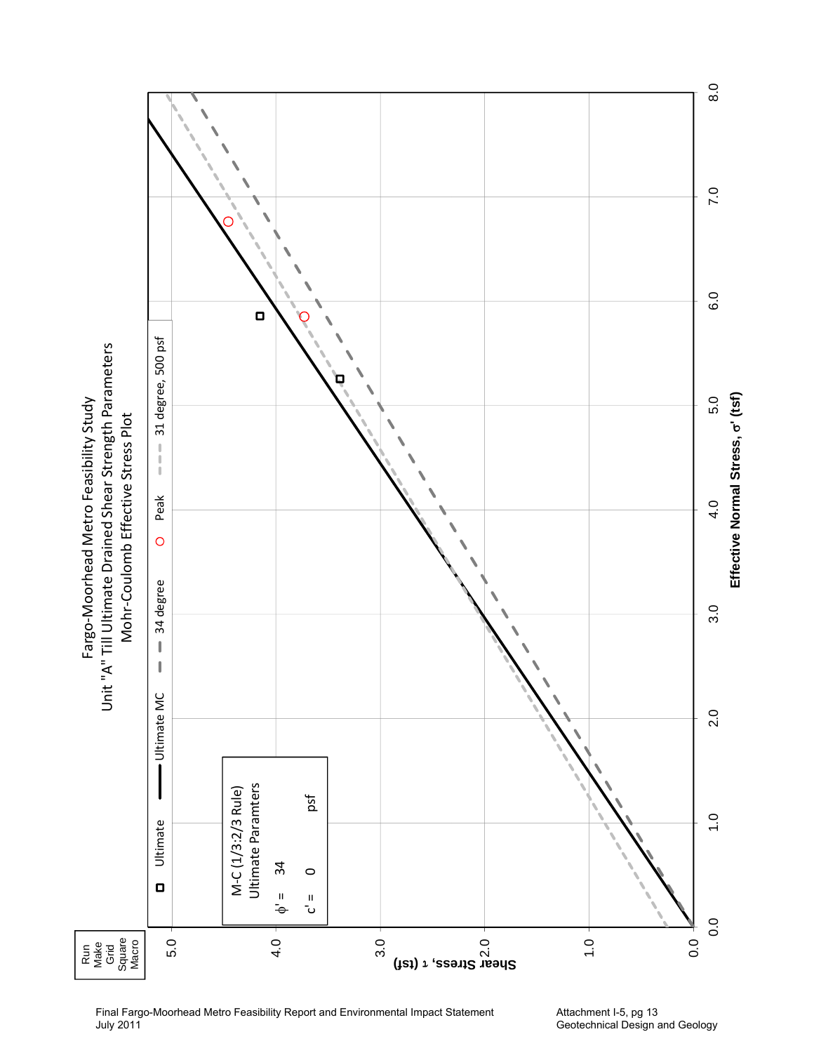Fargo-Moorhead Metro Feasibility Study
Unit "A" Till Ultimate Drained Shear Strength Parameters
Mohr-Coulomb Effective Stress Plot

Run Make Grid Square Macro

Legend: Ultimate | Ultimate MC | 34 degree | Peak | 31 degree, 500 psf

M-C (1/3:2/3 Rule)
Ultimate Paramters

$\phi'$ = 34

c' = 0 psf

Shear Stress, $\tau$ (tsf): 0.0, 1.0, 2.0, 3.0, 4.0, 5.0

Effective Normal Stress, $\sigma'$ (tsf): 0.0, 1.0, 2.0, 3.0, 4.0, 5.0, 6.0, 7.0, 8.0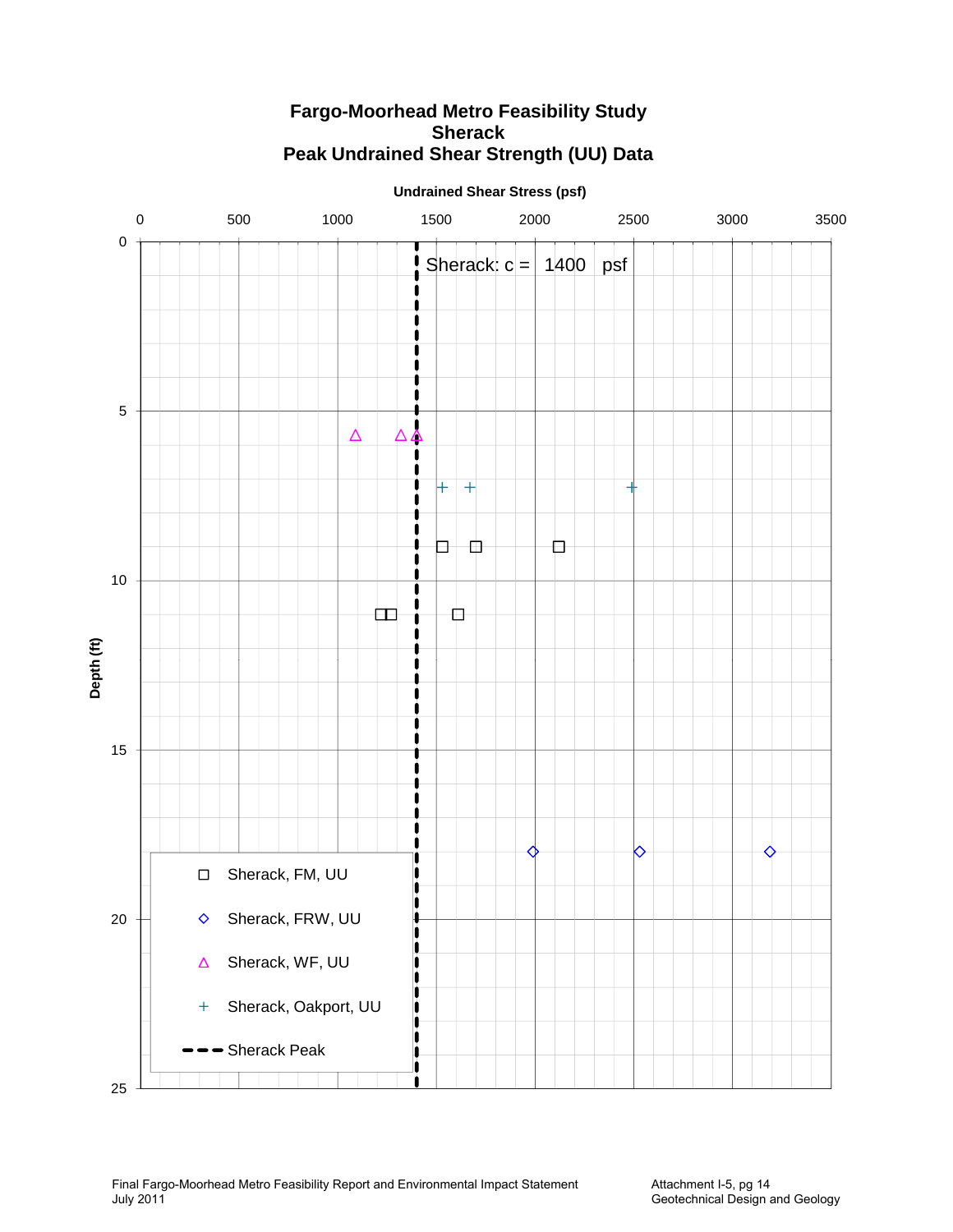# Fargo-Moorhead Metro Feasibility Study
## Sherack
## Peak Undrained Shear Strength (UU) Data

Undrained Shear Stress (psf)

0 500 1000 1500 2000 2500 3000 3500

Depth (ft)

0 5 10 15 20 25

Sherack: c = 1400 psf

- Sherack, FM, UU
- Sherack, FRW, UU
- Sherack, WF, UU
- Sherack, Oakport, UU
- Sherack Peak

Final Fargo-Moorhead Metro Feasibility Report and Environmental Impact Statement
July 2011

Attachment I-5, pg 14
Geotechnical Design and Geology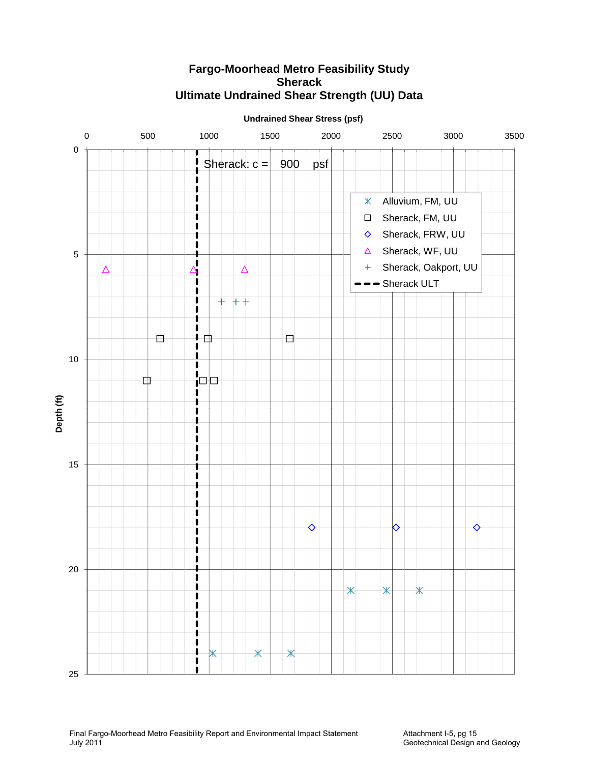# Fargo-Moorhead Metro Feasibility Study
## Sherack
## Ultimate Undrained Shear Strength (UU) Data

Undrained Shear Stress (psf)

0 500 1000 1500 2000 2500 3000 3500

Sherack: c = 900 psf

Depth (ft)

0 5 10 15 20 25

- Alluvium, FM, UU
- Sherack, FM, UU
- Sherack, FRW, UU
- Sherack, WF, UU
- Sherack, Oakport, UU
- Sherack ULT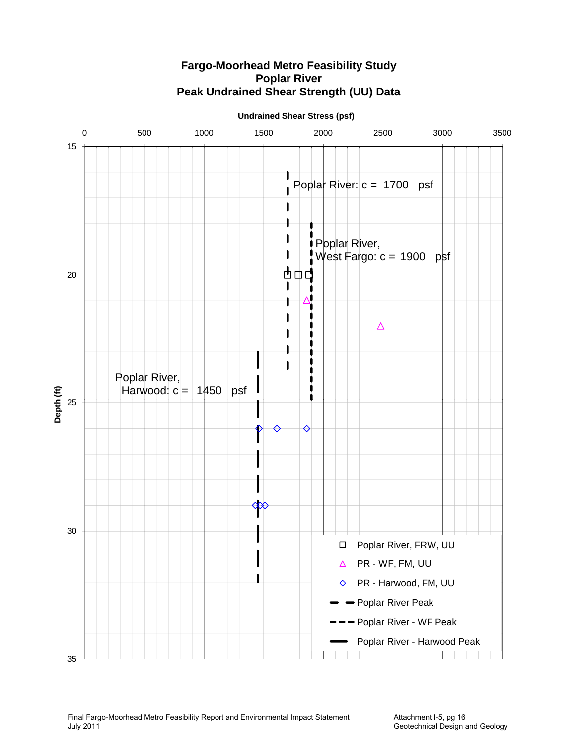# Fargo-Moorhead Metro Feasibility Study
## Poplar River
## Peak Undrained Shear Strength (UU) Data

Undrained Shear Stress (psf)

0 500 1000 1500 2000 2500 3000 3500

Depth (ft)

15 20 25 30 35

Poplar River: c = 1700 psf

Poplar River, West Fargo: c = 1900 psf

Poplar River, Harwood: c = 1450 psf

- Poplar River, FRW, UU
- PR - WF, FM, UU
- PR - Harwood, FM, UU
- Poplar River Peak
- Poplar River - WF Peak
- Poplar River - Harwood Peak

Final Fargo-Moorhead Metro Feasibility Report and Environmental Impact Statement
July 2011

Attachment I-5, pg 16
Geotechnical Design and Geology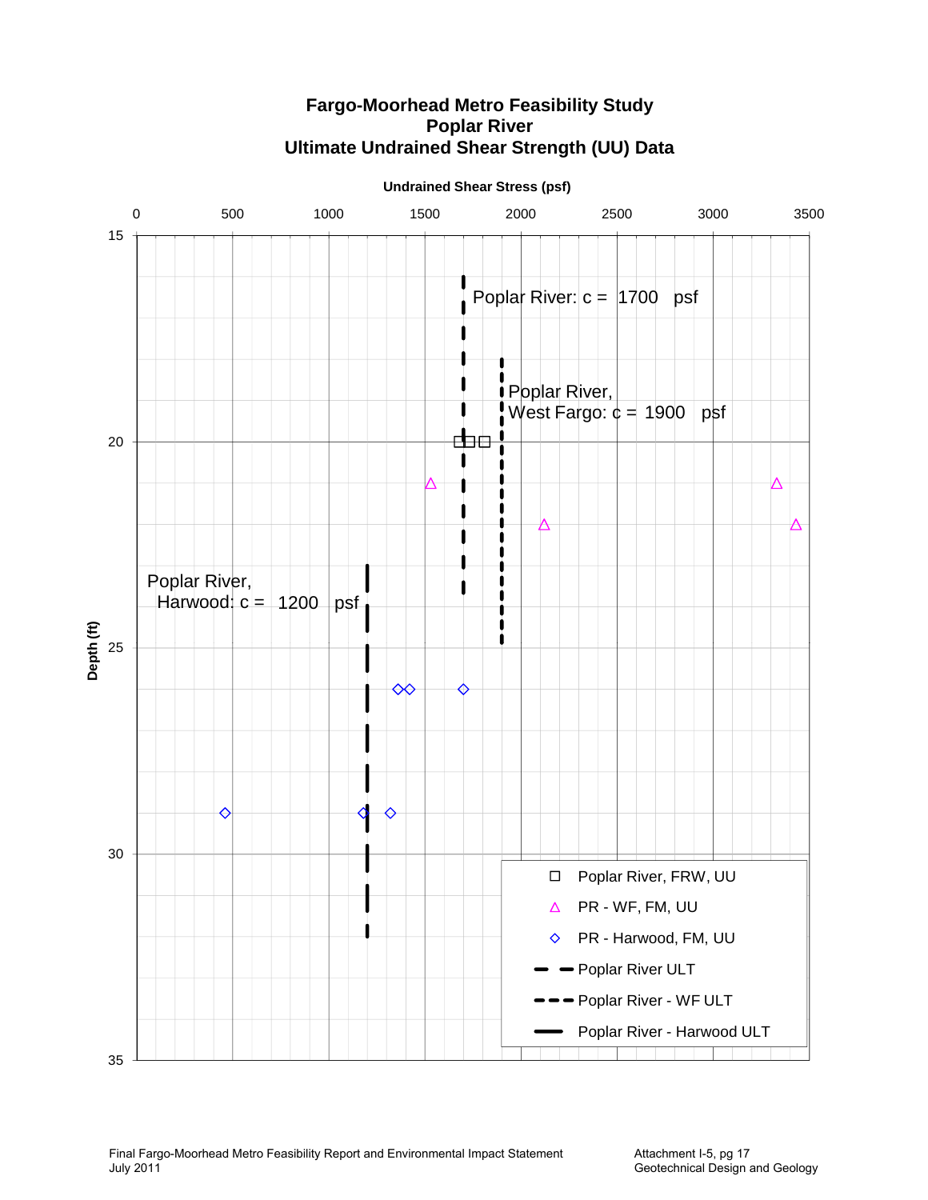# Fargo-Moorhead Metro Feasibility Study
## Poplar River
## Ultimate Undrained Shear Strength (UU) Data

Undrained Shear Stress (psf)

0 500 1000 1500 2000 2500 3000 3500

Depth (ft)

15 20 25 30 35

Poplar River: c = 1700 psf

Poplar River, West Fargo: c = 1900 psf

Poplar River, Harwood: c = 1200 psf

- □ Poplar River, FRW, UU
- △ PR - WF, FM, UU
- ◇ PR - Harwood, FM, UU
- Poplar River ULT
- Poplar River - WF ULT
- Poplar River - Harwood ULT

Final Fargo-Moorhead Metro Feasibility Report and Environmental Impact Statement
July 2011

Attachment I-5, pg 17
Geotechnical Design and Geology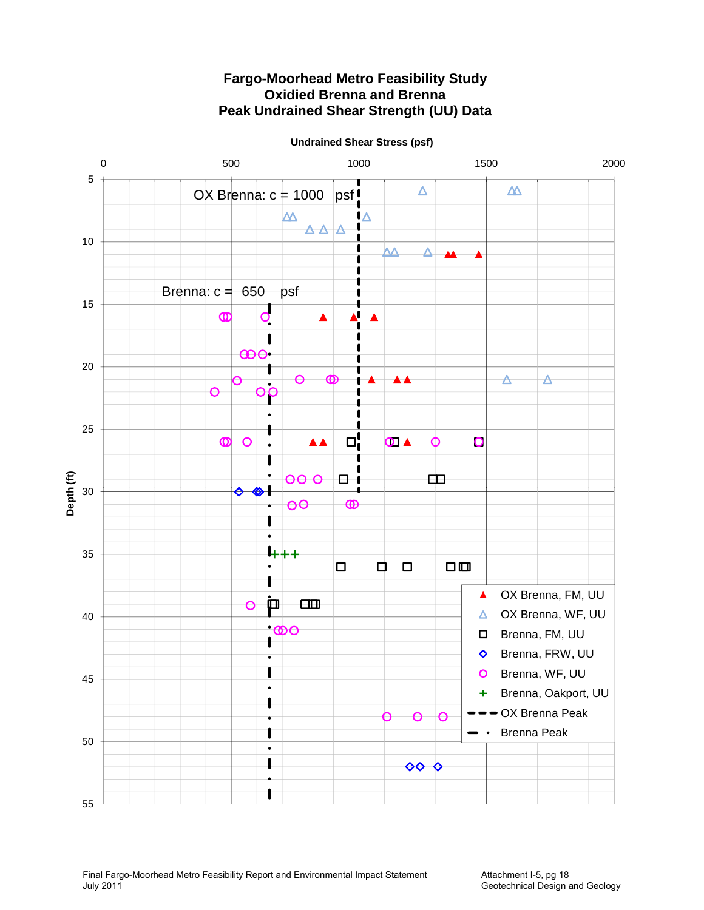# Fargo-Moorhead Metro Feasibility Study
## Oxidied Brenna and Brenna
## Peak Undrained Shear Strength (UU) Data

Undrained Shear Stress (psf)

0 500 1000 1500 2000

OX Brenna: c = 1000 psf

Brenna: c = 650 psf

Depth (ft)

5 10 15 20 25 30 35 40 45 50 55

Legend:
- OX Brenna, FM, UU
- OX Brenna, WF, UU
- Brenna, FM, UU
- Brenna, FRW, UU
- Brenna, WF, UU
- Brenna, Oakport, UU
- OX Brenna Peak
- Brenna Peak

Final Fargo-Moorhead Metro Feasibility Report and Environmental Impact Statement
July 2011

Attachment I-5, pg 18
Geotechnical Design and Geology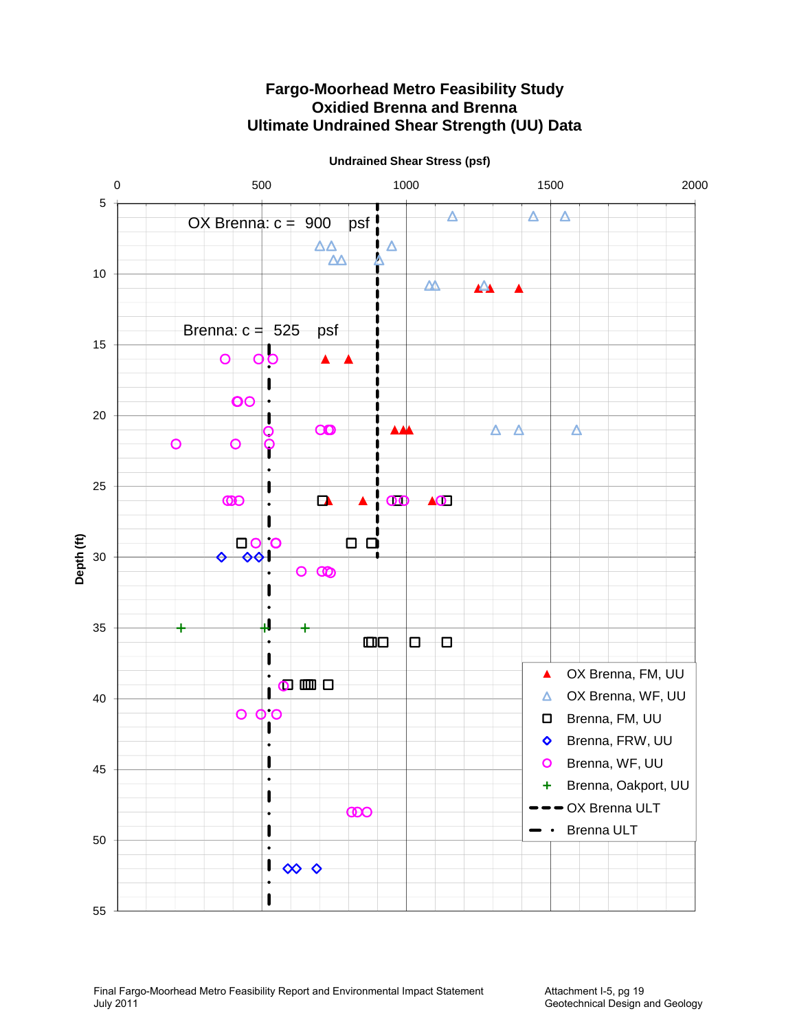# Fargo-Moorhead Metro Feasibility Study
## Oxidied Brenna and Brenna
## Ultimate Undrained Shear Strength (UU) Data

Undrained Shear Stress (psf)

0 | 500 | 1000 | 1500 | 2000

Depth (ft)

5 | 10 | 15 | 20 | 25 | 30 | 35 | 40 | 45 | 50 | 55

OX Brenna: c = 900 psf

Brenna: c = 525 psf

Legend:
- OX Brenna, FM, UU
- OX Brenna, WF, UU
- Brenna, FM, UU
- Brenna, FRW, UU
- Brenna, WF, UU
- Brenna, Oakport, UU
- OX Brenna ULT
- Brenna ULT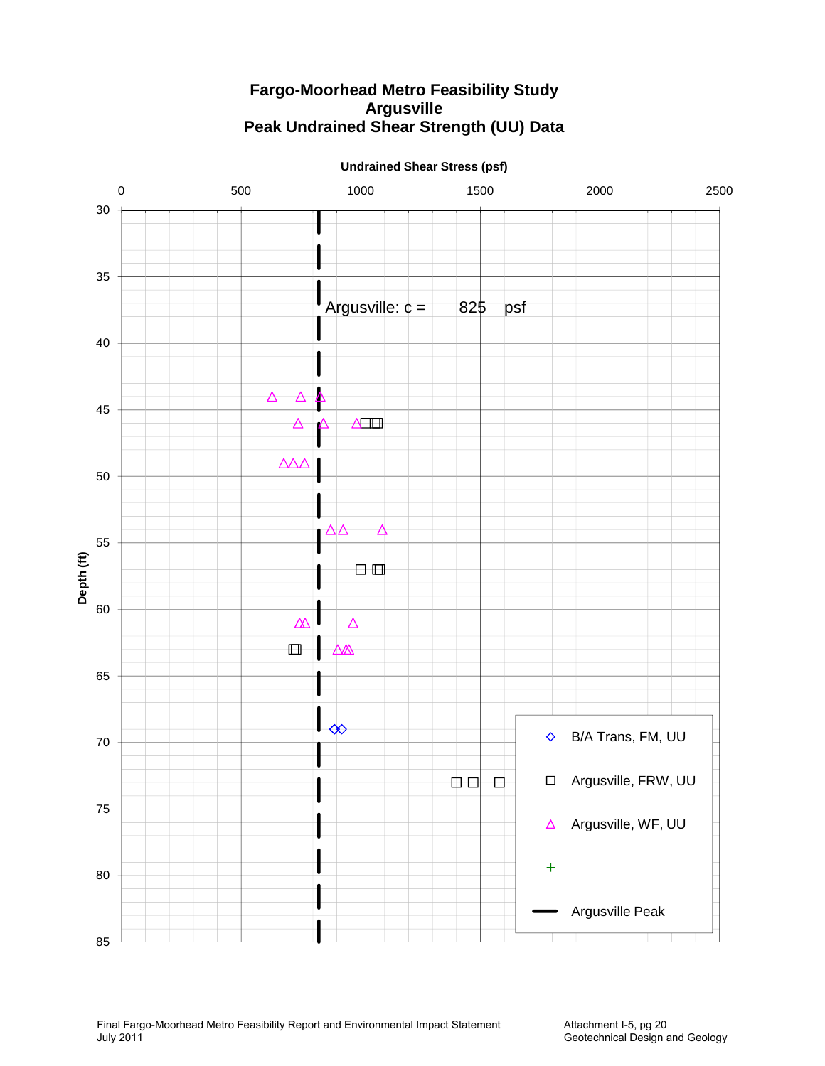# Fargo-Moorhead Metro Feasibility Study
## Argusville
## Peak Undrained Shear Strength (UU) Data

Undrained Shear Stress (psf)

0 | 500 | 1000 | 1500 | 2000 | 2500

Depth (ft)

30 | 35 | 40 | 45 | 50 | 55 | 60 | 65 | 70 | 75 | 80 | 85

Argusville: c = 825 psf

Legend:
- B/A Trans, FM, UU
- Argusville, FRW, UU
- Argusville, WF, UU
- +
- Argusville Peak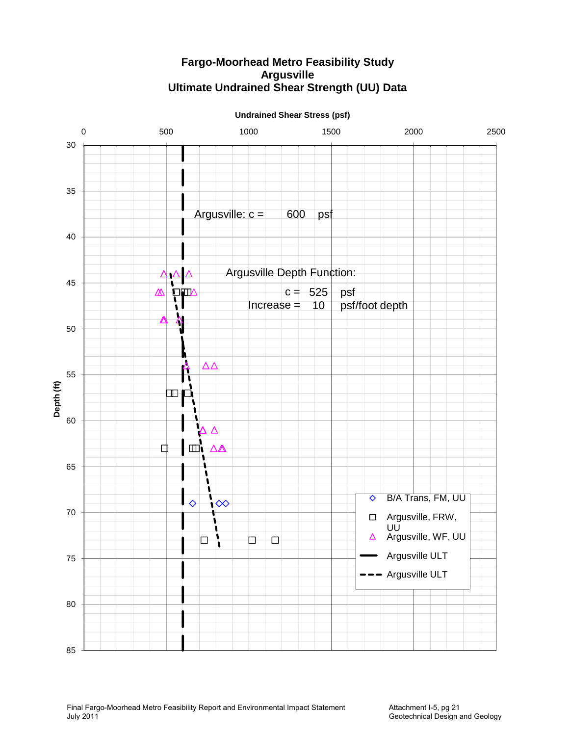# Fargo-Moorhead Metro Feasibility Study
## Argusville
## Ultimate Undrained Shear Strength (UU) Data

**Undrained Shear Stress (psf)**

0 500 1000 1500 2000 2500

**Depth (ft)**

30 35 40 45 50 55 60 65 70 75 80 85

Argusville: c = 600 psf

Argusville Depth Function:

c = 525 psf

Increase = 10 psf/foot depth

- B/A Trans, FM, UU
- Argusville, FRW, UU
- Argusville, WF, UU
- Argusville ULT
- Argusville ULT

Final Fargo-Moorhead Metro Feasibility Report and Environmental Impact Statement
July 2011

Attachment I-5, pg 21
Geotechnical Design and Geology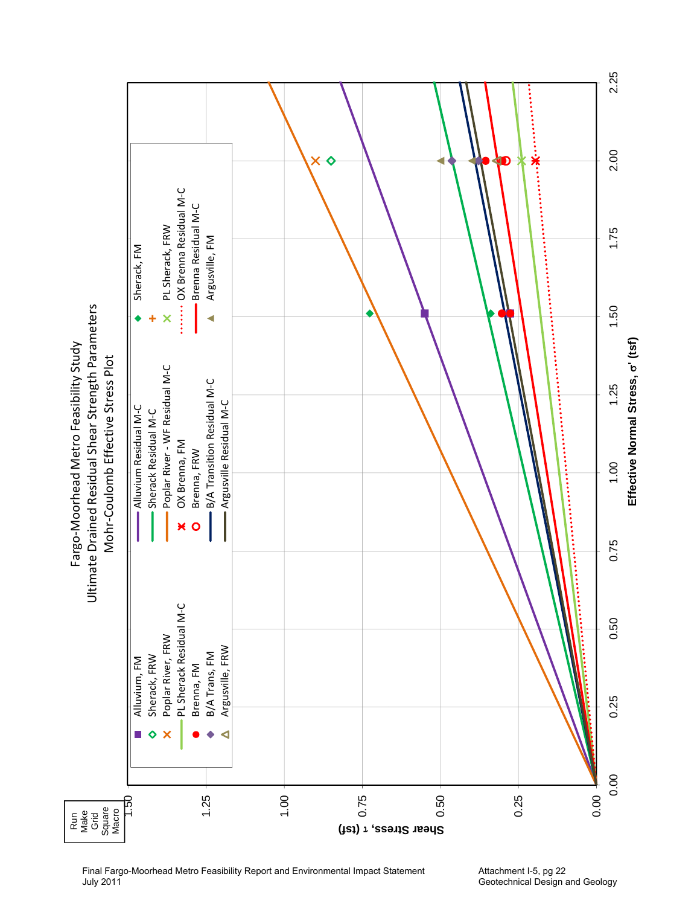Fargo-Moorhead Metro Feasibility Study

Ultimate Drained Residual Shear Strength Parameters

Mohr-Coulomb Effective Stress Plot

Run Make Grid Square Macro

Alluvium, FM
Sherack, FRW
Poplar River, FRW
PL Sherack Residual M-C
Brenna, FM
B/A Trans, FM
Argusville, FRW
Alluvium Residual M-C
Sherack Residual M-C
Poplar River - WF Residual M-C
OX Brenna, FM
Brenna, FRW
B/A Transition Residual M-C
Argusville Residual M-C
Sherack, FM
PL Sherack, FRW
OX Brenna Residual M-C
Brenna Residual M-C
Argusville, FM

Shear Stress, τ (tsf)

Effective Normal Stress, σ' (tsf)

Final Fargo-Moorhead Metro Feasibility Report and Environmental Impact Statement
July 2011

Attachment I-5, pg 22
Geotechnical Design and Geology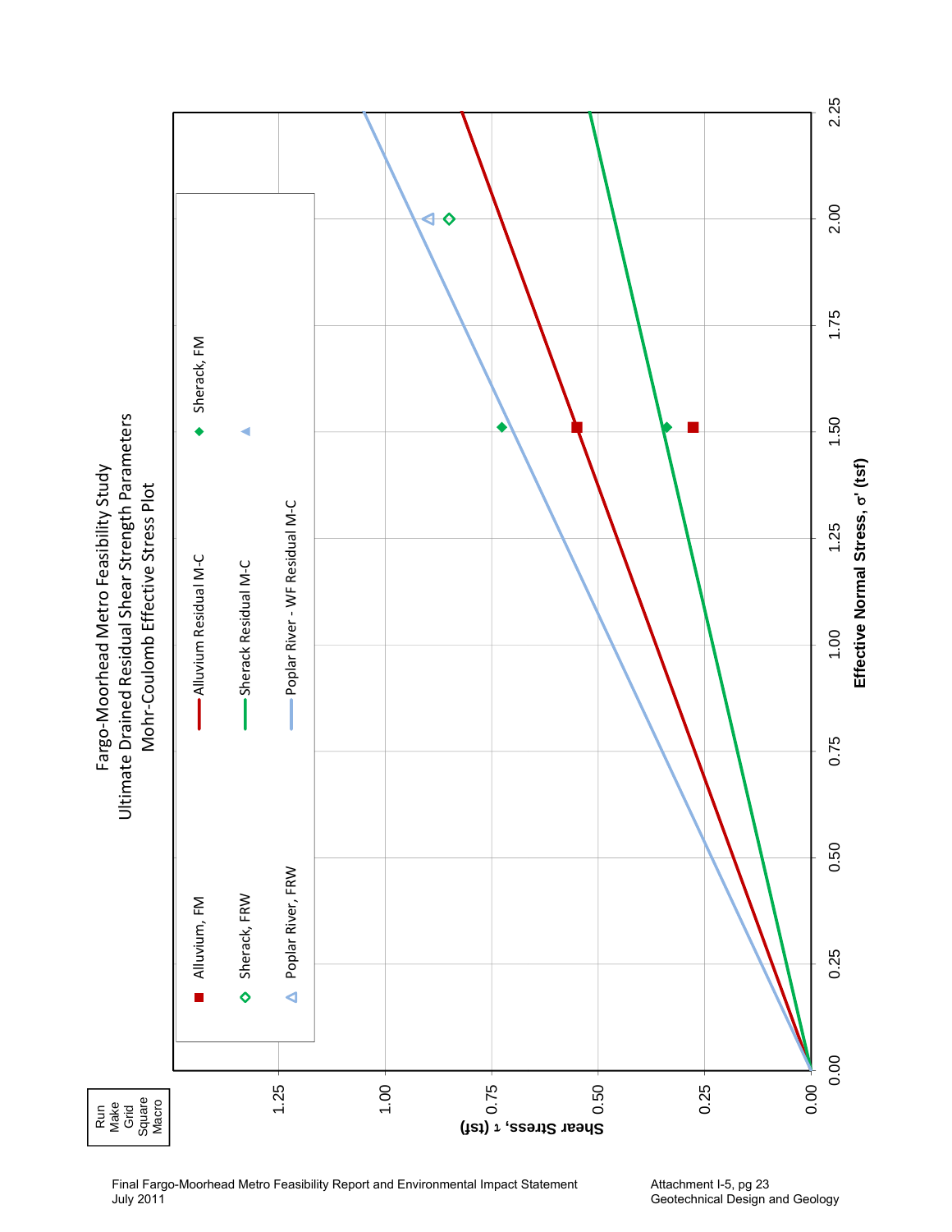# Fargo-Moorhead Metro Feasibility Study
## Ultimate Drained Residual Shear Strength Parameters
### Mohr-Coulomb Effective Stress Plot

Run Make Grid Square Macro

Legend:
- Alluvium, FM
- Sherack, FRW
- Poplar River, FRW
- Alluvium Residual M-C
- Sherack Residual M-C
- Poplar River - WF Residual M-C
- Sherack, FM

Shear Stress, τ (tsf): 0.00, 0.25, 0.50, 0.75, 1.00, 1.25

Effective Normal Stress, σ' (tsf): 0.00, 0.25, 0.50, 0.75, 1.00, 1.25, 1.50, 1.75, 2.00, 2.25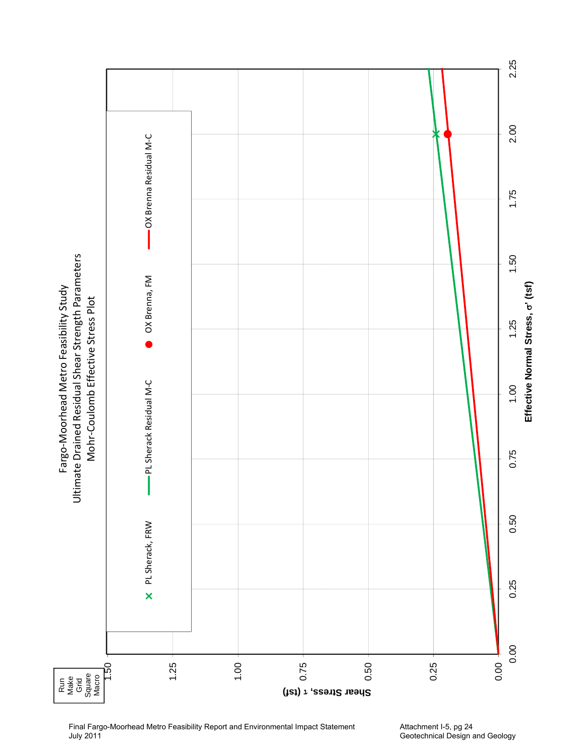# Fargo-Moorhead Metro Feasibility Study

## Ultimate Drained Residual Shear Strength Parameters

### Mohr-Coulomb Effective Stress Plot

Run Make Grid Square Macro

Legend:
- PL Sherack, FRW
- PL Sherack Residual M-C
- OX Brenna, FM
- OX Brenna Residual M-C

Shear Stress, τ (tsf): 0.00, 0.25, 0.50, 0.75, 1.00, 1.25, 1.50

Effective Normal Stress, σ' (tsf): 0.00, 0.25, 0.50, 0.75, 1.00, 1.25, 1.50, 1.75, 2.00, 2.25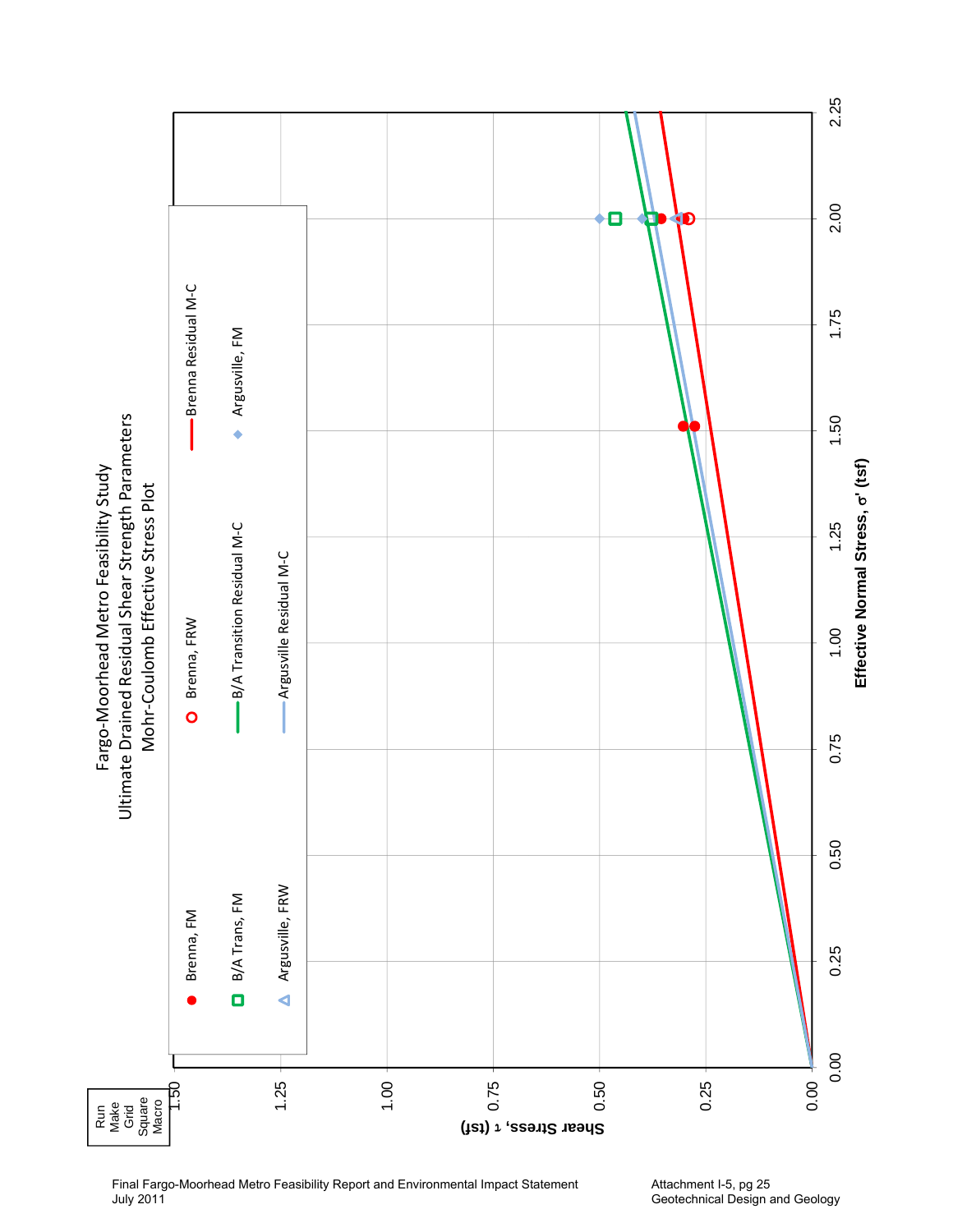# Fargo-Moorhead Metro Feasibility Study

## Ultimate Drained Residual Shear Strength Parameters

### Mohr-Coulomb Effective Stress Plot

Run Make Grid Square Macro

Legend:
- Brenna, FM
- Brenna, FRW
- Brenna Residual M-C
- B/A Trans, FM
- B/A Transition Residual M-C
- Argusville, FM
- Argusville, FRW
- Argusville Residual M-C

Shear Stress, τ (tsf): 0.00, 0.25, 0.50, 0.75, 1.00, 1.25, 1.50

Effective Normal Stress, σ' (tsf): 0.00, 0.25, 0.50, 0.75, 1.00, 1.25, 1.50, 1.75, 2.00, 2.25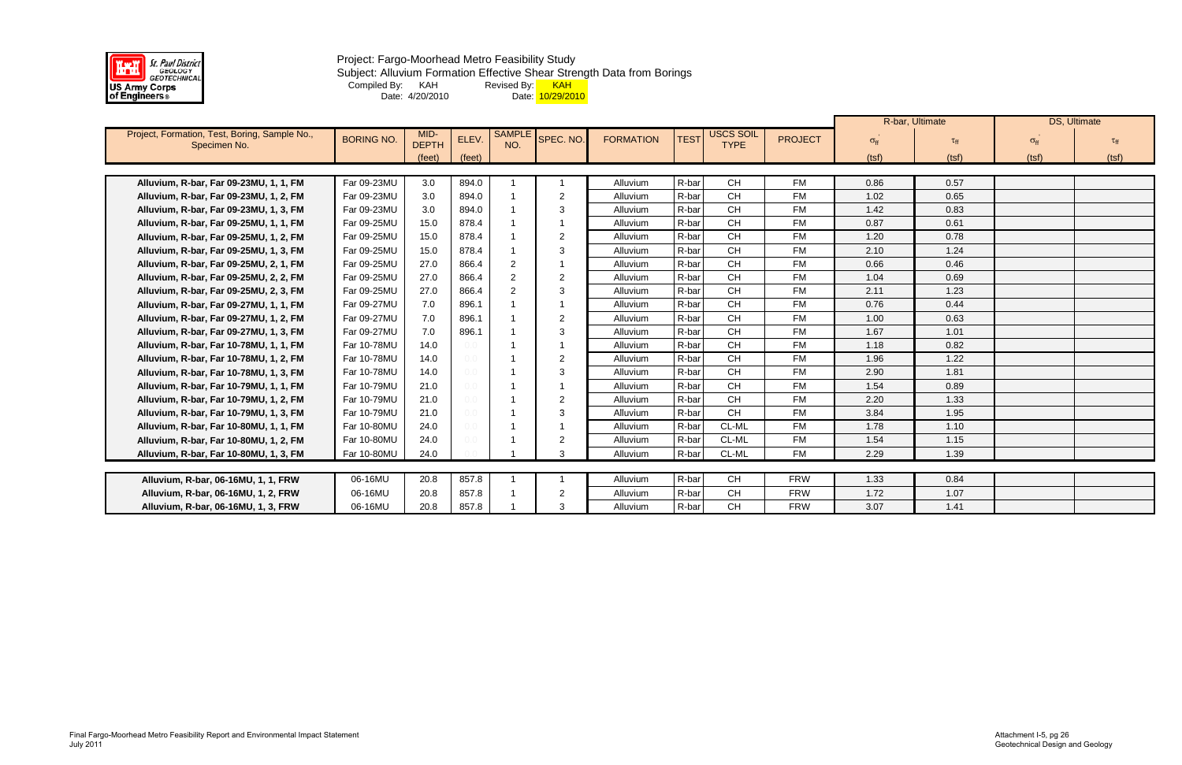Project: Fargo-Moorhead Metro Feasibility Study

Subject: Alluvium Formation Effective Shear Strength Data from Borings

Compiled By: KAH Date: 4/20/2010

Revised By: KAH Date: 10/29/2010

| Project, Formation, Test, Boring, Sample No., Specimen No. | BORING NO. | MID-DEPTH | ELEV. | SAMPLE NO. | SPEC. NO. | FORMATION | TEST | USCS SOIL TYPE | PROJECT | R-bar, Ultimate | | DS, Ultimate | |
|---|---|---|---|---|---|---|---|---|---|---|---|---|---|
| | | | | | | | | | | $\sigma'_{ff}$ | $\tau_{ff}$ | $\sigma'_{ff}$ | $\tau_{ff}$ |
| | | (feet) | (feet) | | | | | | | (tsf) | (tsf) | (tsf) | (tsf) |
| Alluvium, R-bar, Far 09-23MU, 1, 1, FM | Far 09-23MU | 3.0 | 894.0 | 1 | 1 | Alluvium | R-bar | CH | FM | 0.86 | 0.57 | | |
| Alluvium, R-bar, Far 09-23MU, 1, 2, FM | Far 09-23MU | 3.0 | 894.0 | 1 | 2 | Alluvium | R-bar | CH | FM | 1.02 | 0.65 | | |
| Alluvium, R-bar, Far 09-23MU, 1, 3, FM | Far 09-23MU | 3.0 | 894.0 | 1 | 3 | Alluvium | R-bar | CH | FM | 1.42 | 0.83 | | |
| Alluvium, R-bar, Far 09-25MU, 1, 1, FM | Far 09-25MU | 15.0 | 878.4 | 1 | 1 | Alluvium | R-bar | CH | FM | 0.87 | 0.61 | | |
| Alluvium, R-bar, Far 09-25MU, 1, 2, FM | Far 09-25MU | 15.0 | 878.4 | 1 | 2 | Alluvium | R-bar | CH | FM | 1.20 | 0.78 | | |
| Alluvium, R-bar, Far 09-25MU, 1, 3, FM | Far 09-25MU | 15.0 | 878.4 | 1 | 3 | Alluvium | R-bar | CH | FM | 2.10 | 1.24 | | |
| Alluvium, R-bar, Far 09-25MU, 2, 1, FM | Far 09-25MU | 27.0 | 866.4 | 2 | 1 | Alluvium | R-bar | CH | FM | 0.66 | 0.46 | | |
| Alluvium, R-bar, Far 09-25MU, 2, 2, FM | Far 09-25MU | 27.0 | 866.4 | 2 | 2 | Alluvium | R-bar | CH | FM | 1.04 | 0.69 | | |
| Alluvium, R-bar, Far 09-25MU, 2, 3, FM | Far 09-25MU | 27.0 | 866.4 | 2 | 3 | Alluvium | R-bar | CH | FM | 2.11 | 1.23 | | |
| Alluvium, R-bar, Far 09-27MU, 1, 1, FM | Far 09-27MU | 7.0 | 896.1 | 1 | 1 | Alluvium | R-bar | CH | FM | 0.76 | 0.44 | | |
| Alluvium, R-bar, Far 09-27MU, 1, 2, FM | Far 09-27MU | 7.0 | 896.1 | 1 | 2 | Alluvium | R-bar | CH | FM | 1.00 | 0.63 | | |
| Alluvium, R-bar, Far 09-27MU, 1, 3, FM | Far 09-27MU | 7.0 | 896.1 | 1 | 3 | Alluvium | R-bar | CH | FM | 1.67 | 1.01 | | |
| Alluvium, R-bar, Far 10-78MU, 1, 1, FM | Far 10-78MU | 14.0 | 0.0 | 1 | 1 | Alluvium | R-bar | CH | FM | 1.18 | 0.82 | | |
| Alluvium, R-bar, Far 10-78MU, 1, 2, FM | Far 10-78MU | 14.0 | 0.0 | 1 | 2 | Alluvium | R-bar | CH | FM | 1.96 | 1.22 | | |
| Alluvium, R-bar, Far 10-78MU, 1, 3, FM | Far 10-78MU | 14.0 | 0.0 | 1 | 3 | Alluvium | R-bar | CH | FM | 2.90 | 1.81 | | |
| Alluvium, R-bar, Far 10-79MU, 1, 1, FM | Far 10-79MU | 21.0 | 0.0 | 1 | 1 | Alluvium | R-bar | CH | FM | 1.54 | 0.89 | | |
| Alluvium, R-bar, Far 10-79MU, 1, 2, FM | Far 10-79MU | 21.0 | 0.0 | 1 | 2 | Alluvium | R-bar | CH | FM | 2.20 | 1.33 | | |
| Alluvium, R-bar, Far 10-79MU, 1, 3, FM | Far 10-79MU | 21.0 | 0.0 | 1 | 3 | Alluvium | R-bar | CH | FM | 3.84 | 1.95 | | |
| Alluvium, R-bar, Far 10-80MU, 1, 1, FM | Far 10-80MU | 24.0 | 0.0 | 1 | 1 | Alluvium | R-bar | CL-ML | FM | 1.78 | 1.10 | | |
| Alluvium, R-bar, Far 10-80MU, 1, 2, FM | Far 10-80MU | 24.0 | 0.0 | 1 | 2 | Alluvium | R-bar | CL-ML | FM | 1.54 | 1.15 | | |
| Alluvium, R-bar, Far 10-80MU, 1, 3, FM | Far 10-80MU | 24.0 | 0.0 | 1 | 3 | Alluvium | R-bar | CL-ML | FM | 2.29 | 1.39 | | |
| Alluvium, R-bar, 06-16MU, 1, 1, FRW | 06-16MU | 20.8 | 857.8 | 1 | 1 | Alluvium | R-bar | CH | FRW | 1.33 | 0.84 | | |
| Alluvium, R-bar, 06-16MU, 1, 2, FRW | 06-16MU | 20.8 | 857.8 | 1 | 2 | Alluvium | R-bar | CH | FRW | 1.72 | 1.07 | | |
| Alluvium, R-bar, 06-16MU, 1, 3, FRW | 06-16MU | 20.8 | 857.8 | 1 | 3 | Alluvium | R-bar | CH | FRW | 3.07 | 1.41 | | |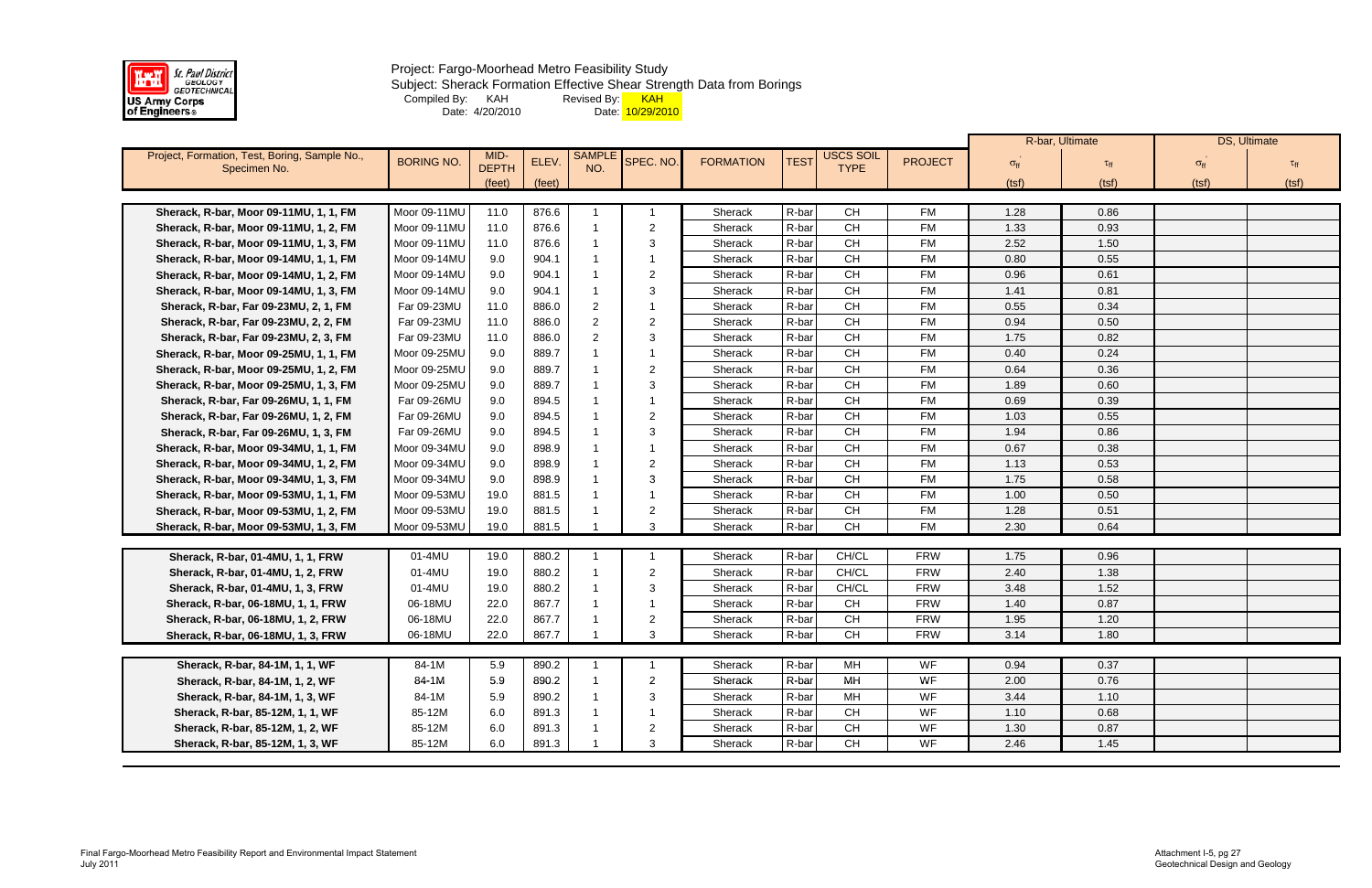Project: Fargo-Moorhead Metro Feasibility Study
Subject: Sherack Formation Effective Shear Strength Data from Borings
Compiled By: KAH Revised By: KAH
Date: 4/20/2010 Date: 10/29/2010

| Project, Formation, Test, Boring, Sample No., Specimen No. | BORING NO. | MID-DEPTH (feet) | ELEV. (feet) | SAMPLE NO. | SPEC. NO. | FORMATION | TEST | USCS SOIL TYPE | PROJECT | R-bar, Ultimate $\sigma'_{ff}$ (tsf) | R-bar, Ultimate $\tau_{ff}$ (tsf) | DS, Ultimate $\sigma'_{ff}$ (tsf) | DS, Ultimate $\tau_{ff}$ (tsf) |
|---|---|---|---|---|---|---|---|---|---|---|---|---|---|
| Sherack, R-bar, Moor 09-11MU, 1, 1, FM | Moor 09-11MU | 11.0 | 876.6 | 1 | 1 | Sherack | R-bar | CH | FM | 1.28 | 0.86 | | |
| Sherack, R-bar, Moor 09-11MU, 1, 2, FM | Moor 09-11MU | 11.0 | 876.6 | 1 | 2 | Sherack | R-bar | CH | FM | 1.33 | 0.93 | | |
| Sherack, R-bar, Moor 09-11MU, 1, 3, FM | Moor 09-11MU | 11.0 | 876.6 | 1 | 3 | Sherack | R-bar | CH | FM | 2.52 | 1.50 | | |
| Sherack, R-bar, Moor 09-14MU, 1, 1, FM | Moor 09-14MU | 9.0 | 904.1 | 1 | 1 | Sherack | R-bar | CH | FM | 0.80 | 0.55 | | |
| Sherack, R-bar, Moor 09-14MU, 1, 2, FM | Moor 09-14MU | 9.0 | 904.1 | 1 | 2 | Sherack | R-bar | CH | FM | 0.96 | 0.61 | | |
| Sherack, R-bar, Moor 09-14MU, 1, 3, FM | Moor 09-14MU | 9.0 | 904.1 | 1 | 3 | Sherack | R-bar | CH | FM | 1.41 | 0.81 | | |
| Sherack, R-bar, Far 09-23MU, 2, 1, FM | Far 09-23MU | 11.0 | 886.0 | 2 | 1 | Sherack | R-bar | CH | FM | 0.55 | 0.34 | | |
| Sherack, R-bar, Far 09-23MU, 2, 2, FM | Far 09-23MU | 11.0 | 886.0 | 2 | 2 | Sherack | R-bar | CH | FM | 0.94 | 0.50 | | |
| Sherack, R-bar, Far 09-23MU, 2, 3, FM | Far 09-23MU | 11.0 | 886.0 | 2 | 3 | Sherack | R-bar | CH | FM | 1.75 | 0.82 | | |
| Sherack, R-bar, Moor 09-25MU, 1, 1, FM | Moor 09-25MU | 9.0 | 889.7 | 1 | 1 | Sherack | R-bar | CH | FM | 0.40 | 0.24 | | |
| Sherack, R-bar, Moor 09-25MU, 1, 2, FM | Moor 09-25MU | 9.0 | 889.7 | 1 | 2 | Sherack | R-bar | CH | FM | 0.64 | 0.36 | | |
| Sherack, R-bar, Moor 09-25MU, 1, 3, FM | Moor 09-25MU | 9.0 | 889.7 | 1 | 3 | Sherack | R-bar | CH | FM | 1.89 | 0.60 | | |
| Sherack, R-bar, Far 09-26MU, 1, 1, FM | Far 09-26MU | 9.0 | 894.5 | 1 | 1 | Sherack | R-bar | CH | FM | 0.69 | 0.39 | | |
| Sherack, R-bar, Far 09-26MU, 1, 2, FM | Far 09-26MU | 9.0 | 894.5 | 1 | 2 | Sherack | R-bar | CH | FM | 1.03 | 0.55 | | |
| Sherack, R-bar, Far 09-26MU, 1, 3, FM | Far 09-26MU | 9.0 | 894.5 | 1 | 3 | Sherack | R-bar | CH | FM | 1.94 | 0.86 | | |
| Sherack, R-bar, Moor 09-34MU, 1, 1, FM | Moor 09-34MU | 9.0 | 898.9 | 1 | 1 | Sherack | R-bar | CH | FM | 0.67 | 0.38 | | |
| Sherack, R-bar, Moor 09-34MU, 1, 2, FM | Moor 09-34MU | 9.0 | 898.9 | 1 | 2 | Sherack | R-bar | CH | FM | 1.13 | 0.53 | | |
| Sherack, R-bar, Moor 09-34MU, 1, 3, FM | Moor 09-34MU | 9.0 | 898.9 | 1 | 3 | Sherack | R-bar | CH | FM | 1.75 | 0.58 | | |
| Sherack, R-bar, Moor 09-53MU, 1, 1, FM | Moor 09-53MU | 19.0 | 881.5 | 1 | 1 | Sherack | R-bar | CH | FM | 1.00 | 0.50 | | |
| Sherack, R-bar, Moor 09-53MU, 1, 2, FM | Moor 09-53MU | 19.0 | 881.5 | 1 | 2 | Sherack | R-bar | CH | FM | 1.28 | 0.51 | | |
| Sherack, R-bar, Moor 09-53MU, 1, 3, FM | Moor 09-53MU | 19.0 | 881.5 | 1 | 3 | Sherack | R-bar | CH | FM | 2.30 | 0.64 | | |
| Sherack, R-bar, 01-4MU, 1, 1, FRW | 01-4MU | 19.0 | 880.2 | 1 | 1 | Sherack | R-bar | CH/CL | FRW | 1.75 | 0.96 | | |
| Sherack, R-bar, 01-4MU, 1, 2, FRW | 01-4MU | 19.0 | 880.2 | 1 | 2 | Sherack | R-bar | CH/CL | FRW | 2.40 | 1.38 | | |
| Sherack, R-bar, 01-4MU, 1, 3, FRW | 01-4MU | 19.0 | 880.2 | 1 | 3 | Sherack | R-bar | CH/CL | FRW | 3.48 | 1.52 | | |
| Sherack, R-bar, 06-18MU, 1, 1, FRW | 06-18MU | 22.0 | 867.7 | 1 | 1 | Sherack | R-bar | CH | FRW | 1.40 | 0.87 | | |
| Sherack, R-bar, 06-18MU, 1, 2, FRW | 06-18MU | 22.0 | 867.7 | 1 | 2 | Sherack | R-bar | CH | FRW | 1.95 | 1.20 | | |
| Sherack, R-bar, 06-18MU, 1, 3, FRW | 06-18MU | 22.0 | 867.7 | 1 | 3 | Sherack | R-bar | CH | FRW | 3.14 | 1.80 | | |
| Sherack, R-bar, 84-1M, 1, 1, WF | 84-1M | 5.9 | 890.2 | 1 | 1 | Sherack | R-bar | MH | WF | 0.94 | 0.37 | | |
| Sherack, R-bar, 84-1M, 1, 2, WF | 84-1M | 5.9 | 890.2 | 1 | 2 | Sherack | R-bar | MH | WF | 2.00 | 0.76 | | |
| Sherack, R-bar, 84-1M, 1, 3, WF | 84-1M | 5.9 | 890.2 | 1 | 3 | Sherack | R-bar | MH | WF | 3.44 | 1.10 | | |
| Sherack, R-bar, 85-12M, 1, 1, WF | 85-12M | 6.0 | 891.3 | 1 | 1 | Sherack | R-bar | CH | WF | 1.10 | 0.68 | | |
| Sherack, R-bar, 85-12M, 1, 2, WF | 85-12M | 6.0 | 891.3 | 1 | 2 | Sherack | R-bar | CH | WF | 1.30 | 0.87 | | |
| Sherack, R-bar, 85-12M, 1, 3, WF | 85-12M | 6.0 | 891.3 | 1 | 3 | Sherack | R-bar | CH | WF | 2.46 | 1.45 | | |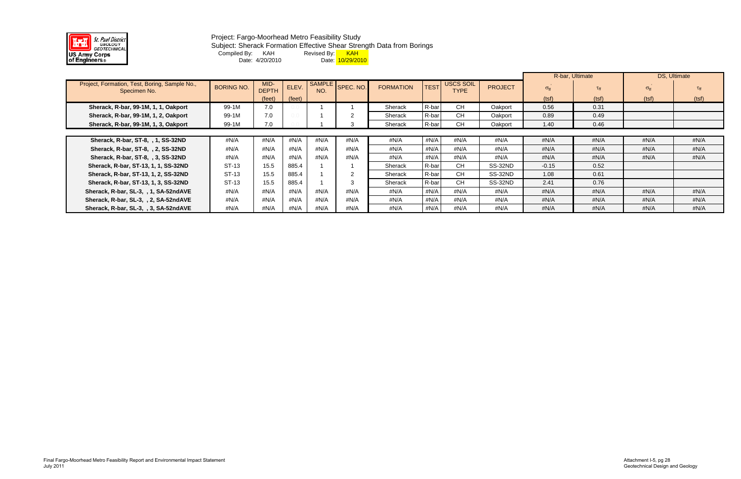Project: Fargo-Moorhead Metro Feasibility Study
Subject: Sherack Formation Effective Shear Strength Data from Borings
Compiled By: KAH Date: 4/20/2010
Revised By: KAH Date: 10/29/2010

| Project, Formation, Test, Boring, Sample No., Specimen No. | BORING NO. | MID-DEPTH (feet) | ELEV. (feet) | SAMPLE NO. | SPEC. NO. | FORMATION | TEST | USCS SOIL TYPE | PROJECT | R-bar, Ultimate $\sigma'_{ff}$ (tsf) | R-bar, Ultimate $\tau_{ff}$ (tsf) | DS, Ultimate $\sigma'_{ff}$ (tsf) | DS, Ultimate $\tau_{ff}$ (tsf) |
|---|---|---|---|---|---|---|---|---|---|---|---|---|---|
| Sherack, R-bar, 99-1M, 1, 1, Oakport | 99-1M | 7.0 | 0.0 | 1 | 1 | Sherack | R-bar | CH | Oakport | 0.56 | 0.31 | | |
| Sherack, R-bar, 99-1M, 1, 2, Oakport | 99-1M | 7.0 | 0.0 | 1 | 2 | Sherack | R-bar | CH | Oakport | 0.89 | 0.49 | | |
| Sherack, R-bar, 99-1M, 1, 3, Oakport | 99-1M | 7.0 | 0.0 | 1 | 3 | Sherack | R-bar | CH | Oakport | 1.40 | 0.46 | | |
| Sherack, R-bar, ST-8, , 1, SS-32ND | #N/A | #N/A | #N/A | #N/A | #N/A | #N/A | #N/A | #N/A | #N/A | #N/A | #N/A | #N/A | #N/A |
| Sherack, R-bar, ST-8, , 2, SS-32ND | #N/A | #N/A | #N/A | #N/A | #N/A | #N/A | #N/A | #N/A | #N/A | #N/A | #N/A | #N/A | #N/A |
| Sherack, R-bar, ST-8, , 3, SS-32ND | #N/A | #N/A | #N/A | #N/A | #N/A | #N/A | #N/A | #N/A | #N/A | #N/A | #N/A | #N/A | #N/A |
| Sherack, R-bar, ST-13, 1, 1, SS-32ND | ST-13 | 15.5 | 885.4 | 1 | 1 | Sherack | R-bar | CH | SS-32ND | -0.15 | 0.52 | | |
| Sherack, R-bar, ST-13, 1, 2, SS-32ND | ST-13 | 15.5 | 885.4 | 1 | 2 | Sherack | R-bar | CH | SS-32ND | 1.08 | 0.61 | | |
| Sherack, R-bar, ST-13, 1, 3, SS-32ND | ST-13 | 15.5 | 885.4 | 1 | 3 | Sherack | R-bar | CH | SS-32ND | 2.41 | 0.76 | | |
| Sherack, R-bar, SL-3, , 1, SA-52ndAVE | #N/A | #N/A | #N/A | #N/A | #N/A | #N/A | #N/A | #N/A | #N/A | #N/A | #N/A | #N/A | #N/A |
| Sherack, R-bar, SL-3, , 2, SA-52ndAVE | #N/A | #N/A | #N/A | #N/A | #N/A | #N/A | #N/A | #N/A | #N/A | #N/A | #N/A | #N/A | #N/A |
| Sherack, R-bar, SL-3, , 3, SA-52ndAVE | #N/A | #N/A | #N/A | #N/A | #N/A | #N/A | #N/A | #N/A | #N/A | #N/A | #N/A | #N/A | #N/A |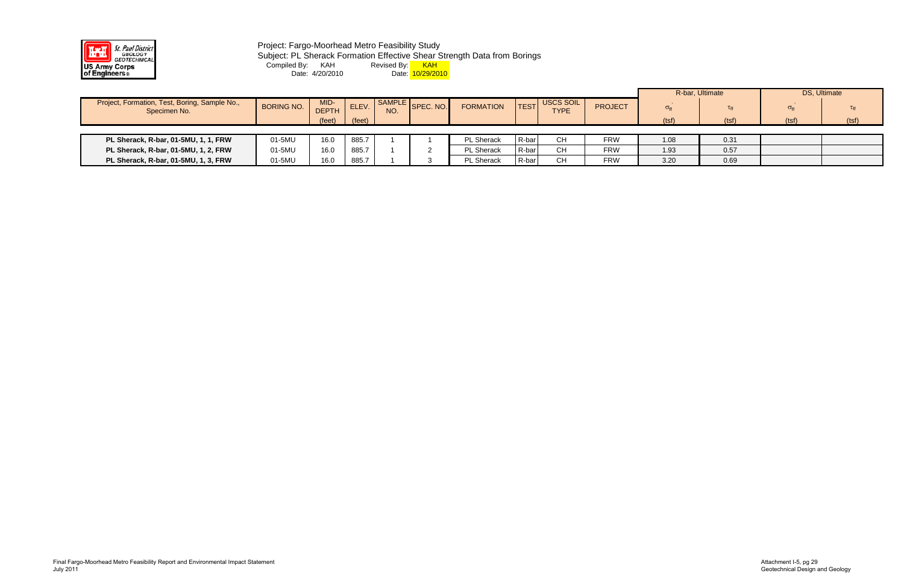St. Paul District GEOLOGY GEOTECHNICAL
US Army Corps of Engineers

Project: Fargo-Moorhead Metro Feasibility Study
Subject: PL Sherack Formation Effective Shear Strength Data from Borings
Compiled By: KAH Revised By: KAH
Date: 4/20/2010 Date: 10/29/2010

| Project, Formation, Test, Boring, Sample No., Specimen No. | BORING NO. | MID-DEPTH | ELEV. | SAMPLE NO. | SPEC. NO. | FORMATION | TEST | USCS SOIL TYPE | PROJECT | R-bar, Ultimate | | DS, Ultimate | |
|---|---|---|---|---|---|---|---|---|---|---|---|---|---|
| | | | | | | | | | | $\sigma'_{ff}$ | $\tau_{ff}$ | $\sigma'_{ff}$ | $\tau_{ff}$ |
| | | (feet) | (feet) | | | | | | | (tsf) | (tsf) | (tsf) | (tsf) |
| **PL Sherack, R-bar, 01-5MU, 1, 1, FRW** | 01-5MU | 16.0 | 885.7 | 1 | 1 | PL Sherack | R-bar | CH | FRW | 1.08 | 0.31 | | |
| **PL Sherack, R-bar, 01-5MU, 1, 2, FRW** | 01-5MU | 16.0 | 885.7 | 1 | 2 | PL Sherack | R-bar | CH | FRW | 1.93 | 0.57 | | |
| **PL Sherack, R-bar, 01-5MU, 1, 3, FRW** | 01-5MU | 16.0 | 885.7 | 1 | 3 | PL Sherack | R-bar | CH | FRW | 3.20 | 0.69 | | |

Final Fargo-Moorhead Metro Feasibility Report and Environmental Impact Statement
July 2011

Attachment I-5, pg 29
Geotechnical Design and Geology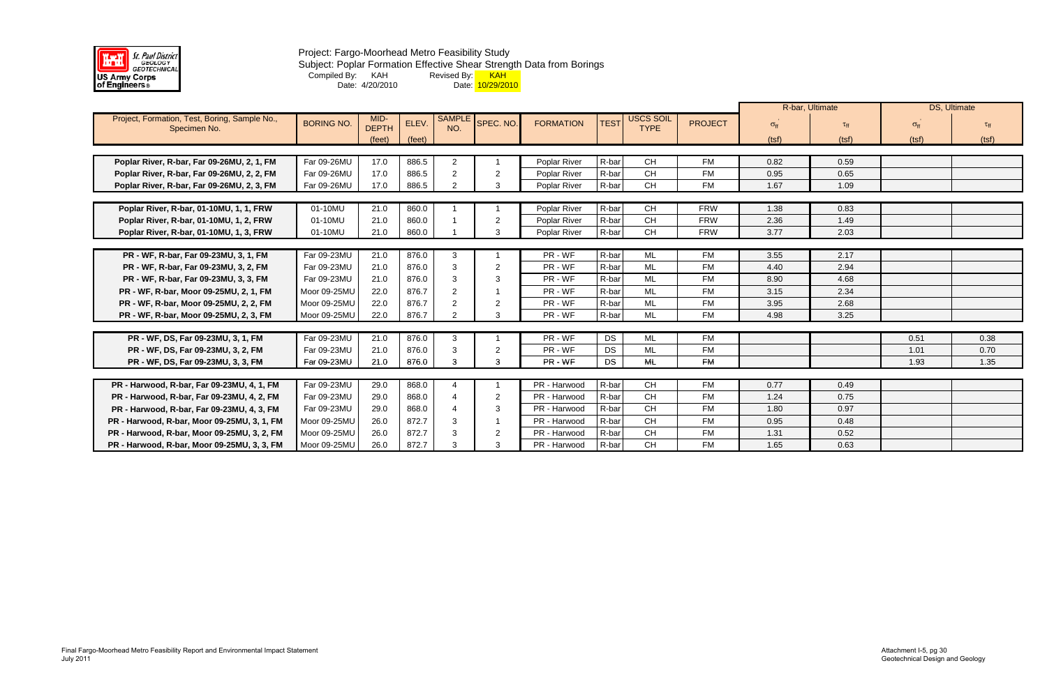St. Paul District GEOLOGY GEOTECHNICAL US Army Corps of Engineers

Project: Fargo-Moorhead Metro Feasibility Study
Subject: Poplar Formation Effective Shear Strength Data from Borings
Compiled By: KAH Date: 4/20/2010
Revised By: KAH Date: 10/29/2010

| Project, Formation, Test, Boring, Sample No., Specimen No. | BORING NO. | MID-DEPTH (feet) | ELEV. (feet) | SAMPLE NO. | SPEC. NO. | FORMATION | TEST | USCS SOIL TYPE | PROJECT | R-bar, Ultimate | | DS, Ultimate | |
|---|---|---|---|---|---|---|---|---|---|---|---|---|---|
| | | | | | | | | | | $\sigma'_{ff}$ (tsf) | $\tau_{ff}$ (tsf) | $\sigma'_{ff}$ (tsf) | $\tau_{ff}$ (tsf) |
| **Poplar River, R-bar, Far 09-26MU, 2, 1, FM** | Far 09-26MU | 17.0 | 886.5 | 2 | 1 | Poplar River | R-bar | CH | FM | 0.82 | 0.59 | | |
| **Poplar River, R-bar, Far 09-26MU, 2, 2, FM** | Far 09-26MU | 17.0 | 886.5 | 2 | 2 | Poplar River | R-bar | CH | FM | 0.95 | 0.65 | | |
| **Poplar River, R-bar, Far 09-26MU, 2, 3, FM** | Far 09-26MU | 17.0 | 886.5 | 2 | 3 | Poplar River | R-bar | CH | FM | 1.67 | 1.09 | | |
| **Poplar River, R-bar, 01-10MU, 1, 1, FRW** | 01-10MU | 21.0 | 860.0 | 1 | 1 | Poplar River | R-bar | CH | FRW | 1.38 | 0.83 | | |
| **Poplar River, R-bar, 01-10MU, 1, 2, FRW** | 01-10MU | 21.0 | 860.0 | 1 | 2 | Poplar River | R-bar | CH | FRW | 2.36 | 1.49 | | |
| **Poplar River, R-bar, 01-10MU, 1, 3, FRW** | 01-10MU | 21.0 | 860.0 | 1 | 3 | Poplar River | R-bar | CH | FRW | 3.77 | 2.03 | | |
| **PR - WF, R-bar, Far 09-23MU, 3, 1, FM** | Far 09-23MU | 21.0 | 876.0 | 3 | 1 | PR - WF | R-bar | ML | FM | 3.55 | 2.17 | | |
| **PR - WF, R-bar, Far 09-23MU, 3, 2, FM** | Far 09-23MU | 21.0 | 876.0 | 3 | 2 | PR - WF | R-bar | ML | FM | 4.40 | 2.94 | | |
| **PR - WF, R-bar, Far 09-23MU, 3, 3, FM** | Far 09-23MU | 21.0 | 876.0 | 3 | 3 | PR - WF | R-bar | ML | FM | 8.90 | 4.68 | | |
| **PR - WF, R-bar, Moor 09-25MU, 2, 1, FM** | Moor 09-25MU | 22.0 | 876.7 | 2 | 1 | PR - WF | R-bar | ML | FM | 3.15 | 2.34 | | |
| **PR - WF, R-bar, Moor 09-25MU, 2, 2, FM** | Moor 09-25MU | 22.0 | 876.7 | 2 | 2 | PR - WF | R-bar | ML | FM | 3.95 | 2.68 | | |
| **PR - WF, R-bar, Moor 09-25MU, 2, 3, FM** | Moor 09-25MU | 22.0 | 876.7 | 2 | 3 | PR - WF | R-bar | ML | FM | 4.98 | 3.25 | | |
| **PR - WF, DS, Far 09-23MU, 3, 1, FM** | Far 09-23MU | 21.0 | 876.0 | 3 | 1 | PR - WF | DS | ML | FM | | | 0.51 | 0.38 |
| **PR - WF, DS, Far 09-23MU, 3, 2, FM** | Far 09-23MU | 21.0 | 876.0 | 3 | 2 | PR - WF | DS | ML | FM | | | 1.01 | 0.70 |
| **PR - WF, DS, Far 09-23MU, 3, 3, FM** | Far 09-23MU | 21.0 | 876.0 | 3 | 3 | PR - WF | DS | ML | FM | | | 1.93 | 1.35 |
| **PR - Harwood, R-bar, Far 09-23MU, 4, 1, FM** | Far 09-23MU | 29.0 | 868.0 | 4 | 1 | PR - Harwood | R-bar | CH | FM | 0.77 | 0.49 | | |
| **PR - Harwood, R-bar, Far 09-23MU, 4, 2, FM** | Far 09-23MU | 29.0 | 868.0 | 4 | 2 | PR - Harwood | R-bar | CH | FM | 1.24 | 0.75 | | |
| **PR - Harwood, R-bar, Far 09-23MU, 4, 3, FM** | Far 09-23MU | 29.0 | 868.0 | 4 | 3 | PR - Harwood | R-bar | CH | FM | 1.80 | 0.97 | | |
| **PR - Harwood, R-bar, Moor 09-25MU, 3, 1, FM** | Moor 09-25MU | 26.0 | 872.7 | 3 | 1 | PR - Harwood | R-bar | CH | FM | 0.95 | 0.48 | | |
| **PR - Harwood, R-bar, Moor 09-25MU, 3, 2, FM** | Moor 09-25MU | 26.0 | 872.7 | 3 | 2 | PR - Harwood | R-bar | CH | FM | 1.31 | 0.52 | | |
| **PR - Harwood, R-bar, Moor 09-25MU, 3, 3, FM** | Moor 09-25MU | 26.0 | 872.7 | 3 | 3 | PR - Harwood | R-bar | CH | FM | 1.65 | 0.63 | | |

Final Fargo-Moorhead Metro Feasibility Report and Environmental Impact Statement
July 2011

Attachment I-5, pg 30
Geotechnical Design and Geology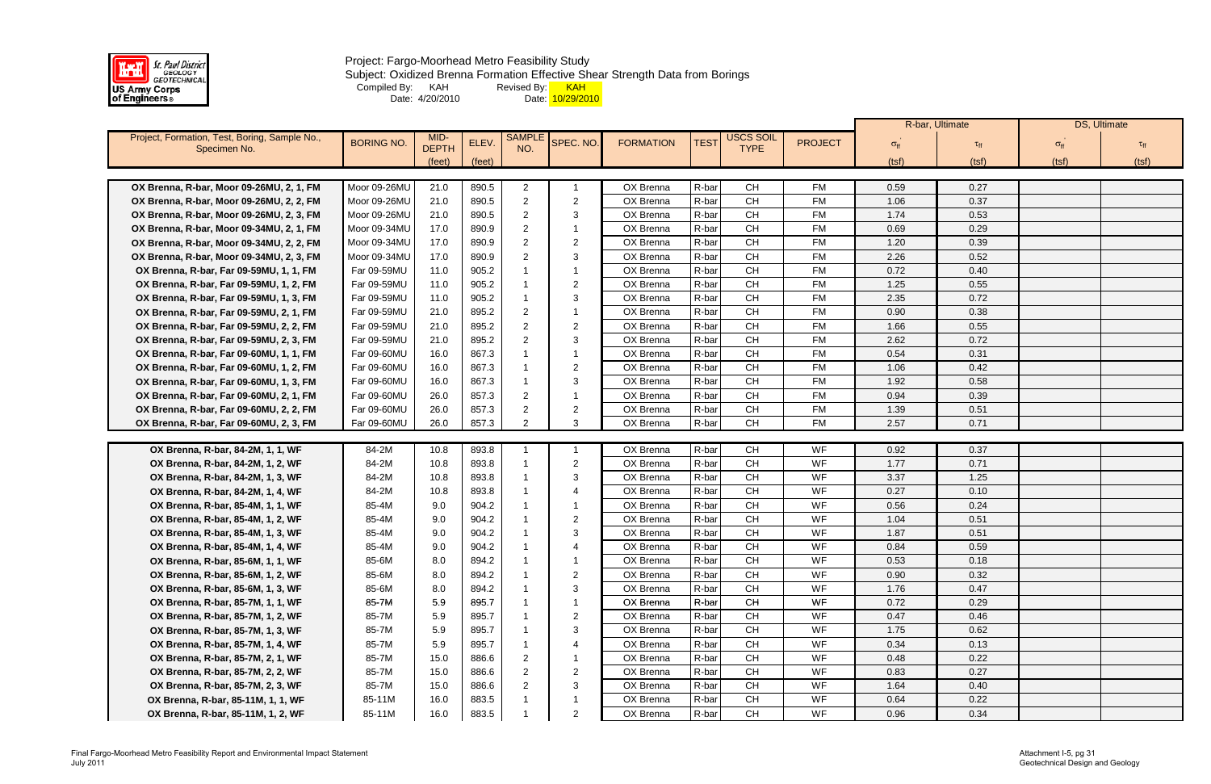Project: Fargo-Moorhead Metro Feasibility Study
Subject: Oxidized Brenna Formation Effective Shear Strength Data from Borings
Compiled By: KAH Revised By: KAH
Date: 4/20/2010 Date: 10/29/2010

| Project, Formation, Test, Boring, Sample No., Specimen No. | BORING NO. | MID-DEPTH (feet) | ELEV. (feet) | SAMPLE NO. | SPEC. NO. | FORMATION | TEST | USCS SOIL TYPE | PROJECT | R-bar, Ultimate $\sigma'_{ff}$ (tsf) | R-bar, Ultimate $\tau_{ff}$ (tsf) | DS, Ultimate $\sigma'_{ff}$ (tsf) | DS, Ultimate $\tau_{ff}$ (tsf) |
|---|---|---|---|---|---|---|---|---|---|---|---|---|---|
| OX Brenna, R-bar, Moor 09-26MU, 2, 1, FM | Moor 09-26MU | 21.0 | 890.5 | 2 | 1 | OX Brenna | R-bar | CH | FM | 0.59 | 0.27 | | |
| OX Brenna, R-bar, Moor 09-26MU, 2, 2, FM | Moor 09-26MU | 21.0 | 890.5 | 2 | 2 | OX Brenna | R-bar | CH | FM | 1.06 | 0.37 | | |
| OX Brenna, R-bar, Moor 09-26MU, 2, 3, FM | Moor 09-26MU | 21.0 | 890.5 | 2 | 3 | OX Brenna | R-bar | CH | FM | 1.74 | 0.53 | | |
| OX Brenna, R-bar, Moor 09-34MU, 2, 1, FM | Moor 09-34MU | 17.0 | 890.9 | 2 | 1 | OX Brenna | R-bar | CH | FM | 0.69 | 0.29 | | |
| OX Brenna, R-bar, Moor 09-34MU, 2, 2, FM | Moor 09-34MU | 17.0 | 890.9 | 2 | 2 | OX Brenna | R-bar | CH | FM | 1.20 | 0.39 | | |
| OX Brenna, R-bar, Moor 09-34MU, 2, 3, FM | Moor 09-34MU | 17.0 | 890.9 | 2 | 3 | OX Brenna | R-bar | CH | FM | 2.26 | 0.52 | | |
| OX Brenna, R-bar, Far 09-59MU, 1, 1, FM | Far 09-59MU | 11.0 | 905.2 | 1 | 1 | OX Brenna | R-bar | CH | FM | 0.72 | 0.40 | | |
| OX Brenna, R-bar, Far 09-59MU, 1, 2, FM | Far 09-59MU | 11.0 | 905.2 | 1 | 2 | OX Brenna | R-bar | CH | FM | 1.25 | 0.55 | | |
| OX Brenna, R-bar, Far 09-59MU, 1, 3, FM | Far 09-59MU | 11.0 | 905.2 | 1 | 3 | OX Brenna | R-bar | CH | FM | 2.35 | 0.72 | | |
| OX Brenna, R-bar, Far 09-59MU, 2, 1, FM | Far 09-59MU | 21.0 | 895.2 | 2 | 1 | OX Brenna | R-bar | CH | FM | 0.90 | 0.38 | | |
| OX Brenna, R-bar, Far 09-59MU, 2, 2, FM | Far 09-59MU | 21.0 | 895.2 | 2 | 2 | OX Brenna | R-bar | CH | FM | 1.66 | 0.55 | | |
| OX Brenna, R-bar, Far 09-59MU, 2, 3, FM | Far 09-59MU | 21.0 | 895.2 | 2 | 3 | OX Brenna | R-bar | CH | FM | 2.62 | 0.72 | | |
| OX Brenna, R-bar, Far 09-60MU, 1, 1, FM | Far 09-60MU | 16.0 | 867.3 | 1 | 1 | OX Brenna | R-bar | CH | FM | 0.54 | 0.31 | | |
| OX Brenna, R-bar, Far 09-60MU, 1, 2, FM | Far 09-60MU | 16.0 | 867.3 | 1 | 2 | OX Brenna | R-bar | CH | FM | 1.06 | 0.42 | | |
| OX Brenna, R-bar, Far 09-60MU, 1, 3, FM | Far 09-60MU | 16.0 | 867.3 | 1 | 3 | OX Brenna | R-bar | CH | FM | 1.92 | 0.58 | | |
| OX Brenna, R-bar, Far 09-60MU, 2, 1, FM | Far 09-60MU | 26.0 | 857.3 | 2 | 1 | OX Brenna | R-bar | CH | FM | 0.94 | 0.39 | | |
| OX Brenna, R-bar, Far 09-60MU, 2, 2, FM | Far 09-60MU | 26.0 | 857.3 | 2 | 2 | OX Brenna | R-bar | CH | FM | 1.39 | 0.51 | | |
| OX Brenna, R-bar, Far 09-60MU, 2, 3, FM | Far 09-60MU | 26.0 | 857.3 | 2 | 3 | OX Brenna | R-bar | CH | FM | 2.57 | 0.71 | | |
| OX Brenna, R-bar, 84-2M, 1, 1, WF | 84-2M | 10.8 | 893.8 | 1 | 1 | OX Brenna | R-bar | CH | WF | 0.92 | 0.37 | | |
| OX Brenna, R-bar, 84-2M, 1, 2, WF | 84-2M | 10.8 | 893.8 | 1 | 2 | OX Brenna | R-bar | CH | WF | 1.77 | 0.71 | | |
| OX Brenna, R-bar, 84-2M, 1, 3, WF | 84-2M | 10.8 | 893.8 | 1 | 3 | OX Brenna | R-bar | CH | WF | 3.37 | 1.25 | | |
| OX Brenna, R-bar, 84-2M, 1, 4, WF | 84-2M | 10.8 | 893.8 | 1 | 4 | OX Brenna | R-bar | CH | WF | 0.27 | 0.10 | | |
| OX Brenna, R-bar, 85-4M, 1, 1, WF | 85-4M | 9.0 | 904.2 | 1 | 1 | OX Brenna | R-bar | CH | WF | 0.56 | 0.24 | | |
| OX Brenna, R-bar, 85-4M, 1, 2, WF | 85-4M | 9.0 | 904.2 | 1 | 2 | OX Brenna | R-bar | CH | WF | 1.04 | 0.51 | | |
| OX Brenna, R-bar, 85-4M, 1, 3, WF | 85-4M | 9.0 | 904.2 | 1 | 3 | OX Brenna | R-bar | CH | WF | 1.87 | 0.51 | | |
| OX Brenna, R-bar, 85-4M, 1, 4, WF | 85-4M | 9.0 | 904.2 | 1 | 4 | OX Brenna | R-bar | CH | WF | 0.84 | 0.59 | | |
| OX Brenna, R-bar, 85-6M, 1, 1, WF | 85-6M | 8.0 | 894.2 | 1 | 1 | OX Brenna | R-bar | CH | WF | 0.53 | 0.18 | | |
| OX Brenna, R-bar, 85-6M, 1, 2, WF | 85-6M | 8.0 | 894.2 | 1 | 2 | OX Brenna | R-bar | CH | WF | 0.90 | 0.32 | | |
| OX Brenna, R-bar, 85-6M, 1, 3, WF | 85-6M | 8.0 | 894.2 | 1 | 3 | OX Brenna | R-bar | CH | WF | 1.76 | 0.47 | | |
| OX Brenna, R-bar, 85-7M, 1, 1, WF | 85-7M | 5.9 | 895.7 | 1 | 1 | OX Brenna | R-bar | CH | WF | 0.72 | 0.29 | | |
| OX Brenna, R-bar, 85-7M, 1, 2, WF | 85-7M | 5.9 | 895.7 | 1 | 2 | OX Brenna | R-bar | CH | WF | 0.47 | 0.46 | | |
| OX Brenna, R-bar, 85-7M, 1, 3, WF | 85-7M | 5.9 | 895.7 | 1 | 3 | OX Brenna | R-bar | CH | WF | 1.75 | 0.62 | | |
| OX Brenna, R-bar, 85-7M, 1, 4, WF | 85-7M | 5.9 | 895.7 | 1 | 4 | OX Brenna | R-bar | CH | WF | 0.34 | 0.13 | | |
| OX Brenna, R-bar, 85-7M, 2, 1, WF | 85-7M | 15.0 | 886.6 | 2 | 1 | OX Brenna | R-bar | CH | WF | 0.48 | 0.22 | | |
| OX Brenna, R-bar, 85-7M, 2, 2, WF | 85-7M | 15.0 | 886.6 | 2 | 2 | OX Brenna | R-bar | CH | WF | 0.83 | 0.27 | | |
| OX Brenna, R-bar, 85-7M, 2, 3, WF | 85-7M | 15.0 | 886.6 | 2 | 3 | OX Brenna | R-bar | CH | WF | 1.64 | 0.40 | | |
| OX Brenna, R-bar, 85-11M, 1, 1, WF | 85-11M | 16.0 | 883.5 | 1 | 1 | OX Brenna | R-bar | CH | WF | 0.64 | 0.22 | | |
| OX Brenna, R-bar, 85-11M, 1, 2, WF | 85-11M | 16.0 | 883.5 | 1 | 2 | OX Brenna | R-bar | CH | WF | 0.96 | 0.34 | | |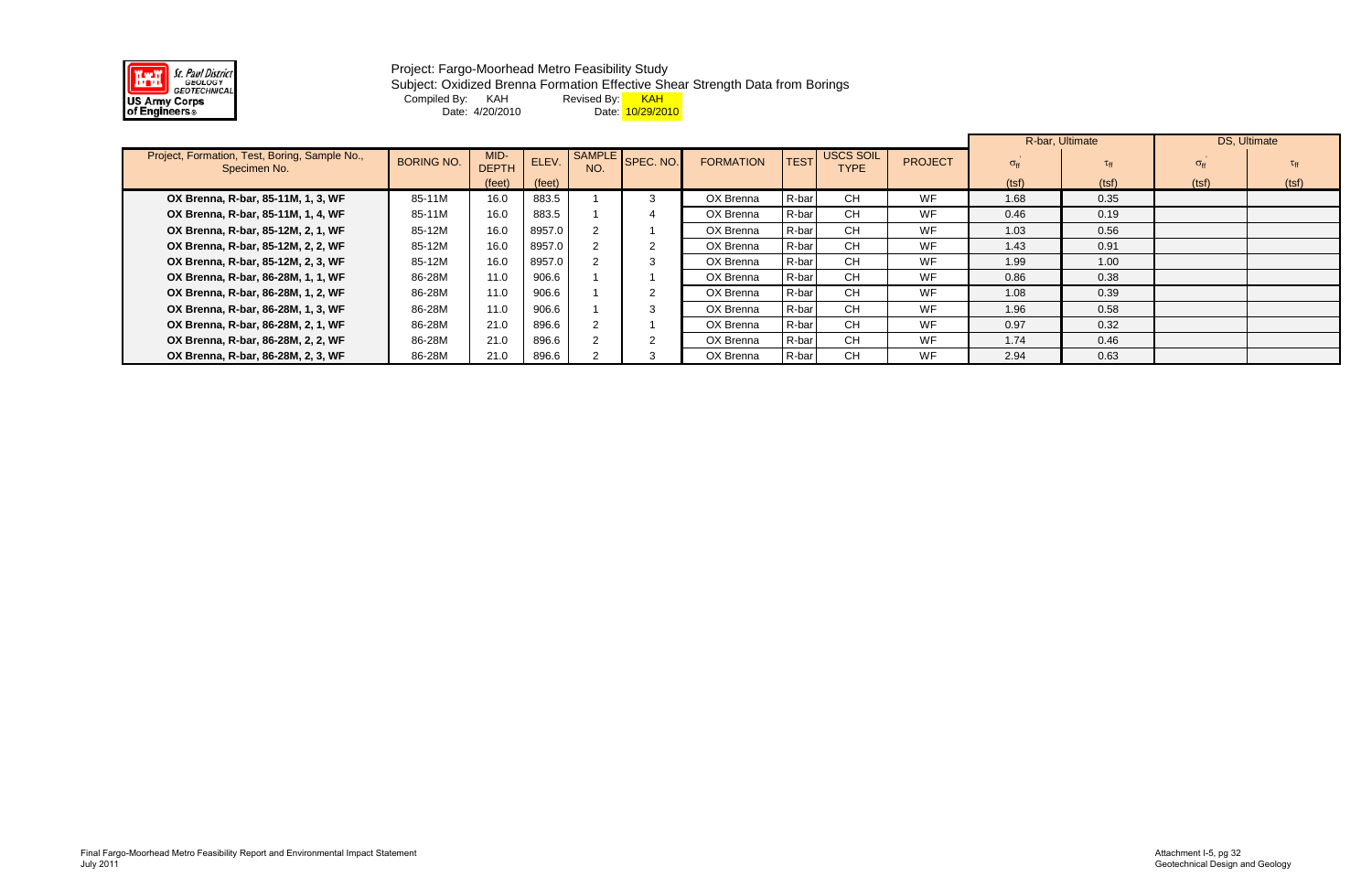St. Paul District
GEOLOGY
GEOTECHNICAL
US Army Corps
of Engineers®

Project: Fargo-Moorhead Metro Feasibility Study
Subject: Oxidized Brenna Formation Effective Shear Strength Data from Borings
Compiled By: KAH Revised By: KAH
Date: 4/20/2010 Date: 10/29/2010

| Project, Formation, Test, Boring, Sample No., Specimen No. | BORING NO. | MID-DEPTH (feet) | ELEV. (feet) | SAMPLE NO. | SPEC. NO. | FORMATION | TEST | USCS SOIL TYPE | PROJECT | R-bar, Ultimate | | DS, Ultimate | |
|---|---|---|---|---|---|---|---|---|---|---|---|---|---|
| | | | | | | | | | | $\sigma'_{ff}$ (tsf) | $\tau_{ff}$ (tsf) | $\sigma'_{ff}$ (tsf) | $\tau_{ff}$ (tsf) |
| **OX Brenna, R-bar, 85-11M, 1, 3, WF** | 85-11M | 16.0 | 883.5 | 1 | 3 | OX Brenna | R-bar | CH | WF | 1.68 | 0.35 | | |
| **OX Brenna, R-bar, 85-11M, 1, 4, WF** | 85-11M | 16.0 | 883.5 | 1 | 4 | OX Brenna | R-bar | CH | WF | 0.46 | 0.19 | | |
| **OX Brenna, R-bar, 85-12M, 2, 1, WF** | 85-12M | 16.0 | 8957.0 | 2 | 1 | OX Brenna | R-bar | CH | WF | 1.03 | 0.56 | | |
| **OX Brenna, R-bar, 85-12M, 2, 2, WF** | 85-12M | 16.0 | 8957.0 | 2 | 2 | OX Brenna | R-bar | CH | WF | 1.43 | 0.91 | | |
| **OX Brenna, R-bar, 85-12M, 2, 3, WF** | 85-12M | 16.0 | 8957.0 | 2 | 3 | OX Brenna | R-bar | CH | WF | 1.99 | 1.00 | | |
| **OX Brenna, R-bar, 86-28M, 1, 1, WF** | 86-28M | 11.0 | 906.6 | 1 | 1 | OX Brenna | R-bar | CH | WF | 0.86 | 0.38 | | |
| **OX Brenna, R-bar, 86-28M, 1, 2, WF** | 86-28M | 11.0 | 906.6 | 1 | 2 | OX Brenna | R-bar | CH | WF | 1.08 | 0.39 | | |
| **OX Brenna, R-bar, 86-28M, 1, 3, WF** | 86-28M | 11.0 | 906.6 | 1 | 3 | OX Brenna | R-bar | CH | WF | 1.96 | 0.58 | | |
| **OX Brenna, R-bar, 86-28M, 2, 1, WF** | 86-28M | 21.0 | 896.6 | 2 | 1 | OX Brenna | R-bar | CH | WF | 0.97 | 0.32 | | |
| **OX Brenna, R-bar, 86-28M, 2, 2, WF** | 86-28M | 21.0 | 896.6 | 2 | 2 | OX Brenna | R-bar | CH | WF | 1.74 | 0.46 | | |
| **OX Brenna, R-bar, 86-28M, 2, 3, WF** | 86-28M | 21.0 | 896.6 | 2 | 3 | OX Brenna | R-bar | CH | WF | 2.94 | 0.63 | | |

Final Fargo-Moorhead Metro Feasibility Report and Environmental Impact Statement
July 2011

Attachment I-5, pg 32
Geotechnical Design and Geology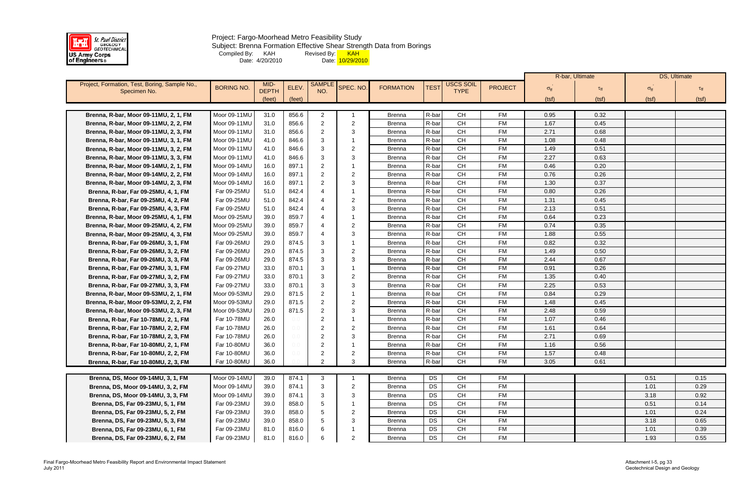Project: Fargo-Moorhead Metro Feasibility Study

Subject: Brenna Formation Effective Shear Strength Data from Borings

Compiled By: KAH Date: 4/20/2010 Revised By: KAH Date: 10/29/2010

| Project, Formation, Test, Boring, Sample No., Specimen No. | BORING NO. | MID-DEPTH (feet) | ELEV. (feet) | SAMPLE NO. | SPEC. NO. | FORMATION | TEST | USCS SOIL TYPE | PROJECT | R-bar, Ultimate $\sigma'_{ff}$ (tsf) | R-bar, Ultimate $\tau_{ff}$ (tsf) | DS, Ultimate $\sigma'_{ff}$ (tsf) | DS, Ultimate $\tau_{ff}$ (tsf) |
|---|---|---|---|---|---|---|---|---|---|---|---|---|---|
| Brenna, R-bar, Moor 09-11MU, 2, 1, FM | Moor 09-11MU | 31.0 | 856.6 | 2 | 1 | Brenna | R-bar | CH | FM | 0.95 | 0.32 | | |
| Brenna, R-bar, Moor 09-11MU, 2, 2, FM | Moor 09-11MU | 31.0 | 856.6 | 2 | 2 | Brenna | R-bar | CH | FM | 1.67 | 0.45 | | |
| Brenna, R-bar, Moor 09-11MU, 2, 3, FM | Moor 09-11MU | 31.0 | 856.6 | 2 | 3 | Brenna | R-bar | CH | FM | 2.71 | 0.68 | | |
| Brenna, R-bar, Moor 09-11MU, 3, 1, FM | Moor 09-11MU | 41.0 | 846.6 | 3 | 1 | Brenna | R-bar | CH | FM | 1.08 | 0.48 | | |
| Brenna, R-bar, Moor 09-11MU, 3, 2, FM | Moor 09-11MU | 41.0 | 846.6 | 3 | 2 | Brenna | R-bar | CH | FM | 1.49 | 0.51 | | |
| Brenna, R-bar, Moor 09-11MU, 3, 3, FM | Moor 09-11MU | 41.0 | 846.6 | 3 | 3 | Brenna | R-bar | CH | FM | 2.27 | 0.63 | | |
| Brenna, R-bar, Moor 09-14MU, 2, 1, FM | Moor 09-14MU | 16.0 | 897.1 | 2 | 1 | Brenna | R-bar | CH | FM | 0.46 | 0.20 | | |
| Brenna, R-bar, Moor 09-14MU, 2, 2, FM | Moor 09-14MU | 16.0 | 897.1 | 2 | 2 | Brenna | R-bar | CH | FM | 0.76 | 0.26 | | |
| Brenna, R-bar, Moor 09-14MU, 2, 3, FM | Moor 09-14MU | 16.0 | 897.1 | 2 | 3 | Brenna | R-bar | CH | FM | 1.30 | 0.37 | | |
| Brenna, R-bar, Far 09-25MU, 4, 1, FM | Far 09-25MU | 51.0 | 842.4 | 4 | 1 | Brenna | R-bar | CH | FM | 0.80 | 0.26 | | |
| Brenna, R-bar, Far 09-25MU, 4, 2, FM | Far 09-25MU | 51.0 | 842.4 | 4 | 2 | Brenna | R-bar | CH | FM | 1.31 | 0.45 | | |
| Brenna, R-bar, Far 09-25MU, 4, 3, FM | Far 09-25MU | 51.0 | 842.4 | 4 | 3 | Brenna | R-bar | CH | FM | 2.13 | 0.51 | | |
| Brenna, R-bar, Moor 09-25MU, 4, 1, FM | Moor 09-25MU | 39.0 | 859.7 | 4 | 1 | Brenna | R-bar | CH | FM | 0.64 | 0.23 | | |
| Brenna, R-bar, Moor 09-25MU, 4, 2, FM | Moor 09-25MU | 39.0 | 859.7 | 4 | 2 | Brenna | R-bar | CH | FM | 0.74 | 0.35 | | |
| Brenna, R-bar, Moor 09-25MU, 4, 3, FM | Moor 09-25MU | 39.0 | 859.7 | 4 | 3 | Brenna | R-bar | CH | FM | 1.88 | 0.55 | | |
| Brenna, R-bar, Far 09-26MU, 3, 1, FM | Far 09-26MU | 29.0 | 874.5 | 3 | 1 | Brenna | R-bar | CH | FM | 0.82 | 0.32 | | |
| Brenna, R-bar, Far 09-26MU, 3, 2, FM | Far 09-26MU | 29.0 | 874.5 | 3 | 2 | Brenna | R-bar | CH | FM | 1.49 | 0.50 | | |
| Brenna, R-bar, Far 09-26MU, 3, 3, FM | Far 09-26MU | 29.0 | 874.5 | 3 | 3 | Brenna | R-bar | CH | FM | 2.44 | 0.67 | | |
| Brenna, R-bar, Far 09-27MU, 3, 1, FM | Far 09-27MU | 33.0 | 870.1 | 3 | 1 | Brenna | R-bar | CH | FM | 0.91 | 0.26 | | |
| Brenna, R-bar, Far 09-27MU, 3, 2, FM | Far 09-27MU | 33.0 | 870.1 | 3 | 2 | Brenna | R-bar | CH | FM | 1.35 | 0.40 | | |
| Brenna, R-bar, Far 09-27MU, 3, 3, FM | Far 09-27MU | 33.0 | 870.1 | 3 | 3 | Brenna | R-bar | CH | FM | 2.25 | 0.53 | | |
| Brenna, R-bar, Moor 09-53MU, 2, 1, FM | Moor 09-53MU | 29.0 | 871.5 | 2 | 1 | Brenna | R-bar | CH | FM | 0.84 | 0.29 | | |
| Brenna, R-bar, Moor 09-53MU, 2, 2, FM | Moor 09-53MU | 29.0 | 871.5 | 2 | 2 | Brenna | R-bar | CH | FM | 1.48 | 0.45 | | |
| Brenna, R-bar, Moor 09-53MU, 2, 3, FM | Moor 09-53MU | 29.0 | 871.5 | 2 | 3 | Brenna | R-bar | CH | FM | 2.48 | 0.59 | | |
| Brenna, R-bar, Far 10-78MU, 2, 1, FM | Far 10-78MU | 26.0 | 0.0 | 2 | 1 | Brenna | R-bar | CH | FM | 1.07 | 0.46 | | |
| Brenna, R-bar, Far 10-78MU, 2, 2, FM | Far 10-78MU | 26.0 | 0.0 | 2 | 2 | Brenna | R-bar | CH | FM | 1.61 | 0.64 | | |
| Brenna, R-bar, Far 10-78MU, 2, 3, FM | Far 10-78MU | 26.0 | 0.0 | 2 | 3 | Brenna | R-bar | CH | FM | 2.71 | 0.69 | | |
| Brenna, R-bar, Far 10-80MU, 2, 1, FM | Far 10-80MU | 36.0 | 0.0 | 2 | 1 | Brenna | R-bar | CH | FM | 1.16 | 0.56 | | |
| Brenna, R-bar, Far 10-80MU, 2, 2, FM | Far 10-80MU | 36.0 | 0.0 | 2 | 2 | Brenna | R-bar | CH | FM | 1.57 | 0.48 | | |
| Brenna, R-bar, Far 10-80MU, 2, 3, FM | Far 10-80MU | 36.0 | 0.0 | 2 | 3 | Brenna | R-bar | CH | FM | 3.05 | 0.61 | | |
| Brenna, DS, Moor 09-14MU, 3, 1, FM | Moor 09-14MU | 39.0 | 874.1 | 3 | 1 | Brenna | DS | CH | FM | | | 0.51 | 0.15 |
| Brenna, DS, Moor 09-14MU, 3, 2, FM | Moor 09-14MU | 39.0 | 874.1 | 3 | 2 | Brenna | DS | CH | FM | | | 1.01 | 0.29 |
| Brenna, DS, Moor 09-14MU, 3, 3, FM | Moor 09-14MU | 39.0 | 874.1 | 3 | 3 | Brenna | DS | CH | FM | | | 3.18 | 0.92 |
| Brenna, DS, Far 09-23MU, 5, 1, FM | Far 09-23MU | 39.0 | 858.0 | 5 | 1 | Brenna | DS | CH | FM | | | 0.51 | 0.14 |
| Brenna, DS, Far 09-23MU, 5, 2, FM | Far 09-23MU | 39.0 | 858.0 | 5 | 2 | Brenna | DS | CH | FM | | | 1.01 | 0.24 |
| Brenna, DS, Far 09-23MU, 5, 3, FM | Far 09-23MU | 39.0 | 858.0 | 5 | 3 | Brenna | DS | CH | FM | | | 3.18 | 0.65 |
| Brenna, DS, Far 09-23MU, 6, 1, FM | Far 09-23MU | 81.0 | 816.0 | 6 | 1 | Brenna | DS | CH | FM | | | 1.01 | 0.39 |
| Brenna, DS, Far 09-23MU, 6, 2, FM | Far 09-23MU | 81.0 | 816.0 | 6 | 2 | Brenna | DS | CH | FM | | | 1.93 | 0.55 |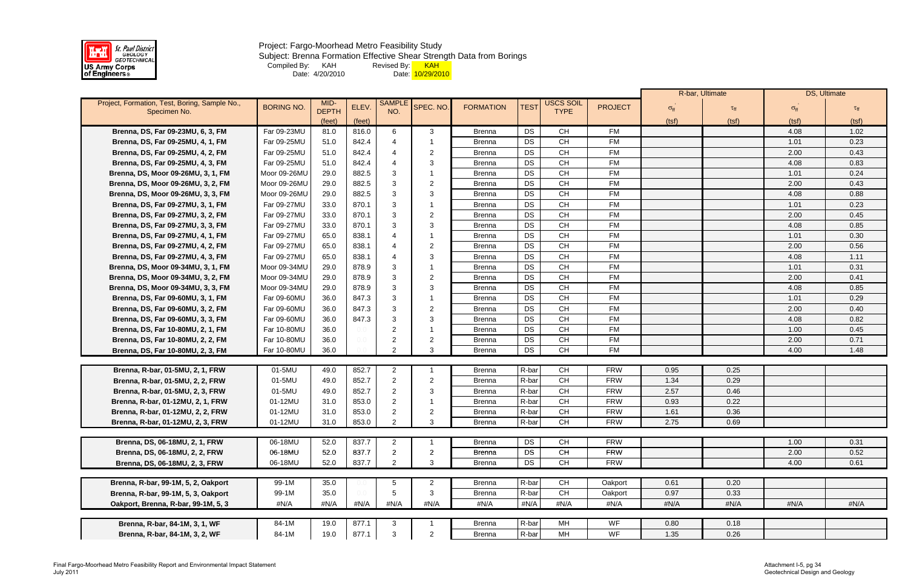Project: Fargo-Moorhead Metro Feasibility Study
Subject: Brenna Formation Effective Shear Strength Data from Borings
Compiled By: KAH Revised By: KAH
Date: 4/20/2010 Date: 10/29/2010

| Project, Formation, Test, Boring, Sample No., Specimen No. | BORING NO. | MID-DEPTH | ELEV. | SAMPLE NO. | SPEC. NO. | FORMATION | TEST | USCS SOIL TYPE | PROJECT | R-bar, Ultimate | | DS, Ultimate | |
|---|---|---|---|---|---|---|---|---|---|---|---|---|---|
| | | (feet) | (feet) | | | | | | | $\sigma'_{ff}$ (tsf) | $\tau_{ff}$ (tsf) | $\sigma'_{ff}$ (tsf) | $\tau_{ff}$ (tsf) |
| **Brenna, DS, Far 09-23MU, 6, 3, FM** | Far 09-23MU | 81.0 | 816.0 | 6 | 3 | Brenna | DS | CH | FM | | | 4.08 | 1.02 |
| **Brenna, DS, Far 09-25MU, 4, 1, FM** | Far 09-25MU | 51.0 | 842.4 | 4 | 1 | Brenna | DS | CH | FM | | | 1.01 | 0.23 |
| **Brenna, DS, Far 09-25MU, 4, 2, FM** | Far 09-25MU | 51.0 | 842.4 | 4 | 2 | Brenna | DS | CH | FM | | | 2.00 | 0.43 |
| **Brenna, DS, Far 09-25MU, 4, 3, FM** | Far 09-25MU | 51.0 | 842.4 | 4 | 3 | Brenna | DS | CH | FM | | | 4.08 | 0.83 |
| **Brenna, DS, Moor 09-26MU, 3, 1, FM** | Moor 09-26MU | 29.0 | 882.5 | 3 | 1 | Brenna | DS | CH | FM | | | 1.01 | 0.24 |
| **Brenna, DS, Moor 09-26MU, 3, 2, FM** | Moor 09-26MU | 29.0 | 882.5 | 3 | 2 | Brenna | DS | CH | FM | | | 2.00 | 0.43 |
| **Brenna, DS, Moor 09-26MU, 3, 3, FM** | Moor 09-26MU | 29.0 | 882.5 | 3 | 3 | Brenna | DS | CH | FM | | | 4.08 | 0.88 |
| **Brenna, DS, Far 09-27MU, 3, 1, FM** | Far 09-27MU | 33.0 | 870.1 | 3 | 1 | Brenna | DS | CH | FM | | | 1.01 | 0.23 |
| **Brenna, DS, Far 09-27MU, 3, 2, FM** | Far 09-27MU | 33.0 | 870.1 | 3 | 2 | Brenna | DS | CH | FM | | | 2.00 | 0.45 |
| **Brenna, DS, Far 09-27MU, 3, 3, FM** | Far 09-27MU | 33.0 | 870.1 | 3 | 3 | Brenna | DS | CH | FM | | | 4.08 | 0.85 |
| **Brenna, DS, Far 09-27MU, 4, 1, FM** | Far 09-27MU | 65.0 | 838.1 | 4 | 1 | Brenna | DS | CH | FM | | | 1.01 | 0.30 |
| **Brenna, DS, Far 09-27MU, 4, 2, FM** | Far 09-27MU | 65.0 | 838.1 | 4 | 2 | Brenna | DS | CH | FM | | | 2.00 | 0.56 |
| **Brenna, DS, Far 09-27MU, 4, 3, FM** | Far 09-27MU | 65.0 | 838.1 | 4 | 3 | Brenna | DS | CH | FM | | | 4.08 | 1.11 |
| **Brenna, DS, Moor 09-34MU, 3, 1, FM** | Moor 09-34MU | 29.0 | 878.9 | 3 | 1 | Brenna | DS | CH | FM | | | 1.01 | 0.31 |
| **Brenna, DS, Moor 09-34MU, 3, 2, FM** | Moor 09-34MU | 29.0 | 878.9 | 3 | 2 | Brenna | DS | CH | FM | | | 2.00 | 0.41 |
| **Brenna, DS, Moor 09-34MU, 3, 3, FM** | Moor 09-34MU | 29.0 | 878.9 | 3 | 3 | Brenna | DS | CH | FM | | | 4.08 | 0.85 |
| **Brenna, DS, Far 09-60MU, 3, 1, FM** | Far 09-60MU | 36.0 | 847.3 | 3 | 1 | Brenna | DS | CH | FM | | | 1.01 | 0.29 |
| **Brenna, DS, Far 09-60MU, 3, 2, FM** | Far 09-60MU | 36.0 | 847.3 | 3 | 2 | Brenna | DS | CH | FM | | | 2.00 | 0.40 |
| **Brenna, DS, Far 09-60MU, 3, 3, FM** | Far 09-60MU | 36.0 | 847.3 | 3 | 3 | Brenna | DS | CH | FM | | | 4.08 | 0.82 |
| **Brenna, DS, Far 10-80MU, 2, 1, FM** | Far 10-80MU | 36.0 | 0.0 | 2 | 1 | Brenna | DS | CH | FM | | | 1.00 | 0.45 |
| **Brenna, DS, Far 10-80MU, 2, 2, FM** | Far 10-80MU | 36.0 | 0.0 | 2 | 2 | Brenna | DS | CH | FM | | | 2.00 | 0.71 |
| **Brenna, DS, Far 10-80MU, 2, 3, FM** | Far 10-80MU | 36.0 | 0.0 | 2 | 3 | Brenna | DS | CH | FM | | | 4.00 | 1.48 |
| | | | | | | | | | | | | | |
| **Brenna, R-bar, 01-5MU, 2, 1, FRW** | 01-5MU | 49.0 | 852.7 | 2 | 1 | Brenna | R-bar | CH | FRW | 0.95 | 0.25 | | |
| **Brenna, R-bar, 01-5MU, 2, 2, FRW** | 01-5MU | 49.0 | 852.7 | 2 | 2 | Brenna | R-bar | CH | FRW | 1.34 | 0.29 | | |
| **Brenna, R-bar, 01-5MU, 2, 3, FRW** | 01-5MU | 49.0 | 852.7 | 2 | 3 | Brenna | R-bar | CH | FRW | 2.57 | 0.46 | | |
| **Brenna, R-bar, 01-12MU, 2, 1, FRW** | 01-12MU | 31.0 | 853.0 | 2 | 1 | Brenna | R-bar | CH | FRW | 0.93 | 0.22 | | |
| **Brenna, R-bar, 01-12MU, 2, 2, FRW** | 01-12MU | 31.0 | 853.0 | 2 | 2 | Brenna | R-bar | CH | FRW | 1.61 | 0.36 | | |
| **Brenna, R-bar, 01-12MU, 2, 3, FRW** | 01-12MU | 31.0 | 853.0 | 2 | 3 | Brenna | R-bar | CH | FRW | 2.75 | 0.69 | | |
| | | | | | | | | | | | | | |
| **Brenna, DS, 06-18MU, 2, 1, FRW** | 06-18MU | 52.0 | 837.7 | 2 | 1 | Brenna | DS | CH | FRW | | | 1.00 | 0.31 |
| **Brenna, DS, 06-18MU, 2, 2, FRW** | 06-18MU | 52.0 | 837.7 | 2 | 2 | Brenna | DS | CH | FRW | | | 2.00 | 0.52 |
| **Brenna, DS, 06-18MU, 2, 3, FRW** | 06-18MU | 52.0 | 837.7 | 2 | 3 | Brenna | DS | CH | FRW | | | 4.00 | 0.61 |
| | | | | | | | | | | | | | |
| **Brenna, R-bar, 99-1M, 5, 2, Oakport** | 99-1M | 35.0 | 0.0 | 5 | 2 | Brenna | R-bar | CH | Oakport | 0.61 | 0.20 | | |
| **Brenna, R-bar, 99-1M, 5, 3, Oakport** | 99-1M | 35.0 | 0.0 | 5 | 3 | Brenna | R-bar | CH | Oakport | 0.97 | 0.33 | | |
| **Oakport, Brenna, R-bar, 99-1M, 5, 3** | #N/A | #N/A | #N/A | #N/A | #N/A | #N/A | #N/A | #N/A | #N/A | #N/A | #N/A | #N/A | #N/A |
| | | | | | | | | | | | | | |
| **Brenna, R-bar, 84-1M, 3, 1, WF** | 84-1M | 19.0 | 877.1 | 3 | 1 | Brenna | R-bar | MH | WF | 0.80 | 0.18 | | |
| **Brenna, R-bar, 84-1M, 3, 2, WF** | 84-1M | 19.0 | 877.1 | 3 | 2 | Brenna | R-bar | MH | WF | 1.35 | 0.26 | | |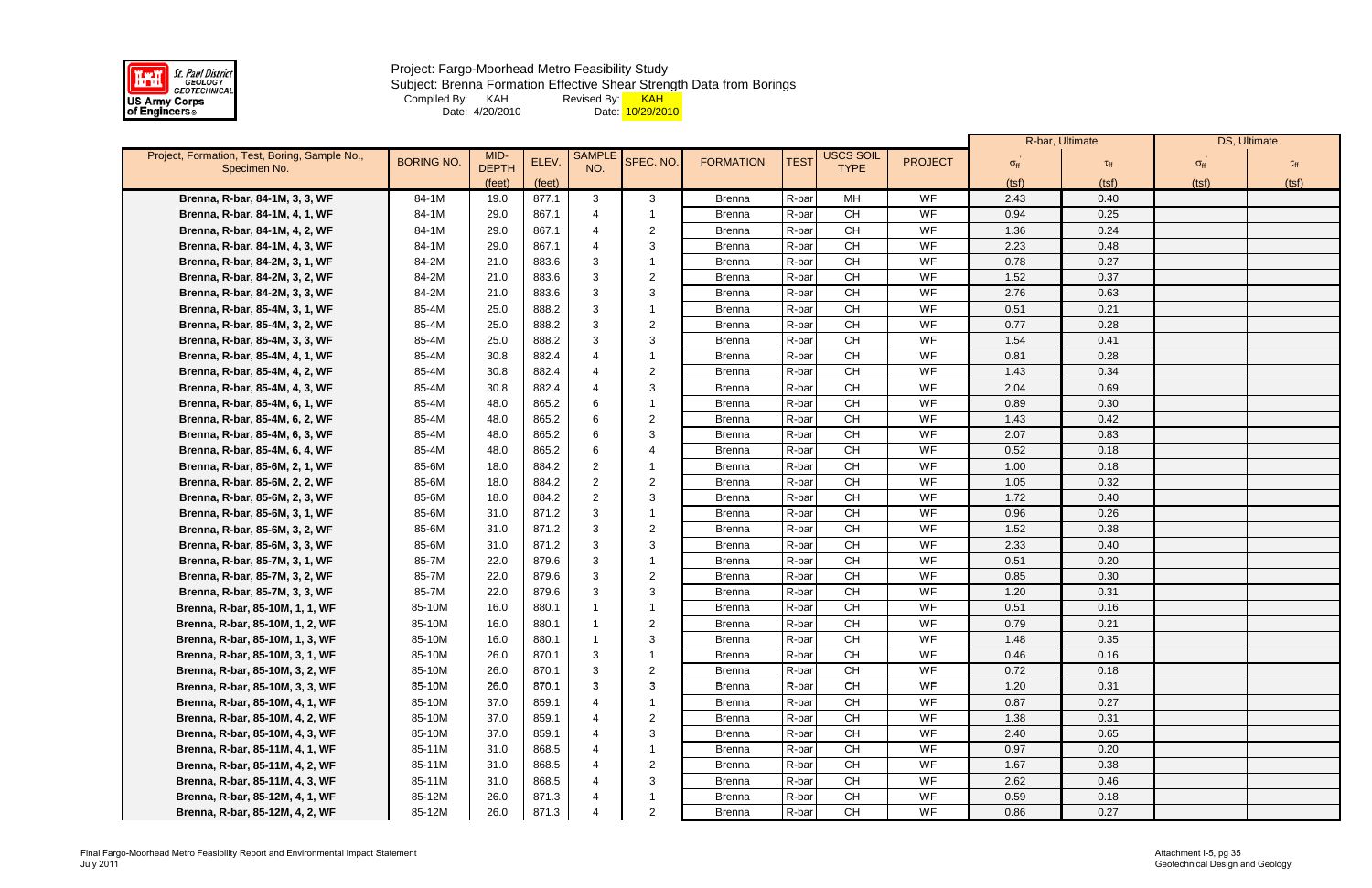St. Paul District GEOLOGY GEOTECHNICAL
US Army Corps of Engineers

Project: Fargo-Moorhead Metro Feasibility Study
Subject: Brenna Formation Effective Shear Strength Data from Borings
Compiled By: KAH Revised By: KAH
Date: 4/20/2010 Date: 10/29/2010

| Project, Formation, Test, Boring, Sample No., Specimen No. | BORING NO. | MID-DEPTH (feet) | ELEV. (feet) | SAMPLE NO. | SPEC. NO. | FORMATION | TEST | USCS SOIL TYPE | PROJECT | R-bar, Ultimate $\sigma'_{ff}$ (tsf) | R-bar, Ultimate $\tau_{ff}$ (tsf) | DS, Ultimate $\sigma'_{ff}$ (tsf) | DS, Ultimate $\tau_{ff}$ (tsf) |
|---|---|---|---|---|---|---|---|---|---|---|---|---|---|
| Brenna, R-bar, 84-1M, 3, 3, WF | 84-1M | 19.0 | 877.1 | 3 | 3 | Brenna | R-bar | MH | WF | 2.43 | 0.40 | | |
| Brenna, R-bar, 84-1M, 4, 1, WF | 84-1M | 29.0 | 867.1 | 4 | 1 | Brenna | R-bar | CH | WF | 0.94 | 0.25 | | |
| Brenna, R-bar, 84-1M, 4, 2, WF | 84-1M | 29.0 | 867.1 | 4 | 2 | Brenna | R-bar | CH | WF | 1.36 | 0.24 | | |
| Brenna, R-bar, 84-1M, 4, 3, WF | 84-1M | 29.0 | 867.1 | 4 | 3 | Brenna | R-bar | CH | WF | 2.23 | 0.48 | | |
| Brenna, R-bar, 84-2M, 3, 1, WF | 84-2M | 21.0 | 883.6 | 3 | 1 | Brenna | R-bar | CH | WF | 0.78 | 0.27 | | |
| Brenna, R-bar, 84-2M, 3, 2, WF | 84-2M | 21.0 | 883.6 | 3 | 2 | Brenna | R-bar | CH | WF | 1.52 | 0.37 | | |
| Brenna, R-bar, 84-2M, 3, 3, WF | 84-2M | 21.0 | 883.6 | 3 | 3 | Brenna | R-bar | CH | WF | 2.76 | 0.63 | | |
| Brenna, R-bar, 85-4M, 3, 1, WF | 85-4M | 25.0 | 888.2 | 3 | 1 | Brenna | R-bar | CH | WF | 0.51 | 0.21 | | |
| Brenna, R-bar, 85-4M, 3, 2, WF | 85-4M | 25.0 | 888.2 | 3 | 2 | Brenna | R-bar | CH | WF | 0.77 | 0.28 | | |
| Brenna, R-bar, 85-4M, 3, 3, WF | 85-4M | 25.0 | 888.2 | 3 | 3 | Brenna | R-bar | CH | WF | 1.54 | 0.41 | | |
| Brenna, R-bar, 85-4M, 4, 1, WF | 85-4M | 30.8 | 882.4 | 4 | 1 | Brenna | R-bar | CH | WF | 0.81 | 0.28 | | |
| Brenna, R-bar, 85-4M, 4, 2, WF | 85-4M | 30.8 | 882.4 | 4 | 2 | Brenna | R-bar | CH | WF | 1.43 | 0.34 | | |
| Brenna, R-bar, 85-4M, 4, 3, WF | 85-4M | 30.8 | 882.4 | 4 | 3 | Brenna | R-bar | CH | WF | 2.04 | 0.69 | | |
| Brenna, R-bar, 85-4M, 6, 1, WF | 85-4M | 48.0 | 865.2 | 6 | 1 | Brenna | R-bar | CH | WF | 0.89 | 0.30 | | |
| Brenna, R-bar, 85-4M, 6, 2, WF | 85-4M | 48.0 | 865.2 | 6 | 2 | Brenna | R-bar | CH | WF | 1.43 | 0.42 | | |
| Brenna, R-bar, 85-4M, 6, 3, WF | 85-4M | 48.0 | 865.2 | 6 | 3 | Brenna | R-bar | CH | WF | 2.07 | 0.83 | | |
| Brenna, R-bar, 85-4M, 6, 4, WF | 85-4M | 48.0 | 865.2 | 6 | 4 | Brenna | R-bar | CH | WF | 0.52 | 0.18 | | |
| Brenna, R-bar, 85-6M, 2, 1, WF | 85-6M | 18.0 | 884.2 | 2 | 1 | Brenna | R-bar | CH | WF | 1.00 | 0.18 | | |
| Brenna, R-bar, 85-6M, 2, 2, WF | 85-6M | 18.0 | 884.2 | 2 | 2 | Brenna | R-bar | CH | WF | 1.05 | 0.32 | | |
| Brenna, R-bar, 85-6M, 2, 3, WF | 85-6M | 18.0 | 884.2 | 2 | 3 | Brenna | R-bar | CH | WF | 1.72 | 0.40 | | |
| Brenna, R-bar, 85-6M, 3, 1, WF | 85-6M | 31.0 | 871.2 | 3 | 1 | Brenna | R-bar | CH | WF | 0.96 | 0.26 | | |
| Brenna, R-bar, 85-6M, 3, 2, WF | 85-6M | 31.0 | 871.2 | 3 | 2 | Brenna | R-bar | CH | WF | 1.52 | 0.38 | | |
| Brenna, R-bar, 85-6M, 3, 3, WF | 85-6M | 31.0 | 871.2 | 3 | 3 | Brenna | R-bar | CH | WF | 2.33 | 0.40 | | |
| Brenna, R-bar, 85-7M, 3, 1, WF | 85-7M | 22.0 | 879.6 | 3 | 1 | Brenna | R-bar | CH | WF | 0.51 | 0.20 | | |
| Brenna, R-bar, 85-7M, 3, 2, WF | 85-7M | 22.0 | 879.6 | 3 | 2 | Brenna | R-bar | CH | WF | 0.85 | 0.30 | | |
| Brenna, R-bar, 85-7M, 3, 3, WF | 85-7M | 22.0 | 879.6 | 3 | 3 | Brenna | R-bar | CH | WF | 1.20 | 0.31 | | |
| Brenna, R-bar, 85-10M, 1, 1, WF | 85-10M | 16.0 | 880.1 | 1 | 1 | Brenna | R-bar | CH | WF | 0.51 | 0.16 | | |
| Brenna, R-bar, 85-10M, 1, 2, WF | 85-10M | 16.0 | 880.1 | 1 | 2 | Brenna | R-bar | CH | WF | 0.79 | 0.21 | | |
| Brenna, R-bar, 85-10M, 1, 3, WF | 85-10M | 16.0 | 880.1 | 1 | 3 | Brenna | R-bar | CH | WF | 1.48 | 0.35 | | |
| Brenna, R-bar, 85-10M, 3, 1, WF | 85-10M | 26.0 | 870.1 | 3 | 1 | Brenna | R-bar | CH | WF | 0.46 | 0.16 | | |
| Brenna, R-bar, 85-10M, 3, 2, WF | 85-10M | 26.0 | 870.1 | 3 | 2 | Brenna | R-bar | CH | WF | 0.72 | 0.18 | | |
| Brenna, R-bar, 85-10M, 3, 3, WF | 85-10M | 26.0 | 870.1 | 3 | 3 | Brenna | R-bar | CH | WF | 1.20 | 0.31 | | |
| Brenna, R-bar, 85-10M, 4, 1, WF | 85-10M | 37.0 | 859.1 | 4 | 1 | Brenna | R-bar | CH | WF | 0.87 | 0.27 | | |
| Brenna, R-bar, 85-10M, 4, 2, WF | 85-10M | 37.0 | 859.1 | 4 | 2 | Brenna | R-bar | CH | WF | 1.38 | 0.31 | | |
| Brenna, R-bar, 85-10M, 4, 3, WF | 85-10M | 37.0 | 859.1 | 4 | 3 | Brenna | R-bar | CH | WF | 2.40 | 0.65 | | |
| Brenna, R-bar, 85-11M, 4, 1, WF | 85-11M | 31.0 | 868.5 | 4 | 1 | Brenna | R-bar | CH | WF | 0.97 | 0.20 | | |
| Brenna, R-bar, 85-11M, 4, 2, WF | 85-11M | 31.0 | 868.5 | 4 | 2 | Brenna | R-bar | CH | WF | 1.67 | 0.38 | | |
| Brenna, R-bar, 85-11M, 4, 3, WF | 85-11M | 31.0 | 868.5 | 4 | 3 | Brenna | R-bar | CH | WF | 2.62 | 0.46 | | |
| Brenna, R-bar, 85-12M, 4, 1, WF | 85-12M | 26.0 | 871.3 | 4 | 1 | Brenna | R-bar | CH | WF | 0.59 | 0.18 | | |
| Brenna, R-bar, 85-12M, 4, 2, WF | 85-12M | 26.0 | 871.3 | 4 | 2 | Brenna | R-bar | CH | WF | 0.86 | 0.27 | | |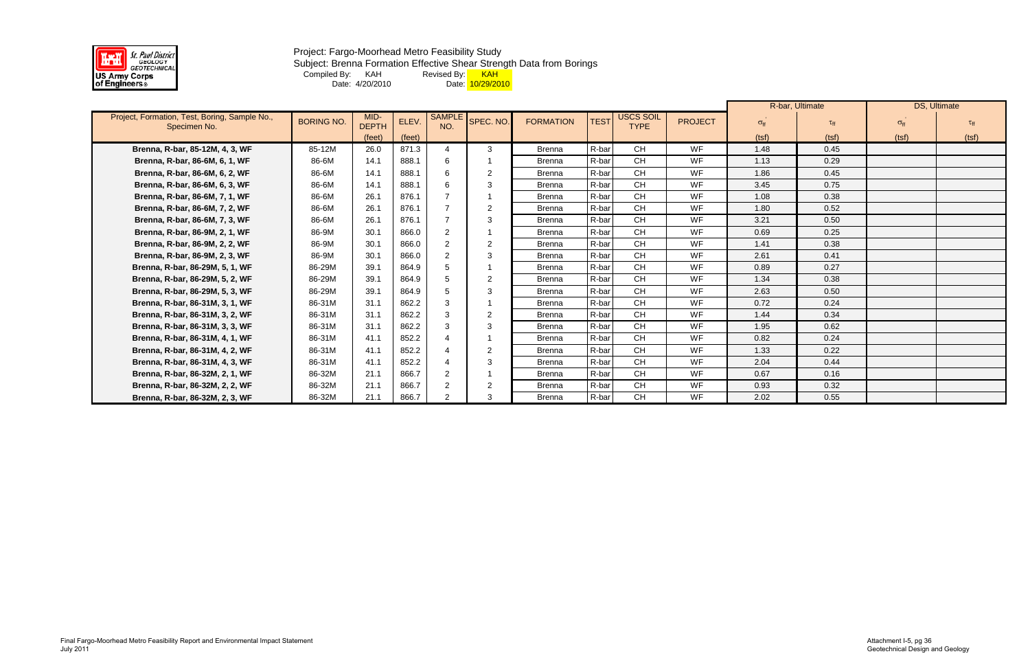Project: Fargo-Moorhead Metro Feasibility Study
Subject: Brenna Formation Effective Shear Strength Data from Borings
Compiled By: KAH Revised By: KAH
Date: 4/20/2010 Date: 10/29/2010

| Project, Formation, Test, Boring, Sample No., Specimen No. | BORING NO. | MID-DEPTH (feet) | ELEV. (feet) | SAMPLE NO. | SPEC. NO. | FORMATION | TEST | USCS SOIL TYPE | PROJECT | R-bar, Ultimate $\sigma'_{ff}$ (tsf) | R-bar, Ultimate $\tau_{ff}$ (tsf) | DS, Ultimate $\sigma'_{ff}$ (tsf) | DS, Ultimate $\tau_{ff}$ (tsf) |
|---|---|---|---|---|---|---|---|---|---|---|---|---|---|
| Brenna, R-bar, 85-12M, 4, 3, WF | 85-12M | 26.0 | 871.3 | 4 | 3 | Brenna | R-bar | CH | WF | 1.48 | 0.45 | | |
| Brenna, R-bar, 86-6M, 6, 1, WF | 86-6M | 14.1 | 888.1 | 6 | 1 | Brenna | R-bar | CH | WF | 1.13 | 0.29 | | |
| Brenna, R-bar, 86-6M, 6, 2, WF | 86-6M | 14.1 | 888.1 | 6 | 2 | Brenna | R-bar | CH | WF | 1.86 | 0.45 | | |
| Brenna, R-bar, 86-6M, 6, 3, WF | 86-6M | 14.1 | 888.1 | 6 | 3 | Brenna | R-bar | CH | WF | 3.45 | 0.75 | | |
| Brenna, R-bar, 86-6M, 7, 1, WF | 86-6M | 26.1 | 876.1 | 7 | 1 | Brenna | R-bar | CH | WF | 1.08 | 0.38 | | |
| Brenna, R-bar, 86-6M, 7, 2, WF | 86-6M | 26.1 | 876.1 | 7 | 2 | Brenna | R-bar | CH | WF | 1.80 | 0.52 | | |
| Brenna, R-bar, 86-6M, 7, 3, WF | 86-6M | 26.1 | 876.1 | 7 | 3 | Brenna | R-bar | CH | WF | 3.21 | 0.50 | | |
| Brenna, R-bar, 86-9M, 2, 1, WF | 86-9M | 30.1 | 866.0 | 2 | 1 | Brenna | R-bar | CH | WF | 0.69 | 0.25 | | |
| Brenna, R-bar, 86-9M, 2, 2, WF | 86-9M | 30.1 | 866.0 | 2 | 2 | Brenna | R-bar | CH | WF | 1.41 | 0.38 | | |
| Brenna, R-bar, 86-9M, 2, 3, WF | 86-9M | 30.1 | 866.0 | 2 | 3 | Brenna | R-bar | CH | WF | 2.61 | 0.41 | | |
| Brenna, R-bar, 86-29M, 5, 1, WF | 86-29M | 39.1 | 864.9 | 5 | 1 | Brenna | R-bar | CH | WF | 0.89 | 0.27 | | |
| Brenna, R-bar, 86-29M, 5, 2, WF | 86-29M | 39.1 | 864.9 | 5 | 2 | Brenna | R-bar | CH | WF | 1.34 | 0.38 | | |
| Brenna, R-bar, 86-29M, 5, 3, WF | 86-29M | 39.1 | 864.9 | 5 | 3 | Brenna | R-bar | CH | WF | 2.63 | 0.50 | | |
| Brenna, R-bar, 86-31M, 3, 1, WF | 86-31M | 31.1 | 862.2 | 3 | 1 | Brenna | R-bar | CH | WF | 0.72 | 0.24 | | |
| Brenna, R-bar, 86-31M, 3, 2, WF | 86-31M | 31.1 | 862.2 | 3 | 2 | Brenna | R-bar | CH | WF | 1.44 | 0.34 | | |
| Brenna, R-bar, 86-31M, 3, 3, WF | 86-31M | 31.1 | 862.2 | 3 | 3 | Brenna | R-bar | CH | WF | 1.95 | 0.62 | | |
| Brenna, R-bar, 86-31M, 4, 1, WF | 86-31M | 41.1 | 852.2 | 4 | 1 | Brenna | R-bar | CH | WF | 0.82 | 0.24 | | |
| Brenna, R-bar, 86-31M, 4, 2, WF | 86-31M | 41.1 | 852.2 | 4 | 2 | Brenna | R-bar | CH | WF | 1.33 | 0.22 | | |
| Brenna, R-bar, 86-31M, 4, 3, WF | 86-31M | 41.1 | 852.2 | 4 | 3 | Brenna | R-bar | CH | WF | 2.04 | 0.44 | | |
| Brenna, R-bar, 86-32M, 2, 1, WF | 86-32M | 21.1 | 866.7 | 2 | 1 | Brenna | R-bar | CH | WF | 0.67 | 0.16 | | |
| Brenna, R-bar, 86-32M, 2, 2, WF | 86-32M | 21.1 | 866.7 | 2 | 2 | Brenna | R-bar | CH | WF | 0.93 | 0.32 | | |
| Brenna, R-bar, 86-32M, 2, 3, WF | 86-32M | 21.1 | 866.7 | 2 | 3 | Brenna | R-bar | CH | WF | 2.02 | 0.55 | | |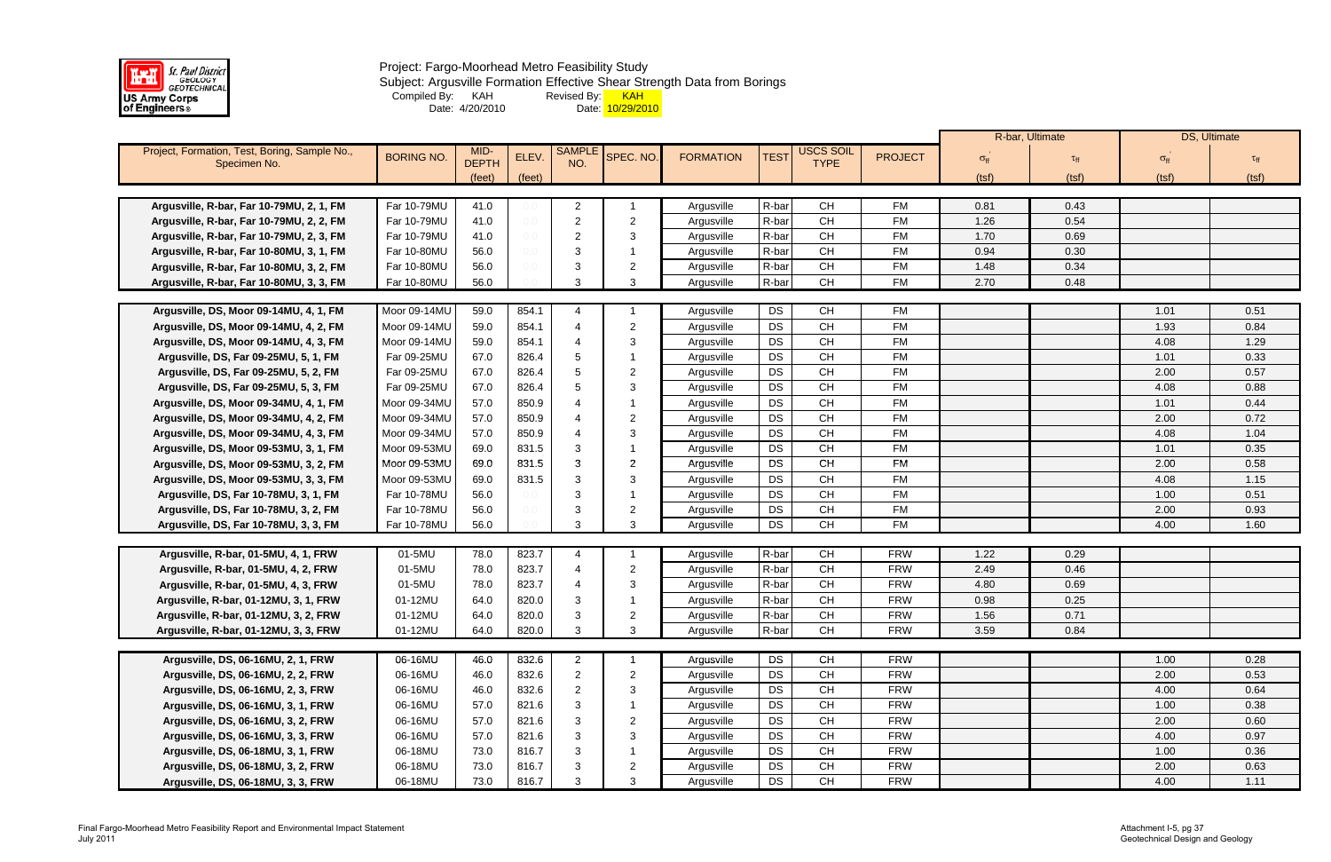Project: Fargo-Moorhead Metro Feasibility Study

Subject: Argusville Formation Effective Shear Strength Data from Borings

Compiled By: KAH Date: 4/20/2010

Revised By: KAH Date: 10/29/2010

| Project, Formation, Test, Boring, Sample No., Specimen No. | BORING NO. | MID-DEPTH | ELEV. | SAMPLE NO. | SPEC. NO. | FORMATION | TEST | USCS SOIL TYPE | PROJECT | R-bar, Ultimate | | DS, Ultimate | |
|---|---|---|---|---|---|---|---|---|---|---|---|---|---|
| | | (feet) | (feet) | | | | | | | $\sigma'_{ff}$ (tsf) | $\tau_{ff}$ (tsf) | $\sigma'_{ff}$ (tsf) | $\tau_{ff}$ (tsf) |
| Argusville, R-bar, Far 10-79MU, 2, 1, FM | Far 10-79MU | 41.0 | 0.0 | 2 | 1 | Argusville | R-bar | CH | FM | 0.81 | 0.43 | | |
| Argusville, R-bar, Far 10-79MU, 2, 2, FM | Far 10-79MU | 41.0 | 0.0 | 2 | 2 | Argusville | R-bar | CH | FM | 1.26 | 0.54 | | |
| Argusville, R-bar, Far 10-79MU, 2, 3, FM | Far 10-79MU | 41.0 | 0.0 | 2 | 3 | Argusville | R-bar | CH | FM | 1.70 | 0.69 | | |
| Argusville, R-bar, Far 10-80MU, 3, 1, FM | Far 10-80MU | 56.0 | 0.0 | 3 | 1 | Argusville | R-bar | CH | FM | 0.94 | 0.30 | | |
| Argusville, R-bar, Far 10-80MU, 3, 2, FM | Far 10-80MU | 56.0 | 0.0 | 3 | 2 | Argusville | R-bar | CH | FM | 1.48 | 0.34 | | |
| Argusville, R-bar, Far 10-80MU, 3, 3, FM | Far 10-80MU | 56.0 | 0.0 | 3 | 3 | Argusville | R-bar | CH | FM | 2.70 | 0.48 | | |
| Argusville, DS, Moor 09-14MU, 4, 1, FM | Moor 09-14MU | 59.0 | 854.1 | 4 | 1 | Argusville | DS | CH | FM | | | 1.01 | 0.51 |
| Argusville, DS, Moor 09-14MU, 4, 2, FM | Moor 09-14MU | 59.0 | 854.1 | 4 | 2 | Argusville | DS | CH | FM | | | 1.93 | 0.84 |
| Argusville, DS, Moor 09-14MU, 4, 3, FM | Moor 09-14MU | 59.0 | 854.1 | 4 | 3 | Argusville | DS | CH | FM | | | 4.08 | 1.29 |
| Argusville, DS, Far 09-25MU, 5, 1, FM | Far 09-25MU | 67.0 | 826.4 | 5 | 1 | Argusville | DS | CH | FM | | | 1.01 | 0.33 |
| Argusville, DS, Far 09-25MU, 5, 2, FM | Far 09-25MU | 67.0 | 826.4 | 5 | 2 | Argusville | DS | CH | FM | | | 2.00 | 0.57 |
| Argusville, DS, Far 09-25MU, 5, 3, FM | Far 09-25MU | 67.0 | 826.4 | 5 | 3 | Argusville | DS | CH | FM | | | 4.08 | 0.88 |
| Argusville, DS, Moor 09-34MU, 4, 1, FM | Moor 09-34MU | 57.0 | 850.9 | 4 | 1 | Argusville | DS | CH | FM | | | 1.01 | 0.44 |
| Argusville, DS, Moor 09-34MU, 4, 2, FM | Moor 09-34MU | 57.0 | 850.9 | 4 | 2 | Argusville | DS | CH | FM | | | 2.00 | 0.72 |
| Argusville, DS, Moor 09-34MU, 4, 3, FM | Moor 09-34MU | 57.0 | 850.9 | 4 | 3 | Argusville | DS | CH | FM | | | 4.08 | 1.04 |
| Argusville, DS, Moor 09-53MU, 3, 1, FM | Moor 09-53MU | 69.0 | 831.5 | 3 | 1 | Argusville | DS | CH | FM | | | 1.01 | 0.35 |
| Argusville, DS, Moor 09-53MU, 3, 2, FM | Moor 09-53MU | 69.0 | 831.5 | 3 | 2 | Argusville | DS | CH | FM | | | 2.00 | 0.58 |
| Argusville, DS, Moor 09-53MU, 3, 3, FM | Moor 09-53MU | 69.0 | 831.5 | 3 | 3 | Argusville | DS | CH | FM | | | 4.08 | 1.15 |
| Argusville, DS, Far 10-78MU, 3, 1, FM | Far 10-78MU | 56.0 | 0.0 | 3 | 1 | Argusville | DS | CH | FM | | | 1.00 | 0.51 |
| Argusville, DS, Far 10-78MU, 3, 2, FM | Far 10-78MU | 56.0 | 0.0 | 3 | 2 | Argusville | DS | CH | FM | | | 2.00 | 0.93 |
| Argusville, DS, Far 10-78MU, 3, 3, FM | Far 10-78MU | 56.0 | | 3 | 3 | Argusville | DS | CH | FM | | | 4.00 | 1.60 |
| Argusville, R-bar, 01-5MU, 4, 1, FRW | 01-5MU | 78.0 | 823.7 | 4 | 1 | Argusville | R-bar | CH | FRW | 1.22 | 0.29 | | |
| Argusville, R-bar, 01-5MU, 4, 2, FRW | 01-5MU | 78.0 | 823.7 | 4 | 2 | Argusville | R-bar | CH | FRW | 2.49 | 0.46 | | |
| Argusville, R-bar, 01-5MU, 4, 3, FRW | 01-5MU | 78.0 | 823.7 | 4 | 3 | Argusville | R-bar | CH | FRW | 4.80 | 0.69 | | |
| Argusville, R-bar, 01-12MU, 3, 1, FRW | 01-12MU | 64.0 | 820.0 | 3 | 1 | Argusville | R-bar | CH | FRW | 0.98 | 0.25 | | |
| Argusville, R-bar, 01-12MU, 3, 2, FRW | 01-12MU | 64.0 | 820.0 | 3 | 2 | Argusville | R-bar | CH | FRW | 1.56 | 0.71 | | |
| Argusville, R-bar, 01-12MU, 3, 3, FRW | 01-12MU | 64.0 | 820.0 | 3 | 3 | Argusville | R-bar | CH | FRW | 3.59 | 0.84 | | |
| Argusville, DS, 06-16MU, 2, 1, FRW | 06-16MU | 46.0 | 832.6 | 2 | 1 | Argusville | DS | CH | FRW | | | 1.00 | 0.28 |
| Argusville, DS, 06-16MU, 2, 2, FRW | 06-16MU | 46.0 | 832.6 | 2 | 2 | Argusville | DS | CH | FRW | | | 2.00 | 0.53 |
| Argusville, DS, 06-16MU, 2, 3, FRW | 06-16MU | 46.0 | 832.6 | 2 | 3 | Argusville | DS | CH | FRW | | | 4.00 | 0.64 |
| Argusville, DS, 06-16MU, 3, 1, FRW | 06-16MU | 57.0 | 821.6 | 3 | 1 | Argusville | DS | CH | FRW | | | 1.00 | 0.38 |
| Argusville, DS, 06-16MU, 3, 2, FRW | 06-16MU | 57.0 | 821.6 | 3 | 2 | Argusville | DS | CH | FRW | | | 2.00 | 0.60 |
| Argusville, DS, 06-16MU, 3, 3, FRW | 06-16MU | 57.0 | 821.6 | 3 | 3 | Argusville | DS | CH | FRW | | | 4.00 | 0.97 |
| Argusville, DS, 06-18MU, 3, 1, FRW | 06-18MU | 73.0 | 816.7 | 3 | 1 | Argusville | DS | CH | FRW | | | 1.00 | 0.36 |
| Argusville, DS, 06-18MU, 3, 2, FRW | 06-18MU | 73.0 | 816.7 | 3 | 2 | Argusville | DS | CH | FRW | | | 2.00 | 0.63 |
| Argusville, DS, 06-18MU, 3, 3, FRW | 06-18MU | 73.0 | 816.7 | 3 | 3 | Argusville | DS | CH | FRW | | | 4.00 | 1.11 |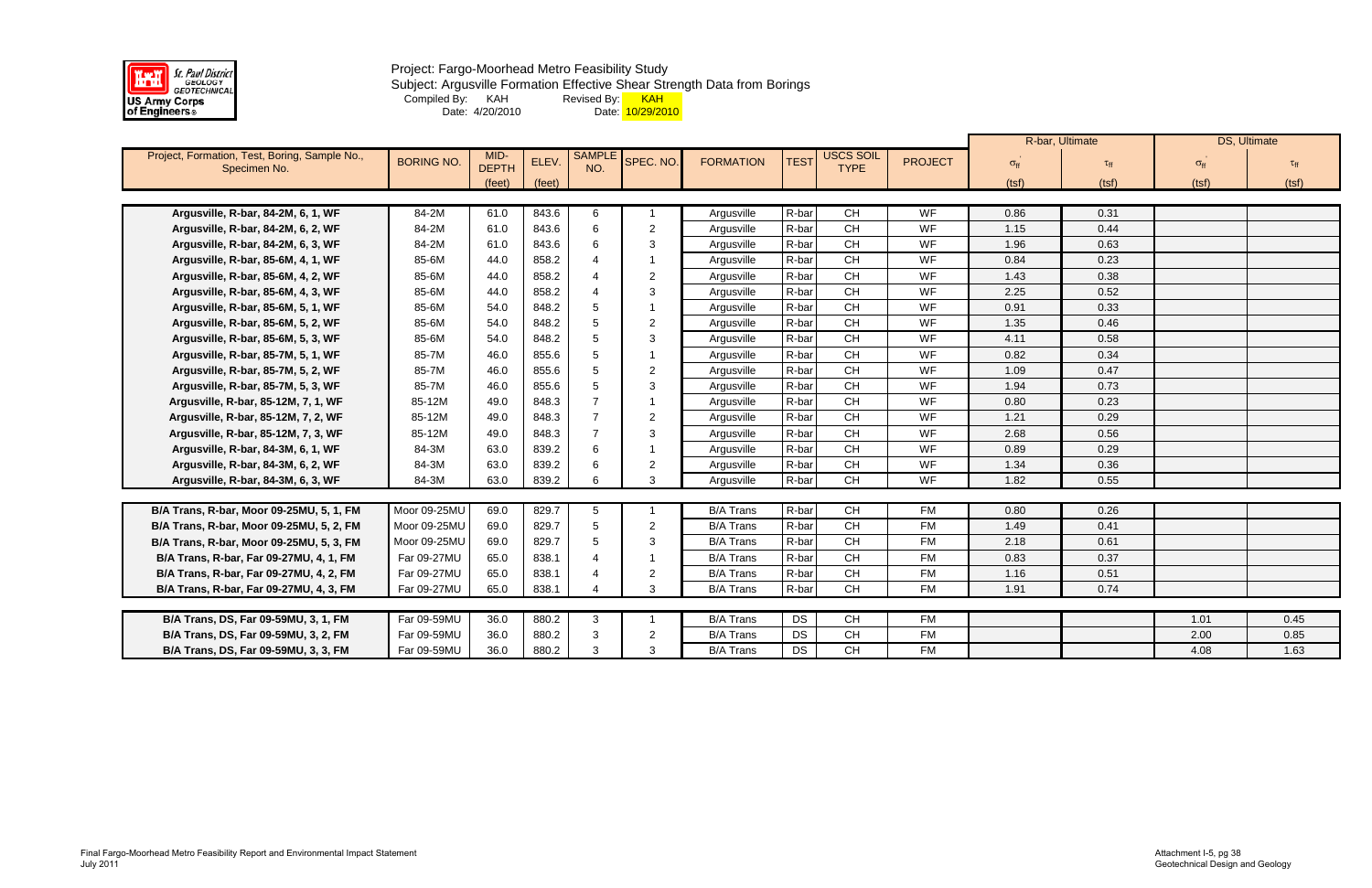St. Paul District GEOLOGY GEOTECHNICAL
US Army Corps of Engineers

Project: Fargo-Moorhead Metro Feasibility Study
Subject: Argusville Formation Effective Shear Strength Data from Borings
Compiled By: KAH Revised By: KAH
Date: 4/20/2010 Date: 10/29/2010

| Project, Formation, Test, Boring, Sample No., Specimen No. | BORING NO. | MID-DEPTH (feet) | ELEV. (feet) | SAMPLE NO. | SPEC. NO. | FORMATION | TEST | USCS SOIL TYPE | PROJECT | R-bar, Ultimate $\sigma'_{ff}$ (tsf) | R-bar, Ultimate $\tau_{ff}$ (tsf) | DS, Ultimate $\sigma'_{ff}$ (tsf) | DS, Ultimate $\tau_{ff}$ (tsf) |
|---|---|---|---|---|---|---|---|---|---|---|---|---|---|
| Argusville, R-bar, 84-2M, 6, 1, WF | 84-2M | 61.0 | 843.6 | 6 | 1 | Argusville | R-bar | CH | WF | 0.86 | 0.31 | | |
| Argusville, R-bar, 84-2M, 6, 2, WF | 84-2M | 61.0 | 843.6 | 6 | 2 | Argusville | R-bar | CH | WF | 1.15 | 0.44 | | |
| Argusville, R-bar, 84-2M, 6, 3, WF | 84-2M | 61.0 | 843.6 | 6 | 3 | Argusville | R-bar | CH | WF | 1.96 | 0.63 | | |
| Argusville, R-bar, 85-6M, 4, 1, WF | 85-6M | 44.0 | 858.2 | 4 | 1 | Argusville | R-bar | CH | WF | 0.84 | 0.23 | | |
| Argusville, R-bar, 85-6M, 4, 2, WF | 85-6M | 44.0 | 858.2 | 4 | 2 | Argusville | R-bar | CH | WF | 1.43 | 0.38 | | |
| Argusville, R-bar, 85-6M, 4, 3, WF | 85-6M | 44.0 | 858.2 | 4 | 3 | Argusville | R-bar | CH | WF | 2.25 | 0.52 | | |
| Argusville, R-bar, 85-6M, 5, 1, WF | 85-6M | 54.0 | 848.2 | 5 | 1 | Argusville | R-bar | CH | WF | 0.91 | 0.33 | | |
| Argusville, R-bar, 85-6M, 5, 2, WF | 85-6M | 54.0 | 848.2 | 5 | 2 | Argusville | R-bar | CH | WF | 1.35 | 0.46 | | |
| Argusville, R-bar, 85-6M, 5, 3, WF | 85-6M | 54.0 | 848.2 | 5 | 3 | Argusville | R-bar | CH | WF | 4.11 | 0.58 | | |
| Argusville, R-bar, 85-7M, 5, 1, WF | 85-7M | 46.0 | 855.6 | 5 | 1 | Argusville | R-bar | CH | WF | 0.82 | 0.34 | | |
| Argusville, R-bar, 85-7M, 5, 2, WF | 85-7M | 46.0 | 855.6 | 5 | 2 | Argusville | R-bar | CH | WF | 1.09 | 0.47 | | |
| Argusville, R-bar, 85-7M, 5, 3, WF | 85-7M | 46.0 | 855.6 | 5 | 3 | Argusville | R-bar | CH | WF | 1.94 | 0.73 | | |
| Argusville, R-bar, 85-12M, 7, 1, WF | 85-12M | 49.0 | 848.3 | 7 | 1 | Argusville | R-bar | CH | WF | 0.80 | 0.23 | | |
| Argusville, R-bar, 85-12M, 7, 2, WF | 85-12M | 49.0 | 848.3 | 7 | 2 | Argusville | R-bar | CH | WF | 1.21 | 0.29 | | |
| Argusville, R-bar, 85-12M, 7, 3, WF | 85-12M | 49.0 | 848.3 | 7 | 3 | Argusville | R-bar | CH | WF | 2.68 | 0.56 | | |
| Argusville, R-bar, 84-3M, 6, 1, WF | 84-3M | 63.0 | 839.2 | 6 | 1 | Argusville | R-bar | CH | WF | 0.89 | 0.29 | | |
| Argusville, R-bar, 84-3M, 6, 2, WF | 84-3M | 63.0 | 839.2 | 6 | 2 | Argusville | R-bar | CH | WF | 1.34 | 0.36 | | |
| Argusville, R-bar, 84-3M, 6, 3, WF | 84-3M | 63.0 | 839.2 | 6 | 3 | Argusville | R-bar | CH | WF | 1.82 | 0.55 | | |
| B/A Trans, R-bar, Moor 09-25MU, 5, 1, FM | Moor 09-25MU | 69.0 | 829.7 | 5 | 1 | B/A Trans | R-bar | CH | FM | 0.80 | 0.26 | | |
| B/A Trans, R-bar, Moor 09-25MU, 5, 2, FM | Moor 09-25MU | 69.0 | 829.7 | 5 | 2 | B/A Trans | R-bar | CH | FM | 1.49 | 0.41 | | |
| B/A Trans, R-bar, Moor 09-25MU, 5, 3, FM | Moor 09-25MU | 69.0 | 829.7 | 5 | 3 | B/A Trans | R-bar | CH | FM | 2.18 | 0.61 | | |
| B/A Trans, R-bar, Far 09-27MU, 4, 1, FM | Far 09-27MU | 65.0 | 838.1 | 4 | 1 | B/A Trans | R-bar | CH | FM | 0.83 | 0.37 | | |
| B/A Trans, R-bar, Far 09-27MU, 4, 2, FM | Far 09-27MU | 65.0 | 838.1 | 4 | 2 | B/A Trans | R-bar | CH | FM | 1.16 | 0.51 | | |
| B/A Trans, R-bar, Far 09-27MU, 4, 3, FM | Far 09-27MU | 65.0 | 838.1 | 4 | 3 | B/A Trans | R-bar | CH | FM | 1.91 | 0.74 | | |
| B/A Trans, DS, Far 09-59MU, 3, 1, FM | Far 09-59MU | 36.0 | 880.2 | 3 | 1 | B/A Trans | DS | CH | FM | | | 1.01 | 0.45 |
| B/A Trans, DS, Far 09-59MU, 3, 2, FM | Far 09-59MU | 36.0 | 880.2 | 3 | 2 | B/A Trans | DS | CH | FM | | | 2.00 | 0.85 |
| B/A Trans, DS, Far 09-59MU, 3, 3, FM | Far 09-59MU | 36.0 | 880.2 | 3 | 3 | B/A Trans | DS | CH | FM | | | 4.08 | 1.63 |

Final Fargo-Moorhead Metro Feasibility Report and Environmental Impact Statement
July 2011

Attachment I-5, pg 38
Geotechnical Design and Geology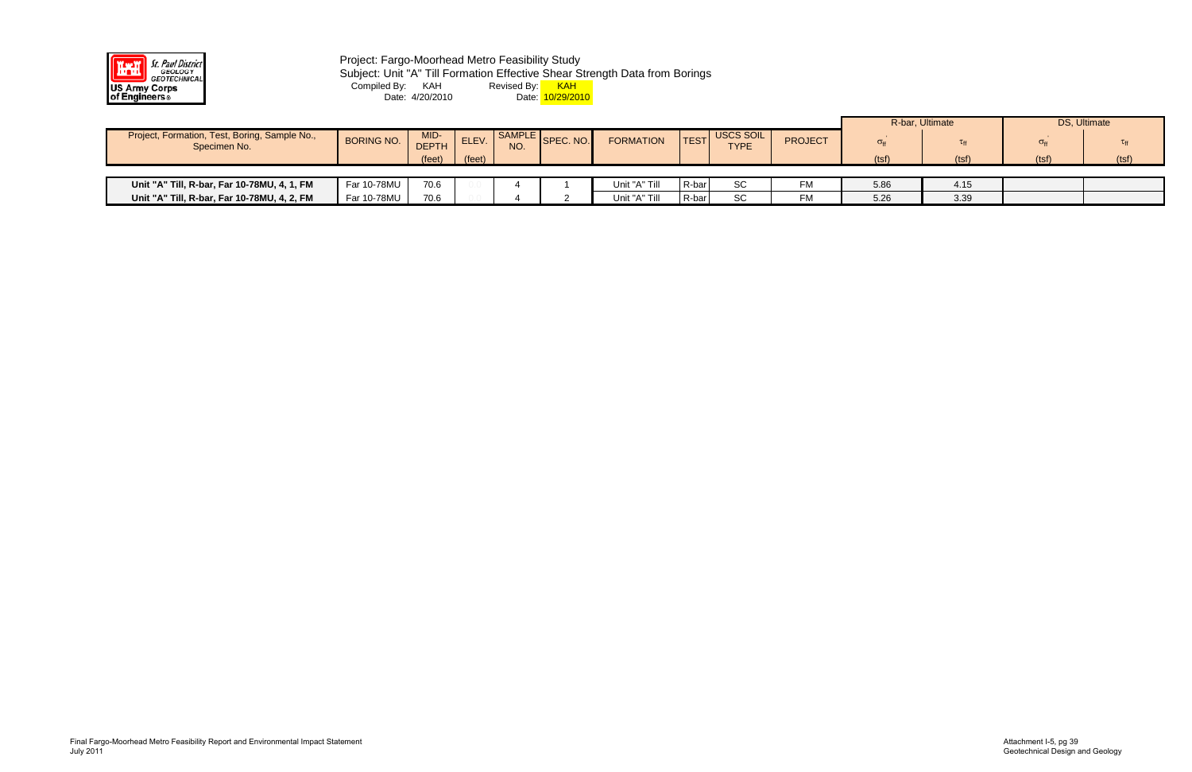Project: Fargo-Moorhead Metro Feasibility Study

Subject: Unit "A" Till Formation Effective Shear Strength Data from Borings

Compiled By: KAH    Revised By: KAH

Date: 4/20/2010    Date: 10/29/2010

| Project, Formation, Test, Boring, Sample No., Specimen No. | BORING NO. | MID-DEPTH | ELEV. | SAMPLE NO. | SPEC. NO. | FORMATION | TEST | USCS SOIL TYPE | PROJECT | R-bar, Ultimate | | DS, Ultimate | |
|---|---|---|---|---|---|---|---|---|---|---|---|---|---|
| | | | | | | | | | | $\sigma'_{ff}$ | $\tau_{ff}$ | $\sigma'_{ff}$ | $\tau_{ff}$ |
| | | (feet) | (feet) | | | | | | | (tsf) | (tsf) | (tsf) | (tsf) |
| **Unit "A" Till, R-bar, Far 10-78MU, 4, 1, FM** | Far 10-78MU | 70.6 | 0.0 | 4 | 1 | Unit "A" Till | R-bar | SC | FM | 5.86 | 4.15 | | |
| **Unit "A" Till, R-bar, Far 10-78MU, 4, 2, FM** | Far 10-78MU | 70.6 | 0.0 | 4 | 2 | Unit "A" Till | R-bar | SC | FM | 5.26 | 3.39 | | |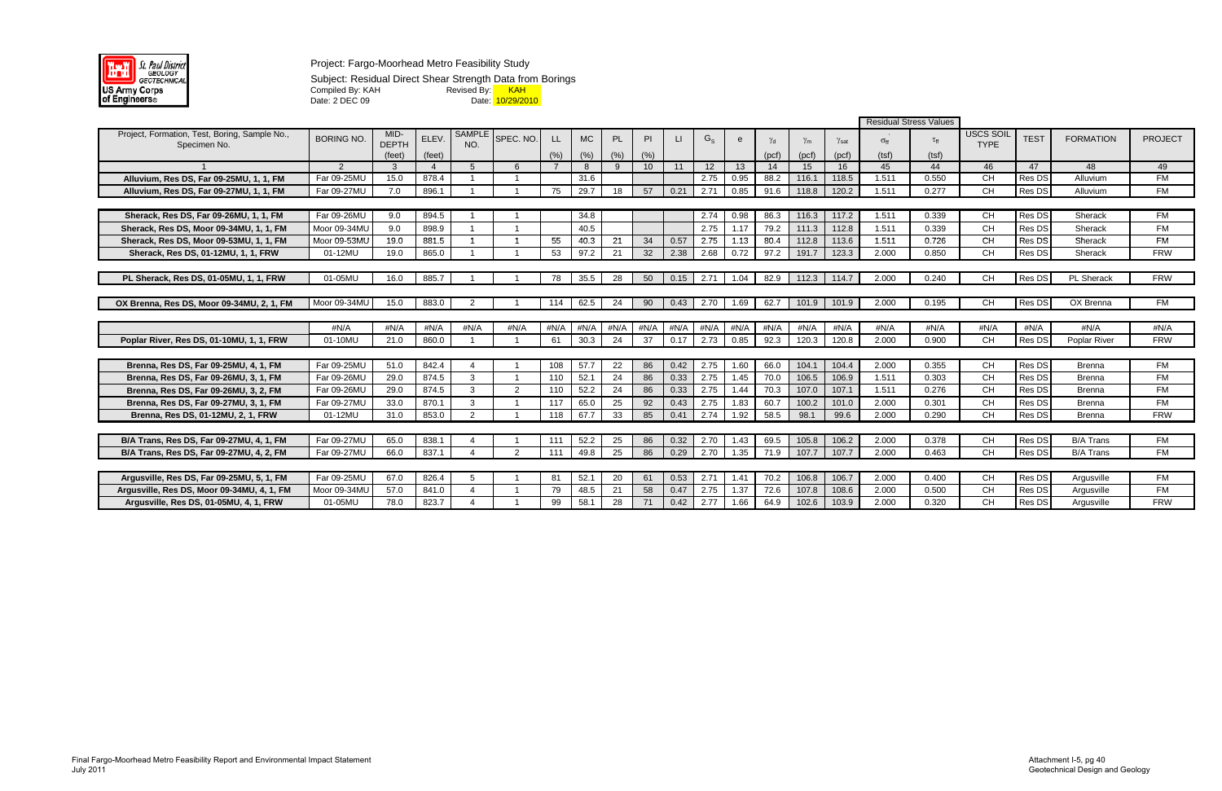St. Paul District GEOLOGY GEOTECHNICAL
US Army Corps of Engineers

Project: Fargo-Moorhead Metro Feasibility Study

Subject: Residual Direct Shear Strength Data from Borings

Compiled By: KAH Revised By: KAH

Date: 2 DEC 09 Date: 10/29/2010

| Project, Formation, Test, Boring, Sample No., Specimen No. | BORING NO. | MID-DEPTH (feet) | ELEV. (feet) | SAMPLE NO. | SPEC. NO. | LL (%) | MC (%) | PL (%) | PI (%) | LI | $G_s$ | e | $\gamma_d$ (pcf) | $\gamma_m$ (pcf) | $\gamma_{sat}$ (pcf) | Residual Stress Values $\sigma_{ff}'$ (tsf) | Residual Stress Values $\tau_{ff}$ (tsf) | USCS SOIL TYPE | TEST | FORMATION | PROJECT |
|---|---|---|---|---|---|---|---|---|---|---|---|---|---|---|---|---|---|---|---|---|---|
| 1 | 2 | 3 | 4 | 5 | 6 | 7 | 8 | 9 | 10 | 11 | 12 | 13 | 14 | 15 | 16 | 45 | 44 | 46 | 47 | 48 | 49 |
| Alluvium, Res DS, Far 09-25MU, 1, 1, FM | Far 09-25MU | 15.0 | 878.4 | 1 | 1 | | 31.6 | | | | 2.75 | 0.95 | 88.2 | 116.1 | 118.5 | 1.511 | 0.550 | CH | Res DS | Alluvium | FM |
| Alluvium, Res DS, Far 09-27MU, 1, 1, FM | Far 09-27MU | 7.0 | 896.1 | 1 | 1 | 75 | 29.7 | 18 | 57 | 0.21 | 2.71 | 0.85 | 91.6 | 118.8 | 120.2 | 1.511 | 0.277 | CH | Res DS | Alluvium | FM |
| Sherack, Res DS, Far 09-26MU, 1, 1, FM | Far 09-26MU | 9.0 | 894.5 | 1 | 1 | | 34.8 | | | | 2.74 | 0.98 | 86.3 | 116.3 | 117.2 | 1.511 | 0.339 | CH | Res DS | Sherack | FM |
| Sherack, Res DS, Moor 09-34MU, 1, 1, FM | Moor 09-34MU | 9.0 | 898.9 | 1 | 1 | | 40.5 | | | | 2.75 | 1.17 | 79.2 | 111.3 | 112.8 | 1.511 | 0.339 | CH | Res DS | Sherack | FM |
| Sherack, Res DS, Moor 09-53MU, 1, 1, FM | Moor 09-53MU | 19.0 | 881.5 | 1 | 1 | 55 | 40.3 | 21 | 34 | 0.57 | 2.75 | 1.13 | 80.4 | 112.8 | 113.6 | 1.511 | 0.726 | CH | Res DS | Sherack | FM |
| Sherack, Res DS, 01-12MU, 1, 1, FRW | 01-12MU | 19.0 | 865.0 | 1 | 1 | 53 | 97.2 | 21 | 32 | 2.38 | 2.68 | 0.72 | 97.2 | 191.7 | 123.3 | 2.000 | 0.850 | CH | Res DS | Sherack | FRW |
| PL Sherack, Res DS, 01-05MU, 1, 1, FRW | 01-05MU | 16.0 | 885.7 | 1 | 1 | 78 | 35.5 | 28 | 50 | 0.15 | 2.71 | 1.04 | 82.9 | 112.3 | 114.7 | 2.000 | 0.240 | CH | Res DS | PL Sherack | FRW |
| OX Brenna, Res DS, Moor 09-34MU, 2, 1, FM | Moor 09-34MU | 15.0 | 883.0 | 2 | 1 | 114 | 62.5 | 24 | 90 | 0.43 | 2.70 | 1.69 | 62.7 | 101.9 | 101.9 | 2.000 | 0.195 | CH | Res DS | OX Brenna | FM |
| | #N/A | #N/A | #N/A | #N/A | #N/A | #N/A | #N/A | #N/A | #N/A | #N/A | #N/A | #N/A | #N/A | #N/A | #N/A | #N/A | #N/A | #N/A | #N/A | #N/A | #N/A |
| Poplar River, Res DS, 01-10MU, 1, 1, FRW | 01-10MU | 21.0 | 860.0 | 1 | 1 | 61 | 30.3 | 24 | 37 | 0.17 | 2.73 | 0.85 | 92.3 | 120.3 | 120.8 | 2.000 | 0.900 | CH | Res DS | Poplar River | FRW |
| Brenna, Res DS, Far 09-25MU, 4, 1, FM | Far 09-25MU | 51.0 | 842.4 | 4 | 1 | 108 | 57.7 | 22 | 86 | 0.42 | 2.75 | 1.60 | 66.0 | 104.1 | 104.4 | 2.000 | 0.355 | CH | Res DS | Brenna | FM |
| Brenna, Res DS, Far 09-26MU, 3, 1, FM | Far 09-26MU | 29.0 | 874.5 | 3 | 1 | 110 | 52.1 | 24 | 86 | 0.33 | 2.75 | 1.45 | 70.0 | 106.5 | 106.9 | 1.511 | 0.303 | CH | Res DS | Brenna | FM |
| Brenna, Res DS, Far 09-26MU, 3, 2, FM | Far 09-26MU | 29.0 | 874.5 | 3 | 2 | 110 | 52.2 | 24 | 86 | 0.33 | 2.75 | 1.44 | 70.3 | 107.0 | 107.1 | 1.511 | 0.276 | CH | Res DS | Brenna | FM |
| Brenna, Res DS, Far 09-27MU, 3, 1, FM | Far 09-27MU | 33.0 | 870.1 | 3 | 1 | 117 | 65.0 | 25 | 92 | 0.43 | 2.75 | 1.83 | 60.7 | 100.2 | 101.0 | 2.000 | 0.301 | CH | Res DS | Brenna | FM |
| Brenna, Res DS, 01-12MU, 2, 1, FRW | 01-12MU | 31.0 | 853.0 | 2 | 1 | 118 | 67.7 | 33 | 85 | 0.41 | 2.74 | 1.92 | 58.5 | 98.1 | 99.6 | 2.000 | 0.290 | CH | Res DS | Brenna | FRW |
| B/A Trans, Res DS, Far 09-27MU, 4, 1, FM | Far 09-27MU | 65.0 | 838.1 | 4 | 1 | 111 | 52.2 | 25 | 86 | 0.32 | 2.70 | 1.43 | 69.5 | 105.8 | 106.2 | 2.000 | 0.378 | CH | Res DS | B/A Trans | FM |
| B/A Trans, Res DS, Far 09-27MU, 4, 2, FM | Far 09-27MU | 66.0 | 837.1 | 4 | 2 | 111 | 49.8 | 25 | 86 | 0.29 | 2.70 | 1.35 | 71.9 | 107.7 | 107.7 | 2.000 | 0.463 | CH | Res DS | B/A Trans | FM |
| Argusville, Res DS, Far 09-25MU, 5, 1, FM | Far 09-25MU | 67.0 | 826.4 | 5 | 1 | 81 | 52.1 | 20 | 61 | 0.53 | 2.71 | 1.41 | 70.2 | 106.8 | 106.7 | 2.000 | 0.400 | CH | Res DS | Argusville | FM |
| Argusville, Res DS, Moor 09-34MU, 4, 1, FM | Moor 09-34MU | 57.0 | 841.0 | 4 | 1 | 79 | 48.5 | 21 | 58 | 0.47 | 2.75 | 1.37 | 72.6 | 107.8 | 108.6 | 2.000 | 0.500 | CH | Res DS | Argusville | FM |
| Argusville, Res DS, 01-05MU, 4, 1, FRW | 01-05MU | 78.0 | 823.7 | 4 | 1 | 99 | 58.1 | 28 | 71 | 0.42 | 2.77 | 1.66 | 64.9 | 102.6 | 103.9 | 2.000 | 0.320 | CH | Res DS | Argusville | FRW |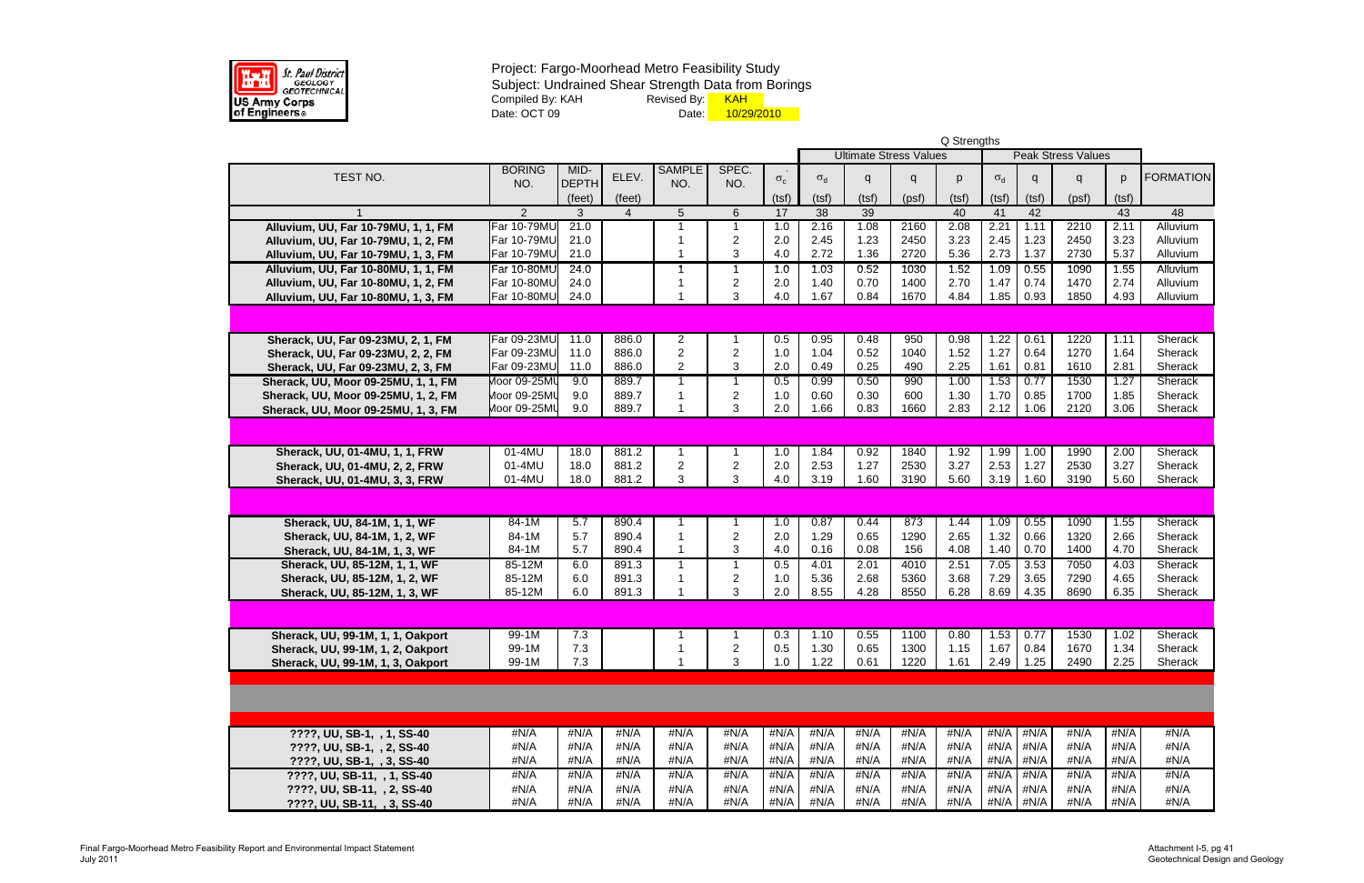St. Paul District GEOLOGY GEOTECHNICAL
US Army Corps of Engineers

Project: Fargo-Moorhead Metro Feasibility Study
Subject: Undrained Shear Strength Data from Borings
Compiled By: KAH　　Revised By: KAH
Date: OCT 09　　Date: 10/29/2010

| | | | | | | | Q Strengths | | | | | | | | |
|---|---|---|---|---|---|---|---|---|---|---|---|---|---|---|---|
| | | | | | | | Ultimate Stress Values | | | | Peak Stress Values | | | | |
| TEST NO. | BORING NO. | MID-DEPTH (feet) | ELEV. (feet) | SAMPLE NO. | SPEC. NO. | $\sigma_c'$ (tsf) | $\sigma_d$ (tsf) | q (tsf) | q (psf) | p (tsf) | $\sigma_d$ (tsf) | q (tsf) | q (psf) | p (tsf) | FORMATION |
| 1 | 2 | 3 | 4 | 5 | 6 | 17 | 38 | 39 | | 40 | 41 | 42 | | 43 | 48 |
| Alluvium, UU, Far 10-79MU, 1, 1, FM | Far 10-79MU | 21.0 | | 1 | 1 | 1.0 | 2.16 | 1.08 | 2160 | 2.08 | 2.21 | 1.11 | 2210 | 2.11 | Alluvium |
| Alluvium, UU, Far 10-79MU, 1, 2, FM | Far 10-79MU | 21.0 | | 1 | 2 | 2.0 | 2.45 | 1.23 | 2450 | 3.23 | 2.45 | 1.23 | 2450 | 3.23 | Alluvium |
| Alluvium, UU, Far 10-79MU, 1, 3, FM | Far 10-79MU | 21.0 | | 1 | 3 | 4.0 | 2.72 | 1.36 | 2720 | 5.36 | 2.73 | 1.37 | 2730 | 5.37 | Alluvium |
| Alluvium, UU, Far 10-80MU, 1, 1, FM | Far 10-80MU | 24.0 | | 1 | 1 | 1.0 | 1.03 | 0.52 | 1030 | 1.52 | 1.09 | 0.55 | 1090 | 1.55 | Alluvium |
| Alluvium, UU, Far 10-80MU, 1, 2, FM | Far 10-80MU | 24.0 | | 1 | 2 | 2.0 | 1.40 | 0.70 | 1400 | 2.70 | 1.47 | 0.74 | 1470 | 2.74 | Alluvium |
| Alluvium, UU, Far 10-80MU, 1, 3, FM | Far 10-80MU | 24.0 | | 1 | 3 | 4.0 | 1.67 | 0.84 | 1670 | 4.84 | 1.85 | 0.93 | 1850 | 4.93 | Alluvium |
| | | | | | | | | | | | | | | | |
| Sherack, UU, Far 09-23MU, 2, 1, FM | Far 09-23MU | 11.0 | 886.0 | 2 | 1 | 0.5 | 0.95 | 0.48 | 950 | 0.98 | 1.22 | 0.61 | 1220 | 1.11 | Sherack |
| Sherack, UU, Far 09-23MU, 2, 2, FM | Far 09-23MU | 11.0 | 886.0 | 2 | 2 | 1.0 | 1.04 | 0.52 | 1040 | 1.52 | 1.27 | 0.64 | 1270 | 1.64 | Sherack |
| Sherack, UU, Far 09-23MU, 2, 3, FM | Far 09-23MU | 11.0 | 886.0 | 2 | 3 | 2.0 | 0.49 | 0.25 | 490 | 2.25 | 1.61 | 0.81 | 1610 | 2.81 | Sherack |
| Sherack, UU, Moor 09-25MU, 1, 1, FM | Moor 09-25MU | 9.0 | 889.7 | 1 | 1 | 0.5 | 0.99 | 0.50 | 990 | 1.00 | 1.53 | 0.77 | 1530 | 1.27 | Sherack |
| Sherack, UU, Moor 09-25MU, 1, 2, FM | Moor 09-25MU | 9.0 | 889.7 | 1 | 2 | 1.0 | 0.60 | 0.30 | 600 | 1.30 | 1.70 | 0.85 | 1700 | 1.85 | Sherack |
| Sherack, UU, Moor 09-25MU, 1, 3, FM | Moor 09-25MU | 9.0 | 889.7 | 1 | 3 | 2.0 | 1.66 | 0.83 | 1660 | 2.83 | 2.12 | 1.06 | 2120 | 3.06 | Sherack |
| | | | | | | | | | | | | | | | |
| Sherack, UU, 01-4MU, 1, 1, FRW | 01-4MU | 18.0 | 881.2 | 1 | 1 | 1.0 | 1.84 | 0.92 | 1840 | 1.92 | 1.99 | 1.00 | 1990 | 2.00 | Sherack |
| Sherack, UU, 01-4MU, 2, 2, FRW | 01-4MU | 18.0 | 881.2 | 2 | 2 | 2.0 | 2.53 | 1.27 | 2530 | 3.27 | 2.53 | 1.27 | 2530 | 3.27 | Sherack |
| Sherack, UU, 01-4MU, 3, 3, FRW | 01-4MU | 18.0 | 881.2 | 3 | 3 | 4.0 | 3.19 | 1.60 | 3190 | 5.60 | 3.19 | 1.60 | 3190 | 5.60 | Sherack |
| | | | | | | | | | | | | | | | |
| Sherack, UU, 84-1M, 1, 1, WF | 84-1M | 5.7 | 890.4 | 1 | 1 | 1.0 | 0.87 | 0.44 | 873 | 1.44 | 1.09 | 0.55 | 1090 | 1.55 | Sherack |
| Sherack, UU, 84-1M, 1, 2, WF | 84-1M | 5.7 | 890.4 | 1 | 2 | 2.0 | 1.29 | 0.65 | 1290 | 2.65 | 1.32 | 0.66 | 1320 | 2.66 | Sherack |
| Sherack, UU, 84-1M, 1, 3, WF | 84-1M | 5.7 | 890.4 | 1 | 3 | 4.0 | 0.16 | 0.08 | 156 | 4.08 | 1.40 | 0.70 | 1400 | 4.70 | Sherack |
| Sherack, UU, 85-12M, 1, 1, WF | 85-12M | 6.0 | 891.3 | 1 | 1 | 0.5 | 4.01 | 2.01 | 4010 | 2.51 | 7.05 | 3.53 | 7050 | 4.03 | Sherack |
| Sherack, UU, 85-12M, 1, 2, WF | 85-12M | 6.0 | 891.3 | 1 | 2 | 1.0 | 5.36 | 2.68 | 5360 | 3.68 | 7.29 | 3.65 | 7290 | 4.65 | Sherack |
| Sherack, UU, 85-12M, 1, 3, WF | 85-12M | 6.0 | 891.3 | 1 | 3 | 2.0 | 8.55 | 4.28 | 8550 | 6.28 | 8.69 | 4.35 | 8690 | 6.35 | Sherack |
| | | | | | | | | | | | | | | | |
| Sherack, UU, 99-1M, 1, 1, Oakport | 99-1M | 7.3 | | 1 | 1 | 0.3 | 1.10 | 0.55 | 1100 | 0.80 | 1.53 | 0.77 | 1530 | 1.02 | Sherack |
| Sherack, UU, 99-1M, 1, 2, Oakport | 99-1M | 7.3 | | 1 | 2 | 0.5 | 1.30 | 0.65 | 1300 | 1.15 | 1.67 | 0.84 | 1670 | 1.34 | Sherack |
| Sherack, UU, 99-1M, 1, 3, Oakport | 99-1M | 7.3 | | 1 | 3 | 1.0 | 1.22 | 0.61 | 1220 | 1.61 | 2.49 | 1.25 | 2490 | 2.25 | Sherack |
| | | | | | | | | | | | | | | | |
| ????, UU, SB-1, , 1, SS-40 | #N/A | #N/A | #N/A | #N/A | #N/A | #N/A | #N/A | #N/A | #N/A | #N/A | #N/A | #N/A | #N/A | #N/A | #N/A |
| ????, UU, SB-1, , 2, SS-40 | #N/A | #N/A | #N/A | #N/A | #N/A | #N/A | #N/A | #N/A | #N/A | #N/A | #N/A | #N/A | #N/A | #N/A | #N/A |
| ????, UU, SB-1, , 3, SS-40 | #N/A | #N/A | #N/A | #N/A | #N/A | #N/A | #N/A | #N/A | #N/A | #N/A | #N/A | #N/A | #N/A | #N/A | #N/A |
| ????, UU, SB-11, , 1, SS-40 | #N/A | #N/A | #N/A | #N/A | #N/A | #N/A | #N/A | #N/A | #N/A | #N/A | #N/A | #N/A | #N/A | #N/A | #N/A |
| ????, UU, SB-11, , 2, SS-40 | #N/A | #N/A | #N/A | #N/A | #N/A | #N/A | #N/A | #N/A | #N/A | #N/A | #N/A | #N/A | #N/A | #N/A | #N/A |
| ????, UU, SB-11, , 3, SS-40 | #N/A | #N/A | #N/A | #N/A | #N/A | #N/A | #N/A | #N/A | #N/A | #N/A | #N/A | #N/A | #N/A | #N/A | #N/A |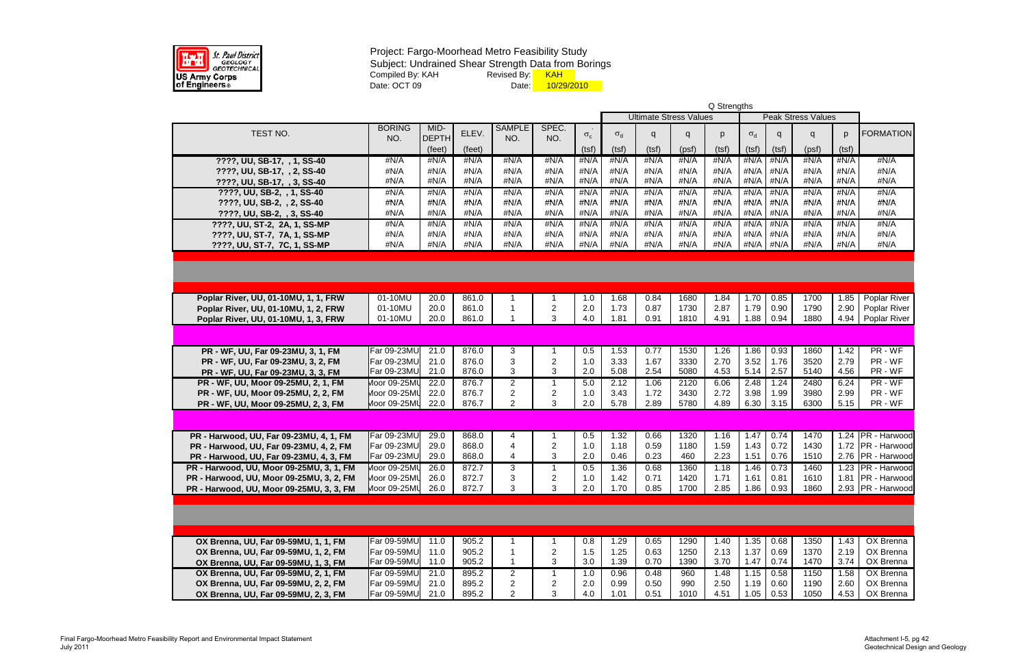St. Paul District GEOLOGY GEOTECHNICAL
US Army Corps of Engineers

Project: Fargo-Moorhead Metro Feasibility Study
Subject: Undrained Shear Strength Data from Borings
Compiled By: KAH Revised By: KAH
Date: OCT 09 Date: 10/29/2010

| TEST NO. | BORING NO. | MID-DEPTH (feet) | ELEV. (feet) | SAMPLE NO. | SPEC. NO. | $\sigma_c'$ (tsf) | Ultimate Stress Values $\sigma_d$ (tsf) | q (tsf) | q (psf) | p (tsf) | Peak Stress Values $\sigma_d$ (tsf) | q (tsf) | q (psf) | p (tsf) | FORMATION |
|---|---|---|---|---|---|---|---|---|---|---|---|---|---|---|---|
| ????, UU, SB-17, , 1, SS-40 | #N/A | #N/A | #N/A | #N/A | #N/A | #N/A | #N/A | #N/A | #N/A | #N/A | #N/A | #N/A | #N/A | #N/A | #N/A |
| ????, UU, SB-17, , 2, SS-40 | #N/A | #N/A | #N/A | #N/A | #N/A | #N/A | #N/A | #N/A | #N/A | #N/A | #N/A | #N/A | #N/A | #N/A | #N/A |
| ????, UU, SB-17, , 3, SS-40 | #N/A | #N/A | #N/A | #N/A | #N/A | #N/A | #N/A | #N/A | #N/A | #N/A | #N/A | #N/A | #N/A | #N/A | #N/A |
| ????, UU, SB-2, , 1, SS-40 | #N/A | #N/A | #N/A | #N/A | #N/A | #N/A | #N/A | #N/A | #N/A | #N/A | #N/A | #N/A | #N/A | #N/A | #N/A |
| ????, UU, SB-2, , 2, SS-40 | #N/A | #N/A | #N/A | #N/A | #N/A | #N/A | #N/A | #N/A | #N/A | #N/A | #N/A | #N/A | #N/A | #N/A | #N/A |
| ????, UU, SB-2, , 3, SS-40 | #N/A | #N/A | #N/A | #N/A | #N/A | #N/A | #N/A | #N/A | #N/A | #N/A | #N/A | #N/A | #N/A | #N/A | #N/A |
| ????, UU, ST-2, 2A, 1, SS-MP | #N/A | #N/A | #N/A | #N/A | #N/A | #N/A | #N/A | #N/A | #N/A | #N/A | #N/A | #N/A | #N/A | #N/A | #N/A |
| ????, UU, ST-7, 7A, 1, SS-MP | #N/A | #N/A | #N/A | #N/A | #N/A | #N/A | #N/A | #N/A | #N/A | #N/A | #N/A | #N/A | #N/A | #N/A | #N/A |
| ????, UU, ST-7, 7C, 1, SS-MP | #N/A | #N/A | #N/A | #N/A | #N/A | #N/A | #N/A | #N/A | #N/A | #N/A | #N/A | #N/A | #N/A | #N/A | #N/A |
| Poplar River, UU, 01-10MU, 1, 1, FRW | 01-10MU | 20.0 | 861.0 | 1 | 1 | 1.0 | 1.68 | 0.84 | 1680 | 1.84 | 1.70 | 0.85 | 1700 | 1.85 | Poplar River |
| Poplar River, UU, 01-10MU, 1, 2, FRW | 01-10MU | 20.0 | 861.0 | 1 | 2 | 2.0 | 1.73 | 0.87 | 1730 | 2.87 | 1.79 | 0.90 | 1790 | 2.90 | Poplar River |
| Poplar River, UU, 01-10MU, 1, 3, FRW | 01-10MU | 20.0 | 861.0 | 1 | 3 | 4.0 | 1.81 | 0.91 | 1810 | 4.91 | 1.88 | 0.94 | 1880 | 4.94 | Poplar River |
| PR - WF, UU, Far 09-23MU, 3, 1, FM | Far 09-23MU | 21.0 | 876.0 | 3 | 1 | 0.5 | 1.53 | 0.77 | 1530 | 1.26 | 1.86 | 0.93 | 1860 | 1.42 | PR - WF |
| PR - WF, UU, Far 09-23MU, 3, 2, FM | Far 09-23MU | 21.0 | 876.0 | 3 | 2 | 1.0 | 3.33 | 1.67 | 3330 | 2.70 | 3.52 | 1.76 | 3520 | 2.79 | PR - WF |
| PR - WF, UU, Far 09-23MU, 3, 3, FM | Far 09-23MU | 21.0 | 876.0 | 3 | 3 | 2.0 | 5.08 | 2.54 | 5080 | 4.53 | 5.14 | 2.57 | 5140 | 4.56 | PR - WF |
| PR - WF, UU, Moor 09-25MU, 2, 1, FM | Moor 09-25MU | 22.0 | 876.7 | 2 | 1 | 5.0 | 2.12 | 1.06 | 2120 | 6.06 | 2.48 | 1.24 | 2480 | 6.24 | PR - WF |
| PR - WF, UU, Moor 09-25MU, 2, 2, FM | Moor 09-25MU | 22.0 | 876.7 | 2 | 2 | 1.0 | 3.43 | 1.72 | 3430 | 2.72 | 3.98 | 1.99 | 3980 | 2.99 | PR - WF |
| PR - WF, UU, Moor 09-25MU, 2, 3, FM | Moor 09-25MU | 22.0 | 876.7 | 2 | 3 | 2.0 | 5.78 | 2.89 | 5780 | 4.89 | 6.30 | 3.15 | 6300 | 5.15 | PR - WF |
| PR - Harwood, UU, Far 09-23MU, 4, 1, FM | Far 09-23MU | 29.0 | 868.0 | 4 | 1 | 0.5 | 1.32 | 0.66 | 1320 | 1.16 | 1.47 | 0.74 | 1470 | 1.24 | PR - Harwood |
| PR - Harwood, UU, Far 09-23MU, 4, 2, FM | Far 09-23MU | 29.0 | 868.0 | 4 | 2 | 1.0 | 1.18 | 0.59 | 1180 | 1.59 | 1.43 | 0.72 | 1430 | 1.72 | PR - Harwood |
| PR - Harwood, UU, Far 09-23MU, 4, 3, FM | Far 09-23MU | 29.0 | 868.0 | 4 | 3 | 2.0 | 0.46 | 0.23 | 460 | 2.23 | 1.51 | 0.76 | 1510 | 2.76 | PR - Harwood |
| PR - Harwood, UU, Moor 09-25MU, 3, 1, FM | Moor 09-25MU | 26.0 | 872.7 | 3 | 1 | 0.5 | 1.36 | 0.68 | 1360 | 1.18 | 1.46 | 0.73 | 1460 | 1.23 | PR - Harwood |
| PR - Harwood, UU, Moor 09-25MU, 3, 2, FM | Moor 09-25MU | 26.0 | 872.7 | 3 | 2 | 1.0 | 1.42 | 0.71 | 1420 | 1.71 | 1.61 | 0.81 | 1610 | 1.81 | PR - Harwood |
| PR - Harwood, UU, Moor 09-25MU, 3, 3, FM | Moor 09-25MU | 26.0 | 872.7 | 3 | 3 | 2.0 | 1.70 | 0.85 | 1700 | 2.85 | 1.86 | 0.93 | 1860 | 2.93 | PR - Harwood |
| OX Brenna, UU, Far 09-59MU, 1, 1, FM | Far 09-59MU | 11.0 | 905.2 | 1 | 1 | 0.8 | 1.29 | 0.65 | 1290 | 1.40 | 1.35 | 0.68 | 1350 | 1.43 | OX Brenna |
| OX Brenna, UU, Far 09-59MU, 1, 2, FM | Far 09-59MU | 11.0 | 905.2 | 1 | 2 | 1.5 | 1.25 | 0.63 | 1250 | 2.13 | 1.37 | 0.69 | 1370 | 2.19 | OX Brenna |
| OX Brenna, UU, Far 09-59MU, 1, 3, FM | Far 09-59MU | 11.0 | 905.2 | 1 | 3 | 3.0 | 1.39 | 0.70 | 1390 | 3.70 | 1.47 | 0.74 | 1470 | 3.74 | OX Brenna |
| OX Brenna, UU, Far 09-59MU, 2, 1, FM | Far 09-59MU | 21.0 | 895.2 | 2 | 1 | 1.0 | 0.96 | 0.48 | 960 | 1.48 | 1.15 | 0.58 | 1150 | 1.58 | OX Brenna |
| OX Brenna, UU, Far 09-59MU, 2, 2, FM | Far 09-59MU | 21.0 | 895.2 | 2 | 2 | 2.0 | 0.99 | 0.50 | 990 | 2.50 | 1.19 | 0.60 | 1190 | 2.60 | OX Brenna |
| OX Brenna, UU, Far 09-59MU, 2, 3, FM | Far 09-59MU | 21.0 | 895.2 | 2 | 3 | 4.0 | 1.01 | 0.51 | 1010 | 4.51 | 1.05 | 0.53 | 1050 | 4.53 | OX Brenna |

Final Fargo-Moorhead Metro Feasibility Report and Environmental Impact Statement
July 2011

Attachment I-5, pg 42
Geotechnical Design and Geology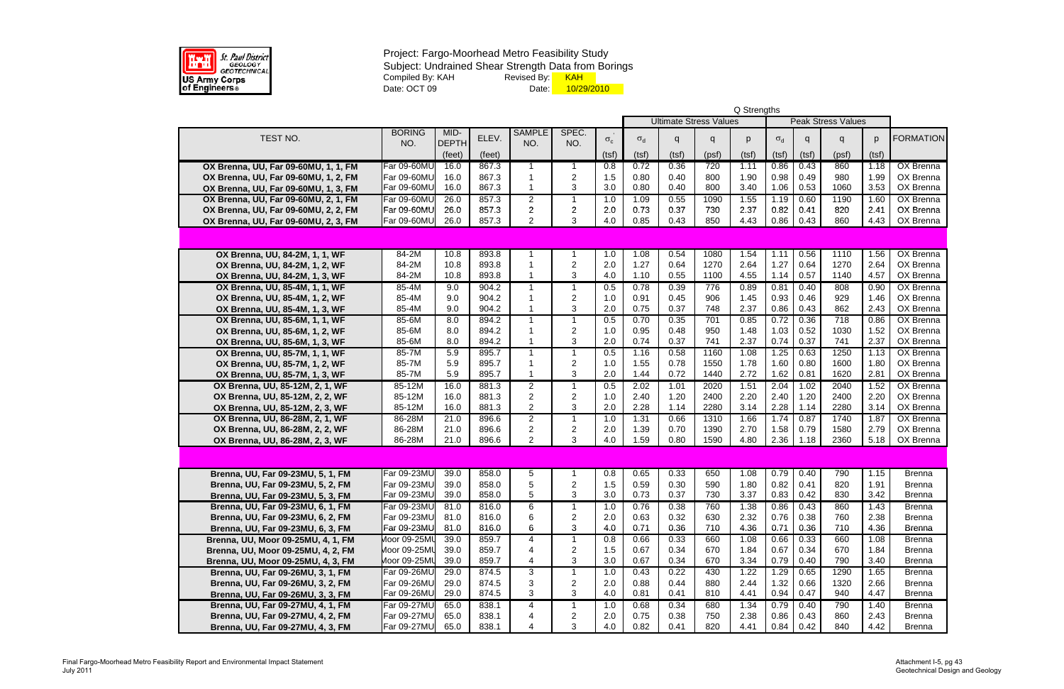St. Paul District GEOLOGY GEOTECHNICAL US Army Corps of Engineers

Project: Fargo-Moorhead Metro Feasibility Study
Subject: Undrained Shear Strength Data from Borings
Compiled By: KAH Revised By: KAH
Date: OCT 09 Date: 10/29/2010

| TEST NO. | BORING NO. | MID-DEPTH (feet) | ELEV. (feet) | SAMPLE NO. | SPEC. NO. | $\sigma_c'$ (tsf) | Ultimate Stress Values $\sigma_d$ (tsf) | q (tsf) | q (psf) | p (tsf) | Peak Stress Values $\sigma_d$ (tsf) | q (tsf) | q (psf) | p (tsf) | FORMATION |
|---|---|---|---|---|---|---|---|---|---|---|---|---|---|---|---|
| OX Brenna, UU, Far 09-60MU, 1, 1, FM | Far 09-60MU | 16.0 | 867.3 | 1 | 1 | 0.8 | 0.72 | 0.36 | 720 | 1.11 | 0.86 | 0.43 | 860 | 1.18 | OX Brenna |
| OX Brenna, UU, Far 09-60MU, 1, 2, FM | Far 09-60MU | 16.0 | 867.3 | 1 | 2 | 1.5 | 0.80 | 0.40 | 800 | 1.90 | 0.98 | 0.49 | 980 | 1.99 | OX Brenna |
| OX Brenna, UU, Far 09-60MU, 1, 3, FM | Far 09-60MU | 16.0 | 867.3 | 1 | 3 | 3.0 | 0.80 | 0.40 | 800 | 3.40 | 1.06 | 0.53 | 1060 | 3.53 | OX Brenna |
| OX Brenna, UU, Far 09-60MU, 2, 1, FM | Far 09-60MU | 26.0 | 857.3 | 2 | 1 | 1.0 | 1.09 | 0.55 | 1090 | 1.55 | 1.19 | 0.60 | 1190 | 1.60 | OX Brenna |
| OX Brenna, UU, Far 09-60MU, 2, 2, FM | Far 09-60MU | 26.0 | 857.3 | 2 | 2 | 2.0 | 0.73 | 0.37 | 730 | 2.37 | 0.82 | 0.41 | 820 | 2.41 | OX Brenna |
| OX Brenna, UU, Far 09-60MU, 2, 3, FM | Far 09-60MU | 26.0 | 857.3 | 2 | 3 | 4.0 | 0.85 | 0.43 | 850 | 4.43 | 0.86 | 0.43 | 860 | 4.43 | OX Brenna |
| | | | | | | | | | | | | | | | |
| OX Brenna, UU, 84-2M, 1, 1, WF | 84-2M | 10.8 | 893.8 | 1 | 1 | 1.0 | 1.08 | 0.54 | 1080 | 1.54 | 1.11 | 0.56 | 1110 | 1.56 | OX Brenna |
| OX Brenna, UU, 84-2M, 1, 2, WF | 84-2M | 10.8 | 893.8 | 1 | 2 | 2.0 | 1.27 | 0.64 | 1270 | 2.64 | 1.27 | 0.64 | 1270 | 2.64 | OX Brenna |
| OX Brenna, UU, 84-2M, 1, 3, WF | 84-2M | 10.8 | 893.8 | 1 | 3 | 4.0 | 1.10 | 0.55 | 1100 | 4.55 | 1.14 | 0.57 | 1140 | 4.57 | OX Brenna |
| OX Brenna, UU, 85-4M, 1, 1, WF | 85-4M | 9.0 | 904.2 | 1 | 1 | 0.5 | 0.78 | 0.39 | 776 | 0.89 | 0.81 | 0.40 | 808 | 0.90 | OX Brenna |
| OX Brenna, UU, 85-4M, 1, 2, WF | 85-4M | 9.0 | 904.2 | 1 | 2 | 1.0 | 0.91 | 0.45 | 906 | 1.45 | 0.93 | 0.46 | 929 | 1.46 | OX Brenna |
| OX Brenna, UU, 85-4M, 1, 3, WF | 85-4M | 9.0 | 904.2 | 1 | 3 | 2.0 | 0.75 | 0.37 | 748 | 2.37 | 0.86 | 0.43 | 862 | 2.43 | OX Brenna |
| OX Brenna, UU, 85-6M, 1, 1, WF | 85-6M | 8.0 | 894.2 | 1 | 1 | 0.5 | 0.70 | 0.35 | 701 | 0.85 | 0.72 | 0.36 | 718 | 0.86 | OX Brenna |
| OX Brenna, UU, 85-6M, 1, 2, WF | 85-6M | 8.0 | 894.2 | 1 | 2 | 1.0 | 0.95 | 0.48 | 950 | 1.48 | 1.03 | 0.52 | 1030 | 1.52 | OX Brenna |
| OX Brenna, UU, 85-6M, 1, 3, WF | 85-6M | 8.0 | 894.2 | 1 | 3 | 2.0 | 0.74 | 0.37 | 741 | 2.37 | 0.74 | 0.37 | 741 | 2.37 | OX Brenna |
| OX Brenna, UU, 85-7M, 1, 1, WF | 85-7M | 5.9 | 895.7 | 1 | 1 | 0.5 | 1.16 | 0.58 | 1160 | 1.08 | 1.25 | 0.63 | 1250 | 1.13 | OX Brenna |
| OX Brenna, UU, 85-7M, 1, 2, WF | 85-7M | 5.9 | 895.7 | 1 | 2 | 1.0 | 1.55 | 0.78 | 1550 | 1.78 | 1.60 | 0.80 | 1600 | 1.80 | OX Brenna |
| OX Brenna, UU, 85-7M, 1, 3, WF | 85-7M | 5.9 | 895.7 | 1 | 3 | 2.0 | 1.44 | 0.72 | 1440 | 2.72 | 1.62 | 0.81 | 1620 | 2.81 | OX Brenna |
| OX Brenna, UU, 85-12M, 2, 1, WF | 85-12M | 16.0 | 881.3 | 2 | 1 | 0.5 | 2.02 | 1.01 | 2020 | 1.51 | 2.04 | 1.02 | 2040 | 1.52 | OX Brenna |
| OX Brenna, UU, 85-12M, 2, 2, WF | 85-12M | 16.0 | 881.3 | 2 | 2 | 1.0 | 2.40 | 1.20 | 2400 | 2.20 | 2.40 | 1.20 | 2400 | 2.20 | OX Brenna |
| OX Brenna, UU, 85-12M, 2, 3, WF | 85-12M | 16.0 | 881.3 | 2 | 3 | 2.0 | 2.28 | 1.14 | 2280 | 3.14 | 2.28 | 1.14 | 2280 | 3.14 | OX Brenna |
| OX Brenna, UU, 86-28M, 2, 1, WF | 86-28M | 21.0 | 896.6 | 2 | 1 | 1.0 | 1.31 | 0.66 | 1310 | 1.66 | 1.74 | 0.87 | 1740 | 1.87 | OX Brenna |
| OX Brenna, UU, 86-28M, 2, 2, WF | 86-28M | 21.0 | 896.6 | 2 | 2 | 2.0 | 1.39 | 0.70 | 1390 | 2.70 | 1.58 | 0.79 | 1580 | 2.79 | OX Brenna |
| OX Brenna, UU, 86-28M, 2, 3, WF | 86-28M | 21.0 | 896.6 | 2 | 3 | 4.0 | 1.59 | 0.80 | 1590 | 4.80 | 2.36 | 1.18 | 2360 | 5.18 | OX Brenna |
| | | | | | | | | | | | | | | | |
| Brenna, UU, Far 09-23MU, 5, 1, FM | Far 09-23MU | 39.0 | 858.0 | 5 | 1 | 0.8 | 0.65 | 0.33 | 650 | 1.08 | 0.79 | 0.40 | 790 | 1.15 | Brenna |
| Brenna, UU, Far 09-23MU, 5, 2, FM | Far 09-23MU | 39.0 | 858.0 | 5 | 2 | 1.5 | 0.59 | 0.30 | 590 | 1.80 | 0.82 | 0.41 | 820 | 1.91 | Brenna |
| Brenna, UU, Far 09-23MU, 5, 3, FM | Far 09-23MU | 39.0 | 858.0 | 5 | 3 | 3.0 | 0.73 | 0.37 | 730 | 3.37 | 0.83 | 0.42 | 830 | 3.42 | Brenna |
| Brenna, UU, Far 09-23MU, 6, 1, FM | Far 09-23MU | 81.0 | 816.0 | 6 | 1 | 1.0 | 0.76 | 0.38 | 760 | 1.38 | 0.86 | 0.43 | 860 | 1.43 | Brenna |
| Brenna, UU, Far 09-23MU, 6, 2, FM | Far 09-23MU | 81.0 | 816.0 | 6 | 2 | 2.0 | 0.63 | 0.32 | 630 | 2.32 | 0.76 | 0.38 | 760 | 2.38 | Brenna |
| Brenna, UU, Far 09-23MU, 6, 3, FM | Far 09-23MU | 81.0 | 816.0 | 6 | 3 | 4.0 | 0.71 | 0.36 | 710 | 4.36 | 0.71 | 0.36 | 710 | 4.36 | Brenna |
| Brenna, UU, Moor 09-25MU, 4, 1, FM | Moor 09-25MU | 39.0 | 859.7 | 4 | 1 | 0.8 | 0.66 | 0.33 | 660 | 1.08 | 0.66 | 0.33 | 660 | 1.08 | Brenna |
| Brenna, UU, Moor 09-25MU, 4, 2, FM | Moor 09-25MU | 39.0 | 859.7 | 4 | 2 | 1.5 | 0.67 | 0.34 | 670 | 1.84 | 0.67 | 0.34 | 670 | 1.84 | Brenna |
| Brenna, UU, Moor 09-25MU, 4, 3, FM | Moor 09-25MU | 39.0 | 859.7 | 4 | 3 | 3.0 | 0.67 | 0.34 | 670 | 3.34 | 0.79 | 0.40 | 790 | 3.40 | Brenna |
| Brenna, UU, Far 09-26MU, 3, 1, FM | Far 09-26MU | 29.0 | 874.5 | 3 | 1 | 1.0 | 0.43 | 0.22 | 430 | 1.22 | 1.29 | 0.65 | 1290 | 1.65 | Brenna |
| Brenna, UU, Far 09-26MU, 3, 2, FM | Far 09-26MU | 29.0 | 874.5 | 3 | 2 | 2.0 | 0.88 | 0.44 | 880 | 2.44 | 1.32 | 0.66 | 1320 | 2.66 | Brenna |
| Brenna, UU, Far 09-26MU, 3, 3, FM | Far 09-26MU | 29.0 | 874.5 | 3 | 3 | 4.0 | 0.81 | 0.41 | 810 | 4.41 | 0.94 | 0.47 | 940 | 4.47 | Brenna |
| Brenna, UU, Far 09-27MU, 4, 1, FM | Far 09-27MU | 65.0 | 838.1 | 4 | 1 | 1.0 | 0.68 | 0.34 | 680 | 1.34 | 0.79 | 0.40 | 790 | 1.40 | Brenna |
| Brenna, UU, Far 09-27MU, 4, 2, FM | Far 09-27MU | 65.0 | 838.1 | 4 | 2 | 2.0 | 0.75 | 0.38 | 750 | 2.38 | 0.86 | 0.43 | 860 | 2.43 | Brenna |
| Brenna, UU, Far 09-27MU, 4, 3, FM | Far 09-27MU | 65.0 | 838.1 | 4 | 3 | 4.0 | 0.82 | 0.41 | 820 | 4.41 | 0.84 | 0.42 | 840 | 4.42 | Brenna |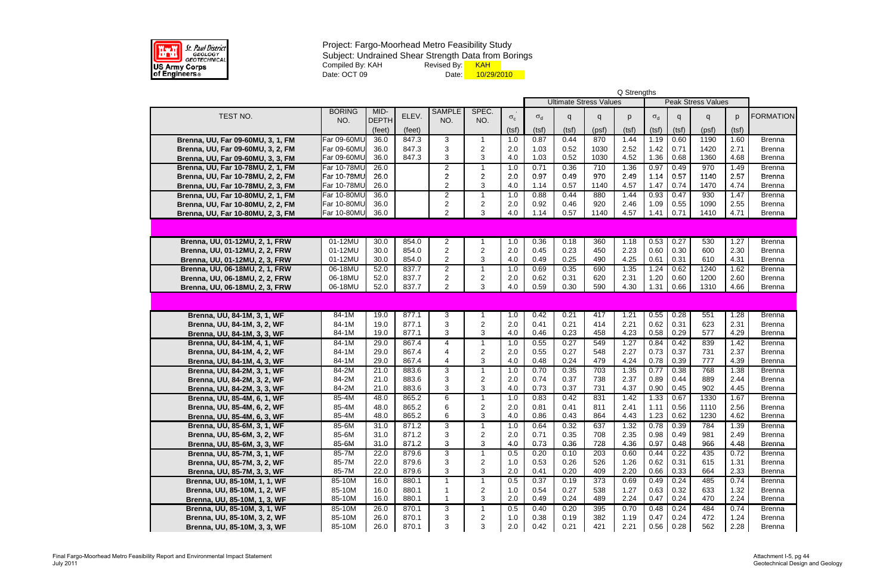St. Paul District GEOLOGY GEOTECHNICAL US Army Corps of Engineers

Project: Fargo-Moorhead Metro Feasibility Study
Subject: Undrained Shear Strength Data from Borings
Compiled By: KAH Revised By: KAH
Date: OCT 09 Date: 10/29/2010

| TEST NO. | BORING NO. | MID-DEPTH | ELEV. | SAMPLE NO. | SPEC. NO. | $\sigma_c'$ | Q Strengths – Ultimate Stress Values $\sigma_d$ | q | q | p | Peak Stress Values $\sigma_d$ | q | q | p | FORMATION |
|---|---|---|---|---|---|---|---|---|---|---|---|---|---|---|---|
| | | (feet) | (feet) | | | (tsf) | (tsf) | (tsf) | (psf) | (tsf) | (tsf) | (tsf) | (psf) | (tsf) | |
| Brenna, UU, Far 09-60MU, 3, 1, FM | Far 09-60MU | 36.0 | 847.3 | 3 | 1 | 1.0 | 0.87 | 0.44 | 870 | 1.44 | 1.19 | 0.60 | 1190 | 1.60 | Brenna |
| Brenna, UU, Far 09-60MU, 3, 2, FM | Far 09-60MU | 36.0 | 847.3 | 3 | 2 | 2.0 | 1.03 | 0.52 | 1030 | 2.52 | 1.42 | 0.71 | 1420 | 2.71 | Brenna |
| Brenna, UU, Far 09-60MU, 3, 3, FM | Far 09-60MU | 36.0 | 847.3 | 3 | 3 | 4.0 | 1.03 | 0.52 | 1030 | 4.52 | 1.36 | 0.68 | 1360 | 4.68 | Brenna |
| Brenna, UU, Far 10-78MU, 2, 1, FM | Far 10-78MU | 26.0 | | 2 | 1 | 1.0 | 0.71 | 0.36 | 710 | 1.36 | 0.97 | 0.49 | 970 | 1.49 | Brenna |
| Brenna, UU, Far 10-78MU, 2, 2, FM | Far 10-78MU | 26.0 | | 2 | 2 | 2.0 | 0.97 | 0.49 | 970 | 2.49 | 1.14 | 0.57 | 1140 | 2.57 | Brenna |
| Brenna, UU, Far 10-78MU, 2, 3, FM | Far 10-78MU | 26.0 | | 2 | 3 | 4.0 | 1.14 | 0.57 | 1140 | 4.57 | 1.47 | 0.74 | 1470 | 4.74 | Brenna |
| Brenna, UU, Far 10-80MU, 2, 1, FM | Far 10-80MU | 36.0 | | 2 | 1 | 1.0 | 0.88 | 0.44 | 880 | 1.44 | 0.93 | 0.47 | 930 | 1.47 | Brenna |
| Brenna, UU, Far 10-80MU, 2, 2, FM | Far 10-80MU | 36.0 | | 2 | 2 | 2.0 | 0.92 | 0.46 | 920 | 2.46 | 1.09 | 0.55 | 1090 | 2.55 | Brenna |
| Brenna, UU, Far 10-80MU, 2, 3, FM | Far 10-80MU | 36.0 | | 2 | 3 | 4.0 | 1.14 | 0.57 | 1140 | 4.57 | 1.41 | 0.71 | 1410 | 4.71 | Brenna |
| | | | | | | | | | | | | | | | |
| Brenna, UU, 01-12MU, 2, 1, FRW | 01-12MU | 30.0 | 854.0 | 2 | 1 | 1.0 | 0.36 | 0.18 | 360 | 1.18 | 0.53 | 0.27 | 530 | 1.27 | Brenna |
| Brenna, UU, 01-12MU, 2, 2, FRW | 01-12MU | 30.0 | 854.0 | 2 | 2 | 2.0 | 0.45 | 0.23 | 450 | 2.23 | 0.60 | 0.30 | 600 | 2.30 | Brenna |
| Brenna, UU, 01-12MU, 2, 3, FRW | 01-12MU | 30.0 | 854.0 | 2 | 3 | 4.0 | 0.49 | 0.25 | 490 | 4.25 | 0.61 | 0.31 | 610 | 4.31 | Brenna |
| Brenna, UU, 06-18MU, 2, 1, FRW | 06-18MU | 52.0 | 837.7 | 2 | 1 | 1.0 | 0.69 | 0.35 | 690 | 1.35 | 1.24 | 0.62 | 1240 | 1.62 | Brenna |
| Brenna, UU, 06-18MU, 2, 2, FRW | 06-18MU | 52.0 | 837.7 | 2 | 2 | 2.0 | 0.62 | 0.31 | 620 | 2.31 | 1.20 | 0.60 | 1200 | 2.60 | Brenna |
| Brenna, UU, 06-18MU, 2, 3, FRW | 06-18MU | 52.0 | 837.7 | 2 | 3 | 4.0 | 0.59 | 0.30 | 590 | 4.30 | 1.31 | 0.66 | 1310 | 4.66 | Brenna |
| | | | | | | | | | | | | | | | |
| Brenna, UU, 84-1M, 3, 1, WF | 84-1M | 19.0 | 877.1 | 3 | 1 | 1.0 | 0.42 | 0.21 | 417 | 1.21 | 0.55 | 0.28 | 551 | 1.28 | Brenna |
| Brenna, UU, 84-1M, 3, 2, WF | 84-1M | 19.0 | 877.1 | 3 | 2 | 2.0 | 0.41 | 0.21 | 414 | 2.21 | 0.62 | 0.31 | 623 | 2.31 | Brenna |
| Brenna, UU, 84-1M, 3, 3, WF | 84-1M | 19.0 | 877.1 | 3 | 3 | 4.0 | 0.46 | 0.23 | 458 | 4.23 | 0.58 | 0.29 | 577 | 4.29 | Brenna |
| Brenna, UU, 84-1M, 4, 1, WF | 84-1M | 29.0 | 867.4 | 4 | 1 | 1.0 | 0.55 | 0.27 | 549 | 1.27 | 0.84 | 0.42 | 839 | 1.42 | Brenna |
| Brenna, UU, 84-1M, 4, 2, WF | 84-1M | 29.0 | 867.4 | 4 | 2 | 2.0 | 0.55 | 0.27 | 548 | 2.27 | 0.73 | 0.37 | 731 | 2.37 | Brenna |
| Brenna, UU, 84-1M, 4, 3, WF | 84-1M | 29.0 | 867.4 | 4 | 3 | 4.0 | 0.48 | 0.24 | 479 | 4.24 | 0.78 | 0.39 | 777 | 4.39 | Brenna |
| Brenna, UU, 84-2M, 3, 1, WF | 84-2M | 21.0 | 883.6 | 3 | 1 | 1.0 | 0.70 | 0.35 | 703 | 1.35 | 0.77 | 0.38 | 768 | 1.38 | Brenna |
| Brenna, UU, 84-2M, 3, 2, WF | 84-2M | 21.0 | 883.6 | 3 | 2 | 2.0 | 0.74 | 0.37 | 738 | 2.37 | 0.89 | 0.44 | 889 | 2.44 | Brenna |
| Brenna, UU, 84-2M, 3, 3, WF | 84-2M | 21.0 | 883.6 | 3 | 3 | 4.0 | 0.73 | 0.37 | 731 | 4.37 | 0.90 | 0.45 | 902 | 4.45 | Brenna |
| Brenna, UU, 85-4M, 6, 1, WF | 85-4M | 48.0 | 865.2 | 6 | 1 | 1.0 | 0.83 | 0.42 | 831 | 1.42 | 1.33 | 0.67 | 1330 | 1.67 | Brenna |
| Brenna, UU, 85-4M, 6, 2, WF | 85-4M | 48.0 | 865.2 | 6 | 2 | 2.0 | 0.81 | 0.41 | 811 | 2.41 | 1.11 | 0.56 | 1110 | 2.56 | Brenna |
| Brenna, UU, 85-4M, 6, 3, WF | 85-4M | 48.0 | 865.2 | 6 | 3 | 4.0 | 0.86 | 0.43 | 864 | 4.43 | 1.23 | 0.62 | 1230 | 4.62 | Brenna |
| Brenna, UU, 85-6M, 3, 1, WF | 85-6M | 31.0 | 871.2 | 3 | 1 | 1.0 | 0.64 | 0.32 | 637 | 1.32 | 0.78 | 0.39 | 784 | 1.39 | Brenna |
| Brenna, UU, 85-6M, 3, 2, WF | 85-6M | 31.0 | 871.2 | 3 | 2 | 2.0 | 0.71 | 0.35 | 708 | 2.35 | 0.98 | 0.49 | 981 | 2.49 | Brenna |
| Brenna, UU, 85-6M, 3, 3, WF | 85-6M | 31.0 | 871.2 | 3 | 3 | 4.0 | 0.73 | 0.36 | 728 | 4.36 | 0.97 | 0.48 | 966 | 4.48 | Brenna |
| Brenna, UU, 85-7M, 3, 1, WF | 85-7M | 22.0 | 879.6 | 3 | 1 | 0.5 | 0.20 | 0.10 | 203 | 0.60 | 0.44 | 0.22 | 435 | 0.72 | Brenna |
| Brenna, UU, 85-7M, 3, 2, WF | 85-7M | 22.0 | 879.6 | 3 | 2 | 1.0 | 0.53 | 0.26 | 526 | 1.26 | 0.62 | 0.31 | 615 | 1.31 | Brenna |
| Brenna, UU, 85-7M, 3, 3, WF | 85-7M | 22.0 | 879.6 | 3 | 3 | 2.0 | 0.41 | 0.20 | 409 | 2.20 | 0.66 | 0.33 | 664 | 2.33 | Brenna |
| Brenna, UU, 85-10M, 1, 1, WF | 85-10M | 16.0 | 880.1 | 1 | 1 | 0.5 | 0.37 | 0.19 | 373 | 0.69 | 0.49 | 0.24 | 485 | 0.74 | Brenna |
| Brenna, UU, 85-10M, 1, 2, WF | 85-10M | 16.0 | 880.1 | 1 | 2 | 1.0 | 0.54 | 0.27 | 538 | 1.27 | 0.63 | 0.32 | 633 | 1.32 | Brenna |
| Brenna, UU, 85-10M, 1, 3, WF | 85-10M | 16.0 | 880.1 | 1 | 3 | 2.0 | 0.49 | 0.24 | 489 | 2.24 | 0.47 | 0.24 | 470 | 2.24 | Brenna |
| Brenna, UU, 85-10M, 3, 1, WF | 85-10M | 26.0 | 870.1 | 3 | 1 | 0.5 | 0.40 | 0.20 | 395 | 0.70 | 0.48 | 0.24 | 484 | 0.74 | Brenna |
| Brenna, UU, 85-10M, 3, 2, WF | 85-10M | 26.0 | 870.1 | 3 | 2 | 1.0 | 0.38 | 0.19 | 382 | 1.19 | 0.47 | 0.24 | 472 | 1.24 | Brenna |
| Brenna, UU, 85-10M, 3, 3, WF | 85-10M | 26.0 | 870.1 | 3 | 3 | 2.0 | 0.42 | 0.21 | 421 | 2.21 | 0.56 | 0.28 | 562 | 2.28 | Brenna |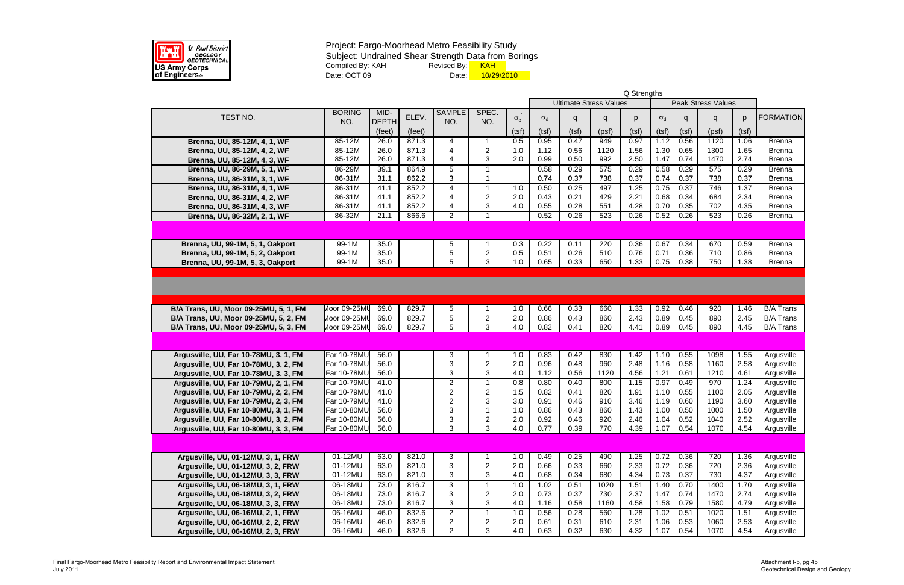St. Paul District GEOLOGY GEOTECHNICAL
US Army Corps of Engineers

Project: Fargo-Moorhead Metro Feasibility Study
Subject: Undrained Shear Strength Data from Borings
Compiled By: KAH Revised By: KAH
Date: OCT 09 Date: 10/29/2010

| TEST NO. | BORING NO. | MID-DEPTH | ELEV. | SAMPLE NO. | SPEC. NO. | $\sigma_c'$ | Q Strengths | | | | | | | | FORMATION |
|---|---|---|---|---|---|---|---|---|---|---|---|---|---|---|---|
| | | | | | | | Ultimate Stress Values | | | | Peak Stress Values | | | | |
| | | | | | | | $\sigma_d$ | q | q | p | $\sigma_d$ | q | q | p | |
| | | (feet) | (feet) | | | (tsf) | (tsf) | (tsf) | (psf) | (tsf) | (tsf) | (tsf) | (psf) | (tsf) | |
| Brenna, UU, 85-12M, 4, 1, WF | 85-12M | 26.0 | 871.3 | 4 | 1 | 0.5 | 0.95 | 0.47 | 949 | 0.97 | 1.12 | 0.56 | 1120 | 1.06 | Brenna |
| Brenna, UU, 85-12M, 4, 2, WF | 85-12M | 26.0 | 871.3 | 4 | 2 | 1.0 | 1.12 | 0.56 | 1120 | 1.56 | 1.30 | 0.65 | 1300 | 1.65 | Brenna |
| Brenna, UU, 85-12M, 4, 3, WF | 85-12M | 26.0 | 871.3 | 4 | 3 | 2.0 | 0.99 | 0.50 | 992 | 2.50 | 1.47 | 0.74 | 1470 | 2.74 | Brenna |
| Brenna, UU, 86-29M, 5, 1, WF | 86-29M | 39.1 | 864.9 | 5 | 1 | | 0.58 | 0.29 | 575 | 0.29 | 0.58 | 0.29 | 575 | 0.29 | Brenna |
| Brenna, UU, 86-31M, 3, 1, WF | 86-31M | 31.1 | 862.2 | 3 | 1 | | 0.74 | 0.37 | 738 | 0.37 | 0.74 | 0.37 | 738 | 0.37 | Brenna |
| Brenna, UU, 86-31M, 4, 1, WF | 86-31M | 41.1 | 852.2 | 4 | 1 | 1.0 | 0.50 | 0.25 | 497 | 1.25 | 0.75 | 0.37 | 746 | 1.37 | Brenna |
| Brenna, UU, 86-31M, 4, 2, WF | 86-31M | 41.1 | 852.2 | 4 | 2 | 2.0 | 0.43 | 0.21 | 429 | 2.21 | 0.68 | 0.34 | 684 | 2.34 | Brenna |
| Brenna, UU, 86-31M, 4, 3, WF | 86-31M | 41.1 | 852.2 | 4 | 3 | 4.0 | 0.55 | 0.28 | 551 | 4.28 | 0.70 | 0.35 | 702 | 4.35 | Brenna |
| Brenna, UU, 86-32M, 2, 1, WF | 86-32M | 21.1 | 866.6 | 2 | 1 | | 0.52 | 0.26 | 523 | 0.26 | 0.52 | 0.26 | 523 | 0.26 | Brenna |
| | | | | | | | | | | | | | | | |
| Brenna, UU, 99-1M, 5, 1, Oakport | 99-1M | 35.0 | | 5 | 1 | 0.3 | 0.22 | 0.11 | 220 | 0.36 | 0.67 | 0.34 | 670 | 0.59 | Brenna |
| Brenna, UU, 99-1M, 5, 2, Oakport | 99-1M | 35.0 | | 5 | 2 | 0.5 | 0.51 | 0.26 | 510 | 0.76 | 0.71 | 0.36 | 710 | 0.86 | Brenna |
| Brenna, UU, 99-1M, 5, 3, Oakport | 99-1M | 35.0 | | 5 | 3 | 1.0 | 0.65 | 0.33 | 650 | 1.33 | 0.75 | 0.38 | 750 | 1.38 | Brenna |
| | | | | | | | | | | | | | | | |
| B/A Trans, UU, Moor 09-25MU, 5, 1, FM | Moor 09-25MU | 69.0 | 829.7 | 5 | 1 | 1.0 | 0.66 | 0.33 | 660 | 1.33 | 0.92 | 0.46 | 920 | 1.46 | B/A Trans |
| B/A Trans, UU, Moor 09-25MU, 5, 2, FM | Moor 09-25MU | 69.0 | 829.7 | 5 | 2 | 2.0 | 0.86 | 0.43 | 860 | 2.43 | 0.89 | 0.45 | 890 | 2.45 | B/A Trans |
| B/A Trans, UU, Moor 09-25MU, 5, 3, FM | Moor 09-25MU | 69.0 | 829.7 | 5 | 3 | 4.0 | 0.82 | 0.41 | 820 | 4.41 | 0.89 | 0.45 | 890 | 4.45 | B/A Trans |
| | | | | | | | | | | | | | | | |
| Argusville, UU, Far 10-78MU, 3, 1, FM | Far 10-78MU | 56.0 | | 3 | 1 | 1.0 | 0.83 | 0.42 | 830 | 1.42 | 1.10 | 0.55 | 1098 | 1.55 | Argusville |
| Argusville, UU, Far 10-78MU, 3, 2, FM | Far 10-78MU | 56.0 | | 3 | 2 | 2.0 | 0.96 | 0.48 | 960 | 2.48 | 1.16 | 0.58 | 1160 | 2.58 | Argusville |
| Argusville, UU, Far 10-78MU, 3, 3, FM | Far 10-78MU | 56.0 | | 3 | 3 | 4.0 | 1.12 | 0.56 | 1120 | 4.56 | 1.21 | 0.61 | 1210 | 4.61 | Argusville |
| Argusville, UU, Far 10-79MU, 2, 1, FM | Far 10-79MU | 41.0 | | 2 | 1 | 0.8 | 0.80 | 0.40 | 800 | 1.15 | 0.97 | 0.49 | 970 | 1.24 | Argusville |
| Argusville, UU, Far 10-79MU, 2, 2, FM | Far 10-79MU | 41.0 | | 2 | 2 | 1.5 | 0.82 | 0.41 | 820 | 1.91 | 1.10 | 0.55 | 1100 | 2.05 | Argusville |
| Argusville, UU, Far 10-79MU, 2, 3, FM | Far 10-79MU | 41.0 | | 2 | 3 | 3.0 | 0.91 | 0.46 | 910 | 3.46 | 1.19 | 0.60 | 1190 | 3.60 | Argusville |
| Argusville, UU, Far 10-80MU, 3, 1, FM | Far 10-80MU | 56.0 | | 3 | 1 | 1.0 | 0.86 | 0.43 | 860 | 1.43 | 1.00 | 0.50 | 1000 | 1.50 | Argusville |
| Argusville, UU, Far 10-80MU, 3, 2, FM | Far 10-80MU | 56.0 | | 3 | 2 | 2.0 | 0.92 | 0.46 | 920 | 2.46 | 1.04 | 0.52 | 1040 | 2.52 | Argusville |
| Argusville, UU, Far 10-80MU, 3, 3, FM | Far 10-80MU | 56.0 | | 3 | 3 | 4.0 | 0.77 | 0.39 | 770 | 4.39 | 1.07 | 0.54 | 1070 | 4.54 | Argusville |
| | | | | | | | | | | | | | | | |
| Argusville, UU, 01-12MU, 3, 1, FRW | 01-12MU | 63.0 | 821.0 | 3 | 1 | 1.0 | 0.49 | 0.25 | 490 | 1.25 | 0.72 | 0.36 | 720 | 1.36 | Argusville |
| Argusville, UU, 01-12MU, 3, 2, FRW | 01-12MU | 63.0 | 821.0 | 3 | 2 | 2.0 | 0.66 | 0.33 | 660 | 2.33 | 0.72 | 0.36 | 720 | 2.36 | Argusville |
| Argusville, UU, 01-12MU, 3, 3, FRW | 01-12MU | 63.0 | 821.0 | 3 | 3 | 4.0 | 0.68 | 0.34 | 680 | 4.34 | 0.73 | 0.37 | 730 | 4.37 | Argusville |
| Argusville, UU, 06-18MU, 3, 1, FRW | 06-18MU | 73.0 | 816.7 | 3 | 1 | 1.0 | 1.02 | 0.51 | 1020 | 1.51 | 1.40 | 0.70 | 1400 | 1.70 | Argusville |
| Argusville, UU, 06-18MU, 3, 2, FRW | 06-18MU | 73.0 | 816.7 | 3 | 2 | 2.0 | 0.73 | 0.37 | 730 | 2.37 | 1.47 | 0.74 | 1470 | 2.74 | Argusville |
| Argusville, UU, 06-18MU, 3, 3, FRW | 06-18MU | 73.0 | 816.7 | 3 | 3 | 4.0 | 1.16 | 0.58 | 1160 | 4.58 | 1.58 | 0.79 | 1580 | 4.79 | Argusville |
| Argusville, UU, 06-16MU, 2, 1, FRW | 06-16MU | 46.0 | 832.6 | 2 | 1 | 1.0 | 0.56 | 0.28 | 560 | 1.28 | 1.02 | 0.51 | 1020 | 1.51 | Argusville |
| Argusville, UU, 06-16MU, 2, 2, FRW | 06-16MU | 46.0 | 832.6 | 2 | 2 | 2.0 | 0.61 | 0.31 | 610 | 2.31 | 1.06 | 0.53 | 1060 | 2.53 | Argusville |
| Argusville, UU, 06-16MU, 2, 3, FRW | 06-16MU | 46.0 | 832.6 | 2 | 3 | 4.0 | 0.63 | 0.32 | 630 | 4.32 | 1.07 | 0.54 | 1070 | 4.54 | Argusville |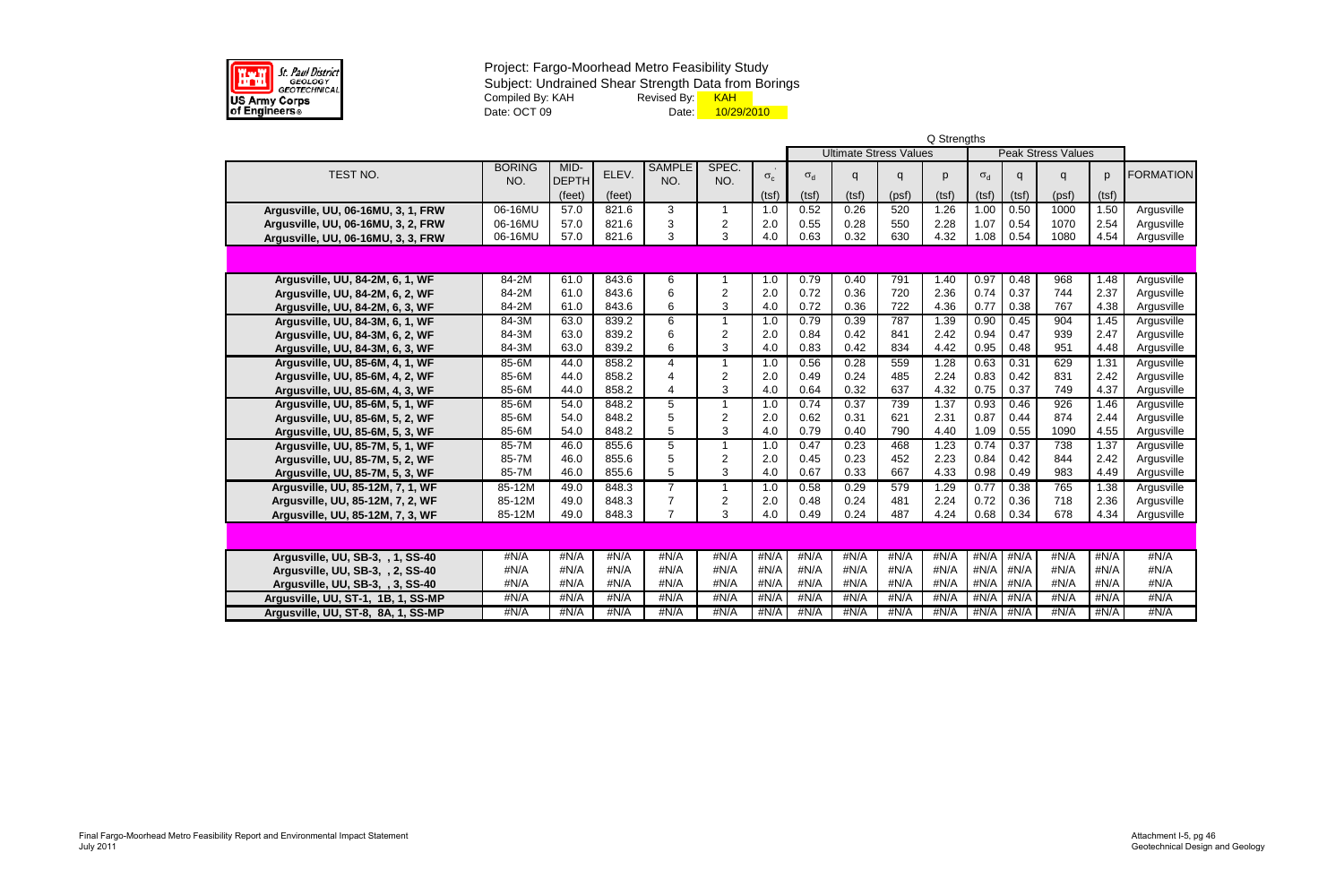St. Paul District GEOLOGY GEOTECHNICAL US Army Corps of Engineers

Project: Fargo-Moorhead Metro Feasibility Study
Subject: Undrained Shear Strength Data from Borings
Compiled By: KAH  Revised By: KAH
Date: OCT 09  Date: 10/29/2010

| TEST NO. | BORING NO. | MID-DEPTH | ELEV. | SAMPLE NO. | SPEC. NO. | $\sigma_c'$ | Q Strengths - Ultimate Stress Values $\sigma_d$ | q | q | p | Peak Stress Values $\sigma_d$ | q | q | p | FORMATION |
|---|---|---|---|---|---|---|---|---|---|---|---|---|---|---|---|
| | | (feet) | (feet) | | | (tsf) | (tsf) | (tsf) | (psf) | (tsf) | (tsf) | (tsf) | (psf) | (tsf) | |
| Argusville, UU, 06-16MU, 3, 1, FRW | 06-16MU | 57.0 | 821.6 | 3 | 1 | 1.0 | 0.52 | 0.26 | 520 | 1.26 | 1.00 | 0.50 | 1000 | 1.50 | Argusville |
| Argusville, UU, 06-16MU, 3, 2, FRW | 06-16MU | 57.0 | 821.6 | 3 | 2 | 2.0 | 0.55 | 0.28 | 550 | 2.28 | 1.07 | 0.54 | 1070 | 2.54 | Argusville |
| Argusville, UU, 06-16MU, 3, 3, FRW | 06-16MU | 57.0 | 821.6 | 3 | 3 | 4.0 | 0.63 | 0.32 | 630 | 4.32 | 1.08 | 0.54 | 1080 | 4.54 | Argusville |
| | | | | | | | | | | | | | | | |
| Argusville, UU, 84-2M, 6, 1, WF | 84-2M | 61.0 | 843.6 | 6 | 1 | 1.0 | 0.79 | 0.40 | 791 | 1.40 | 0.97 | 0.48 | 968 | 1.48 | Argusville |
| Argusville, UU, 84-2M, 6, 2, WF | 84-2M | 61.0 | 843.6 | 6 | 2 | 2.0 | 0.72 | 0.36 | 720 | 2.36 | 0.74 | 0.37 | 744 | 2.37 | Argusville |
| Argusville, UU, 84-2M, 6, 3, WF | 84-2M | 61.0 | 843.6 | 6 | 3 | 4.0 | 0.72 | 0.36 | 722 | 4.36 | 0.77 | 0.38 | 767 | 4.38 | Argusville |
| Argusville, UU, 84-3M, 6, 1, WF | 84-3M | 63.0 | 839.2 | 6 | 1 | 1.0 | 0.79 | 0.39 | 787 | 1.39 | 0.90 | 0.45 | 904 | 1.45 | Argusville |
| Argusville, UU, 84-3M, 6, 2, WF | 84-3M | 63.0 | 839.2 | 6 | 2 | 2.0 | 0.84 | 0.42 | 841 | 2.42 | 0.94 | 0.47 | 939 | 2.47 | Argusville |
| Argusville, UU, 84-3M, 6, 3, WF | 84-3M | 63.0 | 839.2 | 6 | 3 | 4.0 | 0.83 | 0.42 | 834 | 4.42 | 0.95 | 0.48 | 951 | 4.48 | Argusville |
| Argusville, UU, 85-6M, 4, 1, WF | 85-6M | 44.0 | 858.2 | 4 | 1 | 1.0 | 0.56 | 0.28 | 559 | 1.28 | 0.63 | 0.31 | 629 | 1.31 | Argusville |
| Argusville, UU, 85-6M, 4, 2, WF | 85-6M | 44.0 | 858.2 | 4 | 2 | 2.0 | 0.49 | 0.24 | 485 | 2.24 | 0.83 | 0.42 | 831 | 2.42 | Argusville |
| Argusville, UU, 85-6M, 4, 3, WF | 85-6M | 44.0 | 858.2 | 4 | 3 | 4.0 | 0.64 | 0.32 | 637 | 4.32 | 0.75 | 0.37 | 749 | 4.37 | Argusville |
| Argusville, UU, 85-6M, 5, 1, WF | 85-6M | 54.0 | 848.2 | 5 | 1 | 1.0 | 0.74 | 0.37 | 739 | 1.37 | 0.93 | 0.46 | 926 | 1.46 | Argusville |
| Argusville, UU, 85-6M, 5, 2, WF | 85-6M | 54.0 | 848.2 | 5 | 2 | 2.0 | 0.62 | 0.31 | 621 | 2.31 | 0.87 | 0.44 | 874 | 2.44 | Argusville |
| Argusville, UU, 85-6M, 5, 3, WF | 85-6M | 54.0 | 848.2 | 5 | 3 | 4.0 | 0.79 | 0.40 | 790 | 4.40 | 1.09 | 0.55 | 1090 | 4.55 | Argusville |
| Argusville, UU, 85-7M, 5, 1, WF | 85-7M | 46.0 | 855.6 | 5 | 1 | 1.0 | 0.47 | 0.23 | 468 | 1.23 | 0.74 | 0.37 | 738 | 1.37 | Argusville |
| Argusville, UU, 85-7M, 5, 2, WF | 85-7M | 46.0 | 855.6 | 5 | 2 | 2.0 | 0.45 | 0.23 | 452 | 2.23 | 0.84 | 0.42 | 844 | 2.42 | Argusville |
| Argusville, UU, 85-7M, 5, 3, WF | 85-7M | 46.0 | 855.6 | 5 | 3 | 4.0 | 0.67 | 0.33 | 667 | 4.33 | 0.98 | 0.49 | 983 | 4.49 | Argusville |
| Argusville, UU, 85-12M, 7, 1, WF | 85-12M | 49.0 | 848.3 | 7 | 1 | 1.0 | 0.58 | 0.29 | 579 | 1.29 | 0.77 | 0.38 | 765 | 1.38 | Argusville |
| Argusville, UU, 85-12M, 7, 2, WF | 85-12M | 49.0 | 848.3 | 7 | 2 | 2.0 | 0.48 | 0.24 | 481 | 2.24 | 0.72 | 0.36 | 718 | 2.36 | Argusville |
| Argusville, UU, 85-12M, 7, 3, WF | 85-12M | 49.0 | 848.3 | 7 | 3 | 4.0 | 0.49 | 0.24 | 487 | 4.24 | 0.68 | 0.34 | 678 | 4.34 | Argusville |
| | | | | | | | | | | | | | | | |
| Argusville, UU, SB-3, , 1, SS-40 | #N/A | #N/A | #N/A | #N/A | #N/A | #N/A | #N/A | #N/A | #N/A | #N/A | #N/A | #N/A | #N/A | #N/A | #N/A |
| Argusville, UU, SB-3, , 2, SS-40 | #N/A | #N/A | #N/A | #N/A | #N/A | #N/A | #N/A | #N/A | #N/A | #N/A | #N/A | #N/A | #N/A | #N/A | #N/A |
| Argusville, UU, SB-3, , 3, SS-40 | #N/A | #N/A | #N/A | #N/A | #N/A | #N/A | #N/A | #N/A | #N/A | #N/A | #N/A | #N/A | #N/A | #N/A | #N/A |
| Argusville, UU, ST-1, 1B, 1, SS-MP | #N/A | #N/A | #N/A | #N/A | #N/A | #N/A | #N/A | #N/A | #N/A | #N/A | #N/A | #N/A | #N/A | #N/A | #N/A |
| Argusville, UU, ST-8, 8A, 1, SS-MP | #N/A | #N/A | #N/A | #N/A | #N/A | #N/A | #N/A | #N/A | #N/A | #N/A | #N/A | #N/A | #N/A | #N/A | #N/A |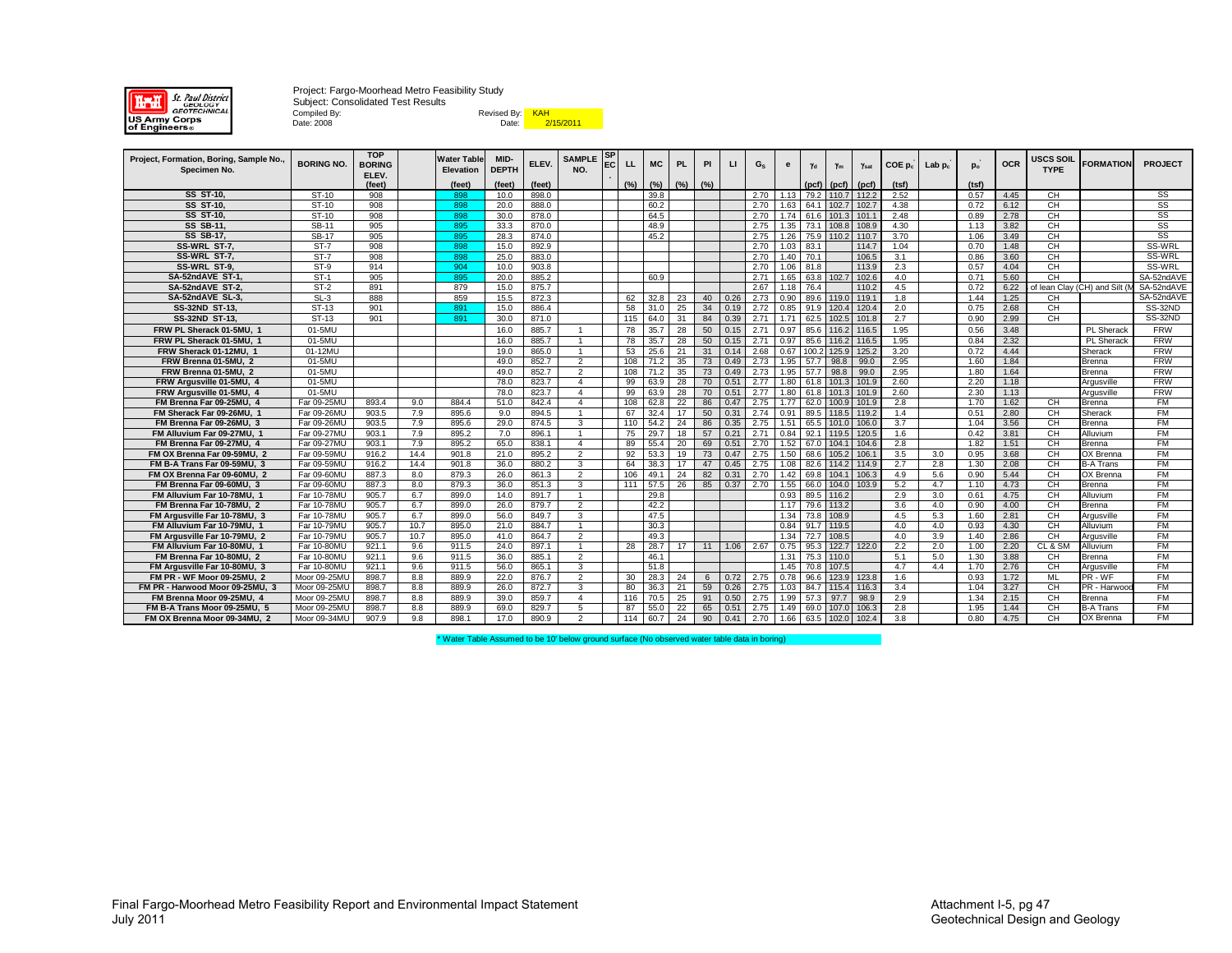St. Paul District
GEOLOGY
GEOTECHNICAL
US Army Corps of Engineers

Project: Fargo-Moorhead Metro Feasibility Study
Subject: Consolidated Test Results
Compiled By:
Date: 2008

Revised By: KAH
Date: 2/15/2011

| Project, Formation, Boring, Sample No., Specimen No. | BORING NO. | TOP BORING ELEV. | | Water Table Elevation | MID-DEPTH | ELEV. | SAMPLE NO. | SPEC. | LL | MC | PL | PI | LI | $G_s$ | e | $\gamma_d$ | $\gamma_m$ | $\gamma_{sat}$ | COE $p_c'$ | Lab $p_c'$ | $p_o'$ | OCR | USCS SOIL TYPE | FORMATION | PROJECT |
|---|---|---|---|---|---|---|---|---|---|---|---|---|---|---|---|---|---|---|---|---|---|---|---|---|---|
| | | (feet) | | (feet) | (feet) | (feet) | | | (%) | (%) | (%) | (%) | | | | (pcf) | (pcf) | (pcf) | (tsf) | | (tsf) | | | | |
| SS ST-10, | ST-10 | 908 | | 898 | 10.0 | 898.0 | | | | 39.8 | | | | | 2.70 | 1.13 | 79.2 | 110.7 | 112.2 | 2.52 | | 0.57 | 4.45 | CH | | SS |
| SS ST-10, | ST-10 | 908 | | 898 | 20.0 | 888.0 | | | | 60.2 | | | | | 2.70 | 1.63 | 64.1 | 102.7 | 102.7 | 4.38 | | 0.72 | 6.12 | CH | | SS |
| SS ST-10, | ST-10 | 908 | | 898 | 30.0 | 878.0 | | | | 64.5 | | | | | 2.70 | 1.74 | 61.6 | 101.3 | 101.1 | 2.48 | | 0.89 | 2.78 | CH | | SS |
| SS SB-11, | SB-11 | 905 | | 895 | 33.3 | 870.0 | | | | 48.9 | | | | | 2.75 | 1.35 | 73.1 | 108.8 | 108.9 | 4.30 | | 1.13 | 3.82 | CH | | SS |
| SS SB-17, | SB-17 | 905 | | 895 | 28.3 | 874.0 | | | | 45.2 | | | | | 2.75 | 1.26 | 75.9 | 110.2 | 110.7 | 3.70 | | 1.06 | 3.49 | CH | | SS |
| SS-WRL ST-7, | ST-7 | 908 | | 898 | 15.0 | 892.9 | | | | | | | | | 2.70 | 1.03 | 83.1 | | 114.7 | 1.04 | | 0.70 | 1.48 | CH | | SS-WRL |
| SS-WRL ST-7, | ST-7 | 908 | | 898 | 25.0 | 883.0 | | | | | | | | | 2.70 | 1.40 | 70.1 | | 106.5 | 3.1 | | 0.86 | 3.60 | CH | | SS-WRL |
| SS-WRL ST-9, | ST-9 | 914 | | 904 | 10.0 | 903.8 | | | | | | | | | 2.70 | 1.06 | 81.8 | | 113.9 | 2.3 | | 0.57 | 4.04 | CH | | SS-WRL |
| SA-52ndAVE ST-1, | ST-1 | 905 | | 895 | 20.0 | 885.2 | | | | 60.9 | | | | | 2.71 | 1.65 | 63.8 | 102.7 | 102.6 | 4.0 | | 0.71 | 5.60 | CH | | SA-52ndAVE |
| SA-52ndAVE ST-2, | ST-2 | 891 | | 879 | 15.0 | 875.7 | | | | | | | | | 2.67 | 1.18 | 76.4 | | 110.2 | 4.5 | | 0.72 | 6.22 | of lean Clay (CH) and Silt (M | | SA-52ndAVE |
| SA-52ndAVE SL-3, | SL-3 | 888 | | 859 | 15.5 | 872.3 | | | 62 | 32.8 | 23 | 40 | 0.26 | 2.73 | 0.90 | 89.6 | 119.0 | 119.1 | 1.8 | | 1.44 | 1.25 | CH | | SA-52ndAVE |
| SS-32ND ST-13, | ST-13 | 901 | | 891 | 15.0 | 886.4 | | | 58 | 31.0 | 25 | 34 | 0.19 | 2.72 | 0.85 | 91.9 | 120.4 | 120.4 | 2.0 | | 0.75 | 2.68 | CH | | SS-32ND |
| SS-32ND ST-13, | ST-13 | 901 | | 891 | 30.0 | 871.0 | | | 115 | 64.0 | 31 | 84 | 0.39 | 2.71 | 1.71 | 62.5 | 102.5 | 101.8 | 2.7 | | 0.90 | 2.99 | CH | | SS-32ND |
| FRW PL Sherack 01-5MU, 1 | 01-5MU | | | | 16.0 | 885.7 | 1 | | 78 | 35.7 | 28 | 50 | 0.15 | 2.71 | 0.97 | 85.6 | 116.2 | 116.5 | 1.95 | | 0.56 | 3.48 | | PL Sherack | FRW |
| FRW PL Sherack 01-5MU, 1 | 01-5MU | | | | 16.0 | 885.7 | 1 | | 78 | 35.7 | 28 | 50 | 0.15 | 2.71 | 0.97 | 85.6 | 116.2 | 116.5 | 1.95 | | 0.84 | 2.32 | | PL Sherack | FRW |
| FRW Sherack 01-12MU, 1 | 01-12MU | | | | 19.0 | 865.0 | 1 | | 53 | 25.6 | 21 | 31 | 0.14 | 2.68 | 0.67 | 100.2 | 125.9 | 125.2 | 3.20 | | 0.72 | 4.44 | | Sherack | FRW |
| FRW Brenna 01-5MU, 2 | 01-5MU | | | | 49.0 | 852.7 | 2 | | 108 | 71.2 | 35 | 73 | 0.49 | 2.73 | 1.95 | 57.7 | 98.8 | 99.0 | 2.95 | | 1.60 | 1.84 | | Brenna | FRW |
| FRW Brenna 01-5MU, 2 | 01-5MU | | | | 49.0 | 852.7 | 2 | | 108 | 71.2 | 35 | 73 | 0.49 | 2.73 | 1.95 | 57.7 | 98.8 | 99.0 | 2.95 | | 1.80 | 1.64 | | Brenna | FRW |
| FRW Argusville 01-5MU, 4 | 01-5MU | | | | 78.0 | 823.7 | 4 | | 99 | 63.9 | 28 | 70 | 0.51 | 2.77 | 1.80 | 61.8 | 101.3 | 101.9 | 2.60 | | 2.20 | 1.18 | | Argusville | FRW |
| FRW Argusville 01-5MU, 4 | 01-5MU | | | | 78.0 | 823.7 | 4 | | 99 | 63.9 | 28 | 70 | 0.51 | 2.77 | 1.80 | 61.8 | 101.3 | 101.9 | 2.60 | | 2.30 | 1.13 | | Argusville | FRW |
| FM Brenna Far 09-25MU, 4 | Far 09-25MU | 893.4 | 9.0 | 884.4 | 51.0 | 842.4 | 4 | | 108 | 62.8 | 22 | 86 | 0.47 | 2.75 | 1.77 | 62.0 | 100.9 | 101.9 | 2.8 | | 1.70 | 1.62 | CH | Brenna | FM |
| FM Sherack Far 09-26MU, 1 | Far 09-26MU | 903.5 | 7.9 | 895.6 | 9.0 | 894.5 | 1 | | 67 | 32.4 | 17 | 50 | 0.31 | 2.74 | 0.91 | 89.5 | 118.5 | 119.2 | 1.4 | | 0.51 | 2.80 | CH | Sherack | FM |
| FM Brenna Far 09-26MU, 3 | Far 09-26MU | 903.5 | 7.9 | 895.6 | 29.0 | 874.5 | 3 | | 110 | 54.2 | 24 | 86 | 0.35 | 2.75 | 1.51 | 65.5 | 101.0 | 106.0 | 3.7 | | 1.04 | 3.56 | CH | Brenna | FM |
| FM Alluvium Far 09-27MU, 1 | Far 09-27MU | 903.1 | 7.9 | 895.2 | 7.0 | 896.1 | 1 | | 75 | 29.7 | 18 | 57 | 0.21 | 2.71 | 0.84 | 92.1 | 119.5 | 120.5 | 1.6 | | 0.42 | 3.81 | CH | Alluvium | FM |
| FM Brenna Far 09-27MU, 4 | Far 09-27MU | 903.1 | 7.9 | 895.2 | 65.0 | 838.1 | 4 | | 89 | 55.4 | 20 | 69 | 0.51 | 2.70 | 1.52 | 67.0 | 104.1 | 104.6 | 2.8 | | 1.82 | 1.51 | CH | Brenna | FM |
| FM OX Brenna Far 09-59MU, 2 | Far 09-59MU | 916.2 | 14.4 | 901.8 | 21.0 | 895.2 | 2 | | 92 | 53.3 | 19 | 73 | 0.47 | 2.75 | 1.50 | 68.6 | 105.2 | 106.1 | 3.5 | 3.0 | 0.95 | 3.68 | CH | OX Brenna | FM |
| FM B-A Trans Far 09-59MU, 3 | Far 09-59MU | 916.2 | 14.4 | 901.8 | 36.0 | 880.2 | 3 | | 64 | 38.3 | 17 | 47 | 0.45 | 2.75 | 1.08 | 82.6 | 114.2 | 114.9 | 2.7 | 2.8 | 1.30 | 2.08 | CH | B-A Trans | FM |
| FM OX Brenna Far 09-60MU, 2 | Far 09-60MU | 887.3 | 8.0 | 879.3 | 26.0 | 861.3 | 2 | | 106 | 49.1 | 24 | 82 | 0.31 | 2.70 | 1.42 | 69.8 | 104.1 | 106.3 | 4.9 | 5.6 | 0.90 | 5.44 | CH | OX Brenna | FM |
| FM Brenna Far 09-60MU, 3 | Far 09-60MU | 887.3 | 8.0 | 879.3 | 36.0 | 851.3 | 3 | | 111 | 57.5 | 26 | 85 | 0.37 | 2.70 | 1.55 | 66.0 | 104.0 | 103.9 | 5.2 | 4.7 | 1.10 | 4.73 | CH | Brenna | FM |
| FM Alluvium Far 10-78MU, 1 | Far 10-78MU | 905.7 | 6.7 | 899.0 | 14.0 | 891.7 | 1 | | | 29.8 | | | | | 0.93 | 89.5 | 116.2 | | 2.9 | 3.0 | 0.61 | 4.75 | CH | Alluvium | FM |
| FM Brenna Far 10-78MU, 2 | Far 10-78MU | 905.7 | 6.7 | 899.0 | 26.0 | 879.7 | 2 | | | 42.2 | | | | | 1.17 | 79.6 | 113.2 | | 3.6 | 4.0 | 0.90 | 4.00 | CH | Brenna | FM |
| FM Argusville Far 10-78MU, 3 | Far 10-78MU | 905.7 | 6.7 | 899.0 | 56.0 | 849.7 | 3 | | | 47.5 | | | | | 1.34 | 73.8 | 108.9 | | 4.5 | 5.3 | 1.60 | 2.81 | CH | Argusville | FM |
| FM Alluvium Far 10-79MU, 1 | Far 10-79MU | 905.7 | 10.7 | 895.0 | 21.0 | 884.7 | 1 | | | 30.3 | | | | | 0.84 | 91.7 | 119.5 | | 4.0 | 4.0 | 0.93 | 4.30 | CH | Alluvium | FM |
| FM Argusville Far 10-79MU, 2 | Far 10-79MU | 905.7 | 10.7 | 895.0 | 41.0 | 864.7 | 2 | | | 49.3 | | | | | 1.34 | 72.7 | 108.5 | | 4.0 | 3.9 | 1.40 | 2.86 | CH | Argusville | FM |
| FM Alluvium Far 10-80MU, 1 | Far 10-80MU | 921.1 | 9.6 | 911.5 | 24.0 | 897.1 | 1 | | 28 | 28.7 | 17 | 11 | 1.06 | 2.67 | 0.75 | 95.3 | 122.7 | 122.0 | 2.2 | 2.0 | 1.00 | 2.20 | CL & SM | Alluvium | FM |
| FM Brenna Far 10-80MU, 2 | Far 10-80MU | 921.1 | 9.6 | 911.5 | 36.0 | 885.1 | 2 | | | 46.1 | | | | | 1.31 | 75.3 | 110.0 | | 5.1 | 5.0 | 1.30 | 3.88 | CH | Brenna | FM |
| FM Argusville Far 10-80MU, 3 | Far 10-80MU | 921.1 | 9.6 | 911.5 | 56.0 | 865.1 | 3 | | | 51.8 | | | | | 1.45 | 70.8 | 107.5 | | 4.7 | 4.4 | 1.70 | 2.76 | CH | Argusville | FM |
| FM PR - WF Moor 09-25MU, 2 | Moor 09-25MU | 898.7 | 8.8 | 889.9 | 22.0 | 876.7 | 2 | | 30 | 28.3 | 24 | 6 | 0.72 | 2.75 | 0.78 | 96.6 | 123.9 | 123.8 | 1.6 | | 0.93 | 1.72 | ML | PR - WF | FM |
| FM PR - Harwood Moor 09-25MU, 3 | Moor 09-25MU | 898.7 | 8.8 | 889.9 | 26.0 | 872.7 | 3 | | 80 | 36.3 | 21 | 59 | 0.26 | 2.75 | 1.03 | 84.7 | 115.4 | 116.3 | 3.4 | | 1.04 | 3.27 | CH | PR - Harwood | FM |
| FM Brenna Moor 09-25MU, 4 | Moor 09-25MU | 898.7 | 8.8 | 889.9 | 39.0 | 859.7 | 4 | | 116 | 70.5 | 25 | 91 | 0.50 | 2.75 | 1.99 | 57.3 | 97.7 | 98.9 | 2.9 | | 1.34 | 2.15 | CH | Brenna | FM |
| FM B-A Trans Moor 09-25MU, 5 | Moor 09-25MU | 898.7 | 8.8 | 889.9 | 69.0 | 829.7 | 5 | | 87 | 55.0 | 22 | 65 | 0.51 | 2.75 | 1.49 | 69.0 | 107.0 | 106.3 | 2.8 | | 1.95 | 1.44 | CH | B-A Trans | FM |
| FM OX Brenna Moor 09-34MU, 2 | Moor 09-34MU | 907.9 | 9.8 | 898.1 | 17.0 | 890.9 | 2 | | 114 | 60.7 | 24 | 90 | 0.41 | 2.70 | 1.66 | 63.5 | 102.0 | 102.4 | 3.8 | | 0.80 | 4.75 | CH | OX Brenna | FM |

* Water Table Assumed to be 10' below ground surface (No observed water table data in boring)